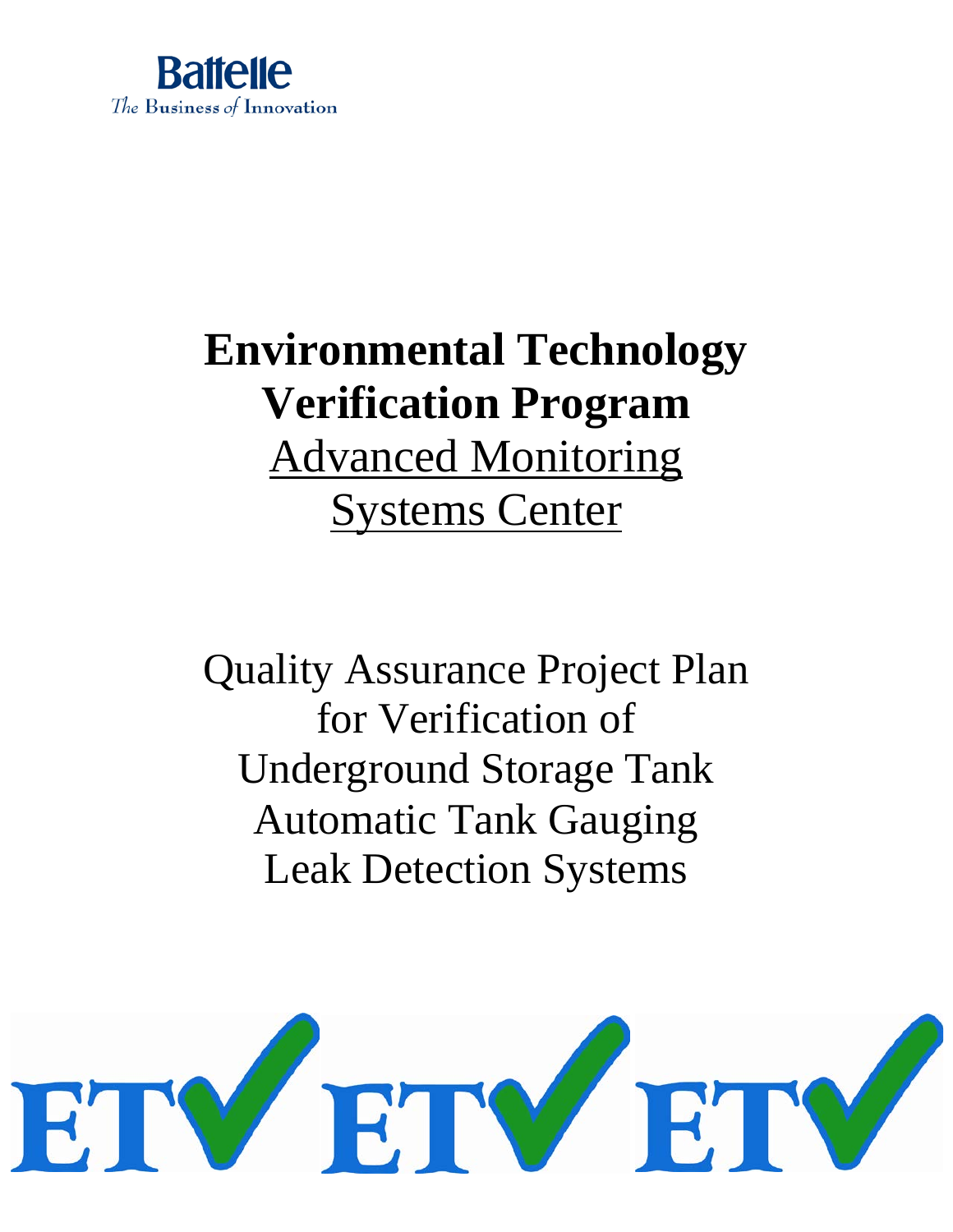Battelle

*The Business of Innovation*

# Environmental Technology Verification Program

## Advanced Monitoring Systems Center

Quality Assurance Project Plan for Verification of Underground Storage Tank Automatic Tank Gauging Leak Detection Systems

ETV ETV ETV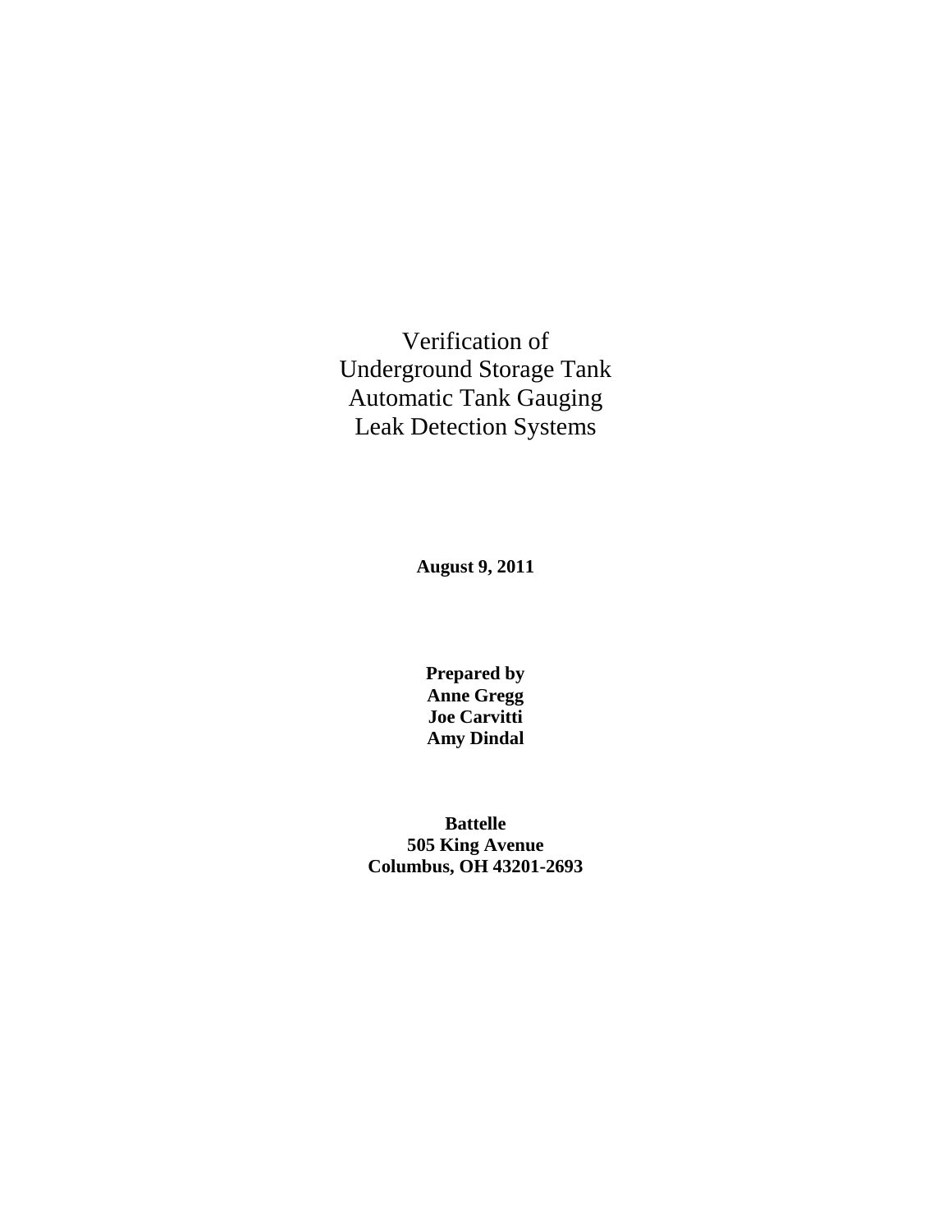# Verification of Underground Storage Tank Automatic Tank Gauging Leak Detection Systems

**August 9, 2011**

**Prepared by**
**Anne Gregg**
**Joe Carvitti**
**Amy Dindal**

**Battelle**
**505 King Avenue**
**Columbus, OH 43201-2693**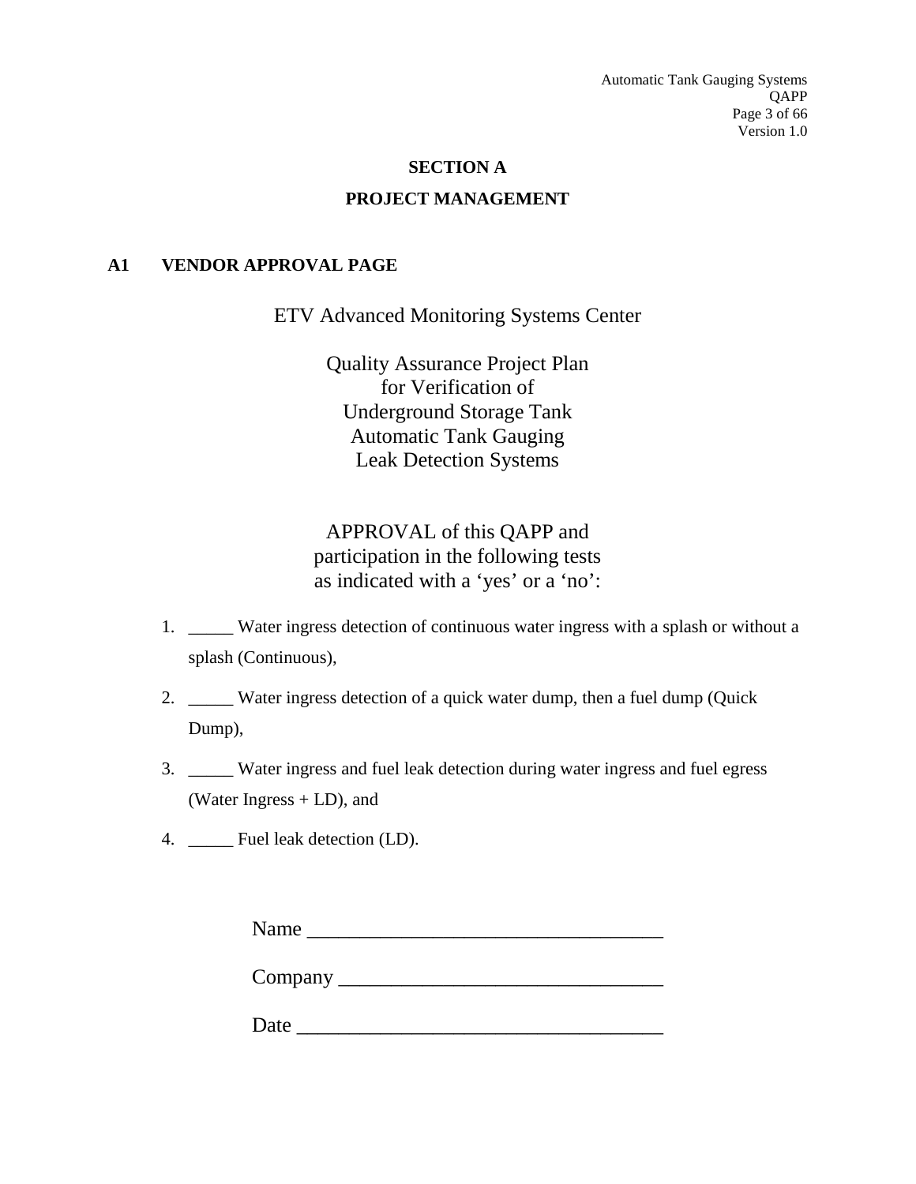# SECTION A

# PROJECT MANAGEMENT

## A1 VENDOR APPROVAL PAGE

ETV Advanced Monitoring Systems Center

Quality Assurance Project Plan
for Verification of
Underground Storage Tank
Automatic Tank Gauging
Leak Detection Systems

APPROVAL of this QAPP and
participation in the following tests
as indicated with a 'yes' or a 'no':

1. _____ Water ingress detection of continuous water ingress with a splash or without a splash (Continuous),
2. _____ Water ingress detection of a quick water dump, then a fuel dump (Quick Dump),
3. _____ Water ingress and fuel leak detection during water ingress and fuel egress (Water Ingress + LD), and
4. _____ Fuel leak detection (LD).

Name ___________________________________

Company ________________________________

Date ____________________________________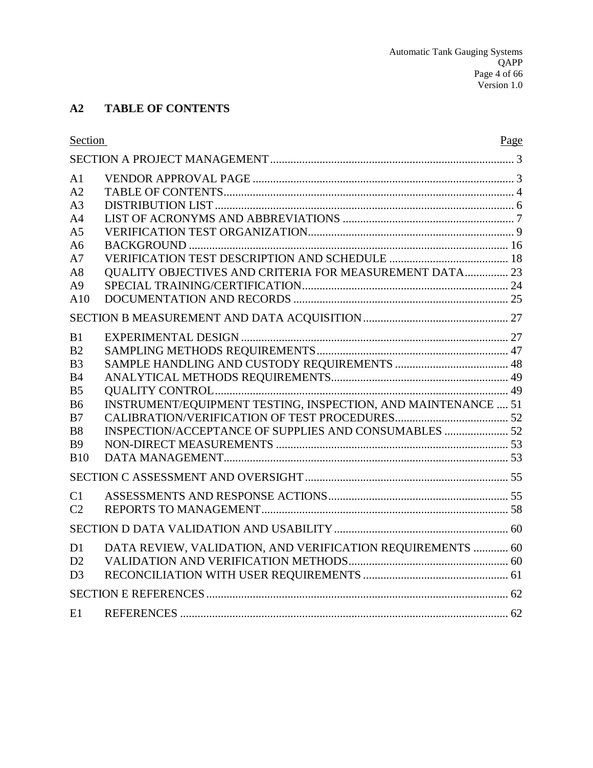## A2 TABLE OF CONTENTS

| Section | | Page |
|---|---|---|
| SECTION A PROJECT MANAGEMENT | | 3 |
| A1 | VENDOR APPROVAL PAGE | 3 |
| A2 | TABLE OF CONTENTS | 4 |
| A3 | DISTRIBUTION LIST | 6 |
| A4 | LIST OF ACRONYMS AND ABBREVIATIONS | 7 |
| A5 | VERIFICATION TEST ORGANIZATION | 9 |
| A6 | BACKGROUND | 16 |
| A7 | VERIFICATION TEST DESCRIPTION AND SCHEDULE | 18 |
| A8 | QUALITY OBJECTIVES AND CRITERIA FOR MEASUREMENT DATA | 23 |
| A9 | SPECIAL TRAINING/CERTIFICATION | 24 |
| A10 | DOCUMENTATION AND RECORDS | 25 |
| SECTION B MEASUREMENT AND DATA ACQUISITION | | 27 |
| B1 | EXPERIMENTAL DESIGN | 27 |
| B2 | SAMPLING METHODS REQUIREMENTS | 47 |
| B3 | SAMPLE HANDLING AND CUSTODY REQUIREMENTS | 48 |
| B4 | ANALYTICAL METHODS REQUIREMENTS | 49 |
| B5 | QUALITY CONTROL | 49 |
| B6 | INSTRUMENT/EQUIPMENT TESTING, INSPECTION, AND MAINTENANCE | 51 |
| B7 | CALIBRATION/VERIFICATION OF TEST PROCEDURES | 52 |
| B8 | INSPECTION/ACCEPTANCE OF SUPPLIES AND CONSUMABLES | 52 |
| B9 | NON-DIRECT MEASUREMENTS | 53 |
| B10 | DATA MANAGEMENT | 53 |
| SECTION C ASSESSMENT AND OVERSIGHT | | 55 |
| C1 | ASSESSMENTS AND RESPONSE ACTIONS | 55 |
| C2 | REPORTS TO MANAGEMENT | 58 |
| SECTION D DATA VALIDATION AND USABILITY | | 60 |
| D1 | DATA REVIEW, VALIDATION, AND VERIFICATION REQUIREMENTS | 60 |
| D2 | VALIDATION AND VERIFICATION METHODS | 60 |
| D3 | RECONCILIATION WITH USER REQUIREMENTS | 61 |
| SECTION E REFERENCES | | 62 |
| E1 | REFERENCES | 62 |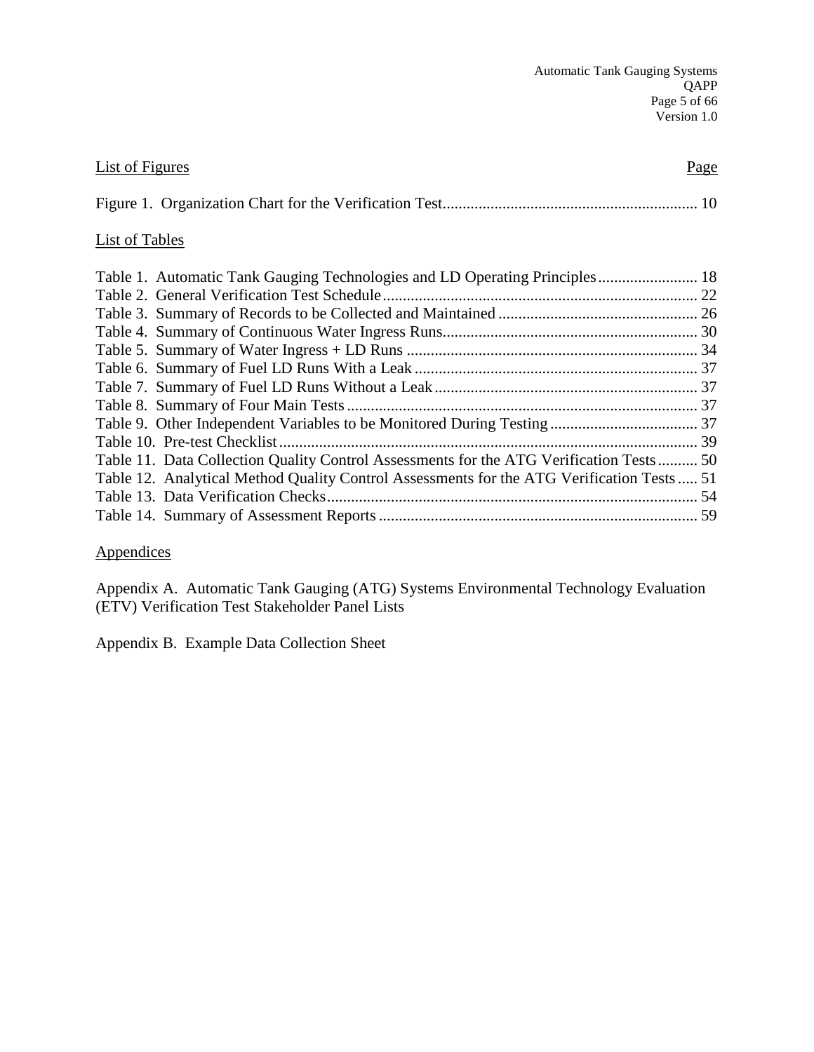List of Figures | Page

Figure 1. Organization Chart for the Verification Test............................................................... 10

List of Tables

Table 1. Automatic Tank Gauging Technologies and LD Operating Principles......................... 18
Table 2. General Verification Test Schedule.............................................................................. 22
Table 3. Summary of Records to be Collected and Maintained.................................................. 26
Table 4. Summary of Continuous Water Ingress Runs................................................................ 30
Table 5. Summary of Water Ingress + LD Runs......................................................................... 34
Table 6. Summary of Fuel LD Runs With a Leak....................................................................... 37
Table 7. Summary of Fuel LD Runs Without a Leak.................................................................. 37
Table 8. Summary of Four Main Tests........................................................................................ 37
Table 9. Other Independent Variables to be Monitored During Testing..................................... 37
Table 10. Pre-test Checklist......................................................................................................... 39
Table 11. Data Collection Quality Control Assessments for the ATG Verification Tests.......... 50
Table 12. Analytical Method Quality Control Assessments for the ATG Verification Tests..... 51
Table 13. Data Verification Checks............................................................................................. 54
Table 14. Summary of Assessment Reports................................................................................ 59

Appendices

Appendix A. Automatic Tank Gauging (ATG) Systems Environmental Technology Evaluation (ETV) Verification Test Stakeholder Panel Lists

Appendix B. Example Data Collection Sheet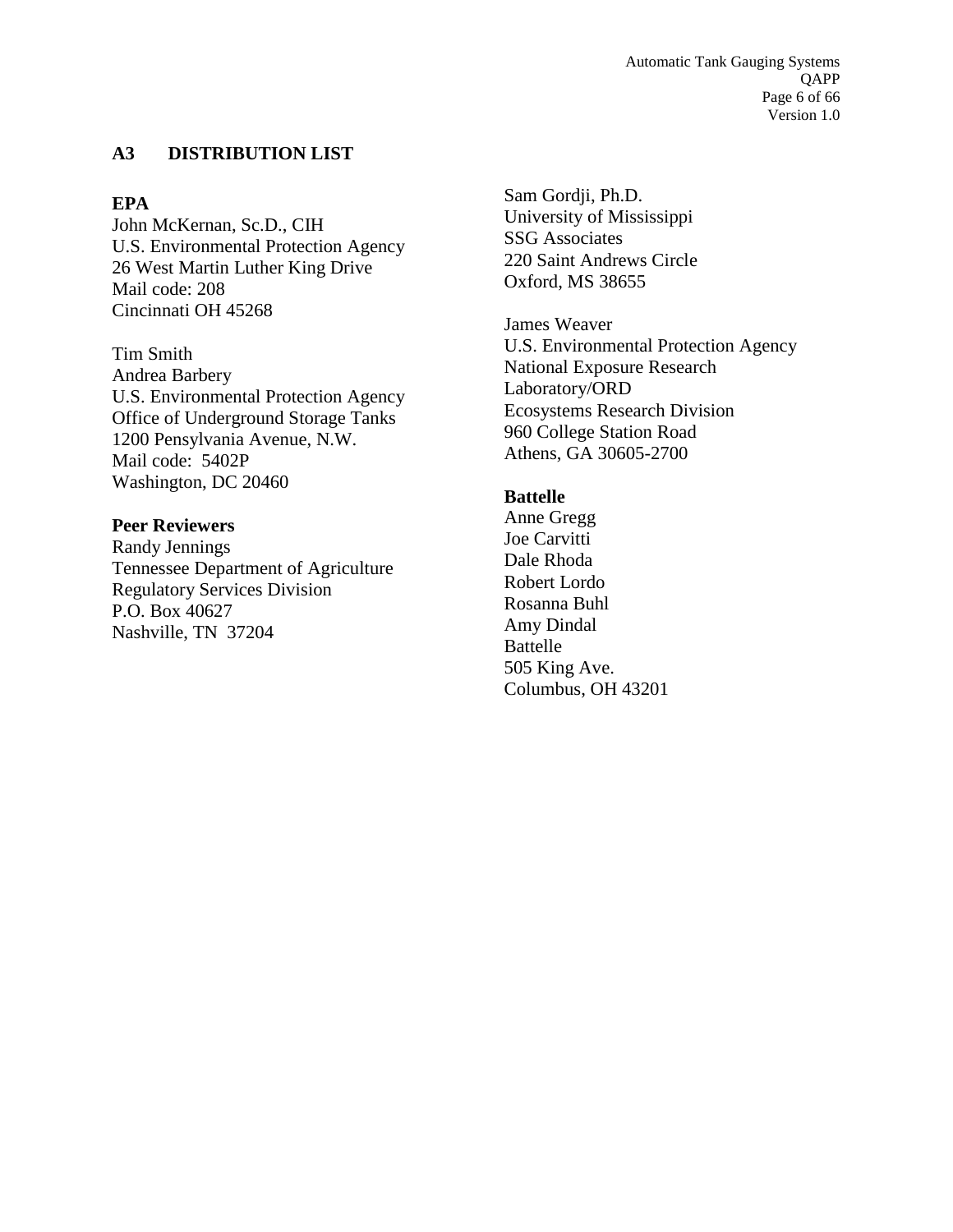## A3 DISTRIBUTION LIST

**EPA**
John McKernan, Sc.D., CIH
U.S. Environmental Protection Agency
26 West Martin Luther King Drive
Mail code: 208
Cincinnati OH 45268

Tim Smith
Andrea Barbery
U.S. Environmental Protection Agency
Office of Underground Storage Tanks
1200 Pensylvania Avenue, N.W.
Mail code: 5402P
Washington, DC 20460

**Peer Reviewers**
Randy Jennings
Tennessee Department of Agriculture
Regulatory Services Division
P.O. Box 40627
Nashville, TN 37204

Sam Gordji, Ph.D.
University of Mississippi
SSG Associates
220 Saint Andrews Circle
Oxford, MS 38655

James Weaver
U.S. Environmental Protection Agency
National Exposure Research Laboratory/ORD
Ecosystems Research Division
960 College Station Road
Athens, GA 30605-2700

**Battelle**
Anne Gregg
Joe Carvitti
Dale Rhoda
Robert Lordo
Rosanna Buhl
Amy Dindal
Battelle
505 King Ave.
Columbus, OH 43201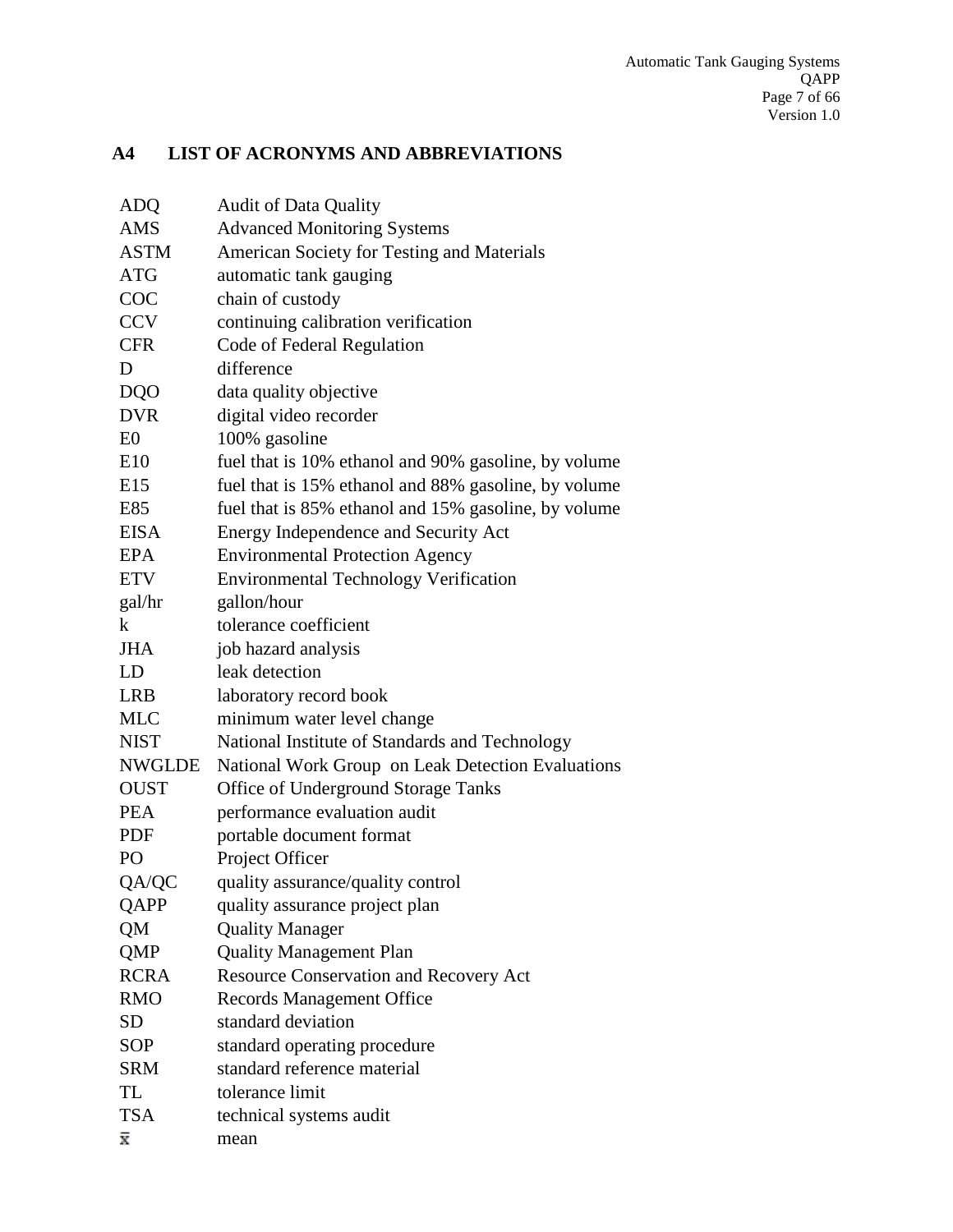## A4 LIST OF ACRONYMS AND ABBREVIATIONS

| | |
|---|---|
| ADQ | Audit of Data Quality |
| AMS | Advanced Monitoring Systems |
| ASTM | American Society for Testing and Materials |
| ATG | automatic tank gauging |
| COC | chain of custody |
| CCV | continuing calibration verification |
| CFR | Code of Federal Regulation |
| D | difference |
| DQO | data quality objective |
| DVR | digital video recorder |
| E0 | 100% gasoline |
| E10 | fuel that is 10% ethanol and 90% gasoline, by volume |
| E15 | fuel that is 15% ethanol and 88% gasoline, by volume |
| E85 | fuel that is 85% ethanol and 15% gasoline, by volume |
| EISA | Energy Independence and Security Act |
| EPA | Environmental Protection Agency |
| ETV | Environmental Technology Verification |
| gal/hr | gallon/hour |
| k | tolerance coefficient |
| JHA | job hazard analysis |
| LD | leak detection |
| LRB | laboratory record book |
| MLC | minimum water level change |
| NIST | National Institute of Standards and Technology |
| NWGLDE | National Work Group on Leak Detection Evaluations |
| OUST | Office of Underground Storage Tanks |
| PEA | performance evaluation audit |
| PDF | portable document format |
| PO | Project Officer |
| QA/QC | quality assurance/quality control |
| QAPP | quality assurance project plan |
| QM | Quality Manager |
| QMP | Quality Management Plan |
| RCRA | Resource Conservation and Recovery Act |
| RMO | Records Management Office |
| SD | standard deviation |
| SOP | standard operating procedure |
| SRM | standard reference material |
| TL | tolerance limit |
| TSA | technical systems audit |
| $\bar{x}$ | mean |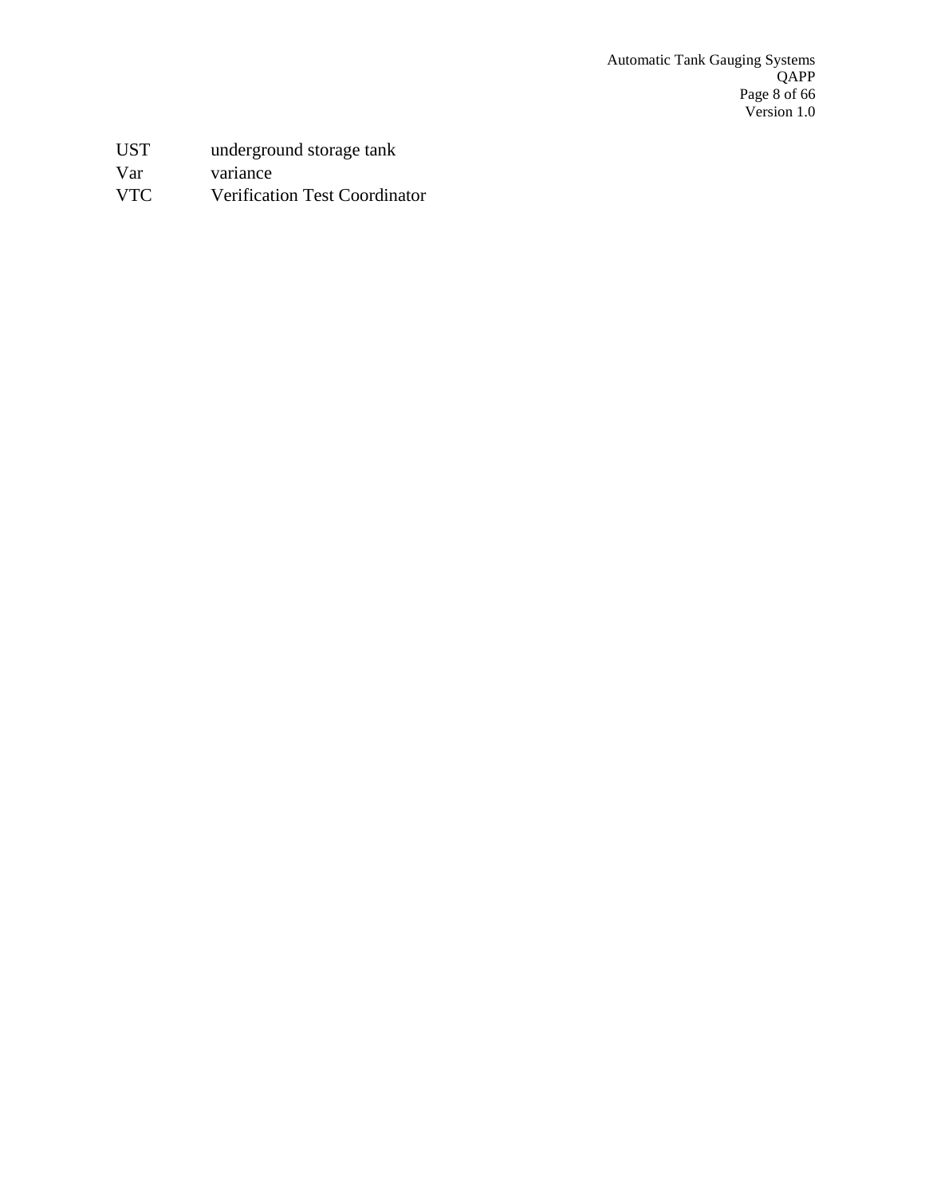| | |
|---|---|
| UST | underground storage tank |
| Var | variance |
| VTC | Verification Test Coordinator |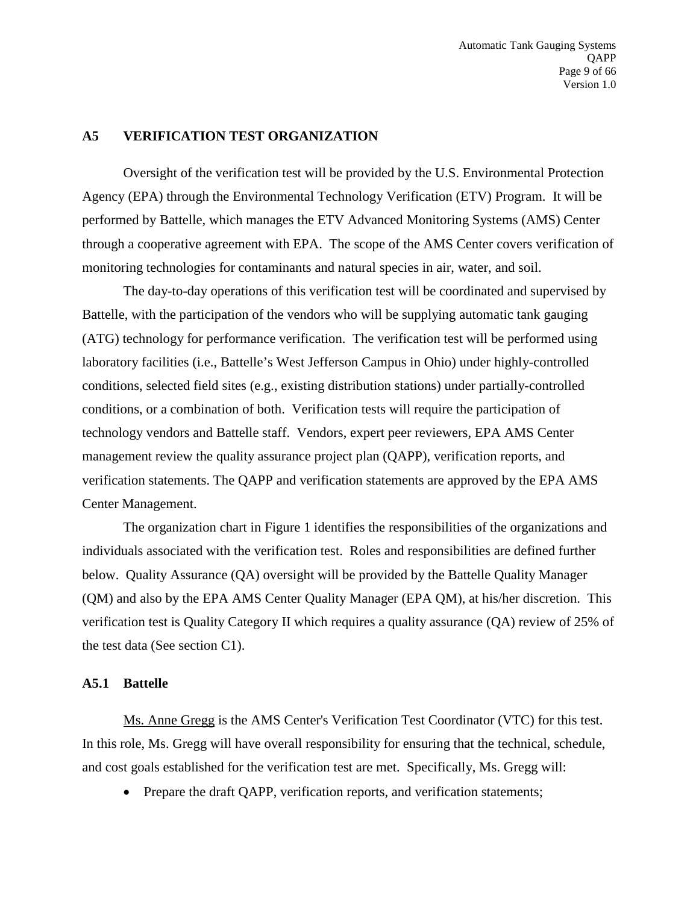## A5 VERIFICATION TEST ORGANIZATION

Oversight of the verification test will be provided by the U.S. Environmental Protection Agency (EPA) through the Environmental Technology Verification (ETV) Program. It will be performed by Battelle, which manages the ETV Advanced Monitoring Systems (AMS) Center through a cooperative agreement with EPA. The scope of the AMS Center covers verification of monitoring technologies for contaminants and natural species in air, water, and soil.

The day-to-day operations of this verification test will be coordinated and supervised by Battelle, with the participation of the vendors who will be supplying automatic tank gauging (ATG) technology for performance verification. The verification test will be performed using laboratory facilities (i.e., Battelle's West Jefferson Campus in Ohio) under highly-controlled conditions, selected field sites (e.g., existing distribution stations) under partially-controlled conditions, or a combination of both. Verification tests will require the participation of technology vendors and Battelle staff. Vendors, expert peer reviewers, EPA AMS Center management review the quality assurance project plan (QAPP), verification reports, and verification statements. The QAPP and verification statements are approved by the EPA AMS Center Management.

The organization chart in Figure 1 identifies the responsibilities of the organizations and individuals associated with the verification test. Roles and responsibilities are defined further below. Quality Assurance (QA) oversight will be provided by the Battelle Quality Manager (QM) and also by the EPA AMS Center Quality Manager (EPA QM), at his/her discretion. This verification test is Quality Category II which requires a quality assurance (QA) review of 25% of the test data (See section C1).

### A5.1 Battelle

Ms. Anne Gregg is the AMS Center's Verification Test Coordinator (VTC) for this test. In this role, Ms. Gregg will have overall responsibility for ensuring that the technical, schedule, and cost goals established for the verification test are met. Specifically, Ms. Gregg will:

- Prepare the draft QAPP, verification reports, and verification statements;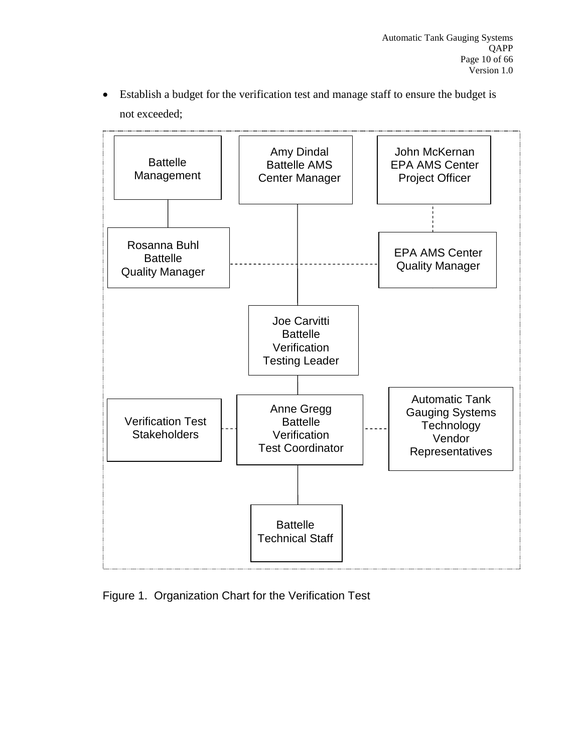- Establish a budget for the verification test and manage staff to ensure the budget is not exceeded;

Battelle Management

Amy Dindal Battelle AMS Center Manager

John McKernan EPA AMS Center Project Officer

Rosanna Buhl Battelle Quality Manager

EPA AMS Center Quality Manager

Joe Carvitti Battelle Verification Testing Leader

Verification Test Stakeholders

Anne Gregg Battelle Verification Test Coordinator

Automatic Tank Gauging Systems Technology Vendor Representatives

Battelle Technical Staff

Figure 1. Organization Chart for the Verification Test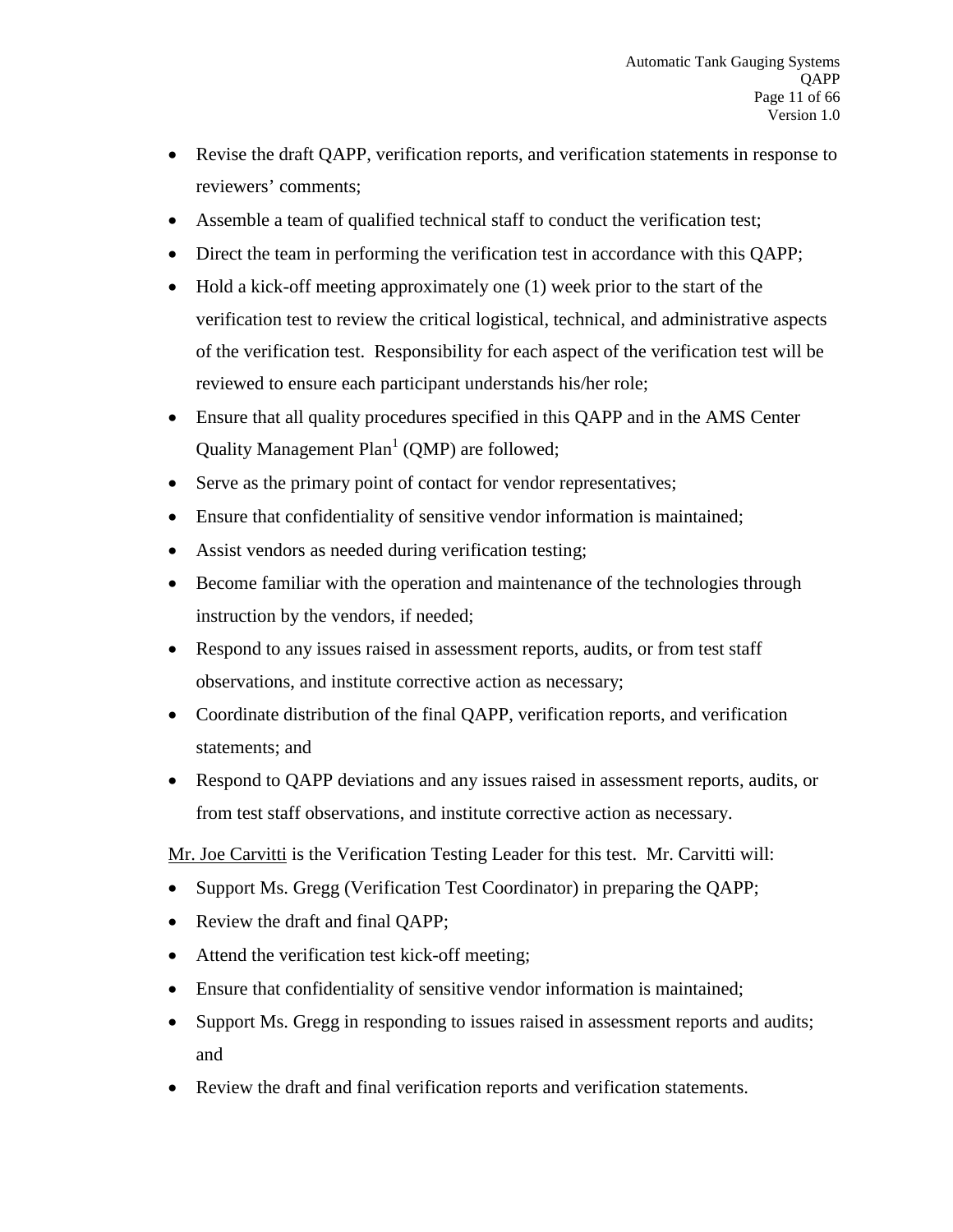- Revise the draft QAPP, verification reports, and verification statements in response to reviewers' comments;
- Assemble a team of qualified technical staff to conduct the verification test;
- Direct the team in performing the verification test in accordance with this QAPP;
- Hold a kick-off meeting approximately one (1) week prior to the start of the verification test to review the critical logistical, technical, and administrative aspects of the verification test. Responsibility for each aspect of the verification test will be reviewed to ensure each participant understands his/her role;
- Ensure that all quality procedures specified in this QAPP and in the AMS Center Quality Management Plan[1] (QMP) are followed;
- Serve as the primary point of contact for vendor representatives;
- Ensure that confidentiality of sensitive vendor information is maintained;
- Assist vendors as needed during verification testing;
- Become familiar with the operation and maintenance of the technologies through instruction by the vendors, if needed;
- Respond to any issues raised in assessment reports, audits, or from test staff observations, and institute corrective action as necessary;
- Coordinate distribution of the final QAPP, verification reports, and verification statements; and
- Respond to QAPP deviations and any issues raised in assessment reports, audits, or from test staff observations, and institute corrective action as necessary.

Mr. Joe Carvitti is the Verification Testing Leader for this test. Mr. Carvitti will:

- Support Ms. Gregg (Verification Test Coordinator) in preparing the QAPP;
- Review the draft and final QAPP;
- Attend the verification test kick-off meeting;
- Ensure that confidentiality of sensitive vendor information is maintained;
- Support Ms. Gregg in responding to issues raised in assessment reports and audits; and
- Review the draft and final verification reports and verification statements.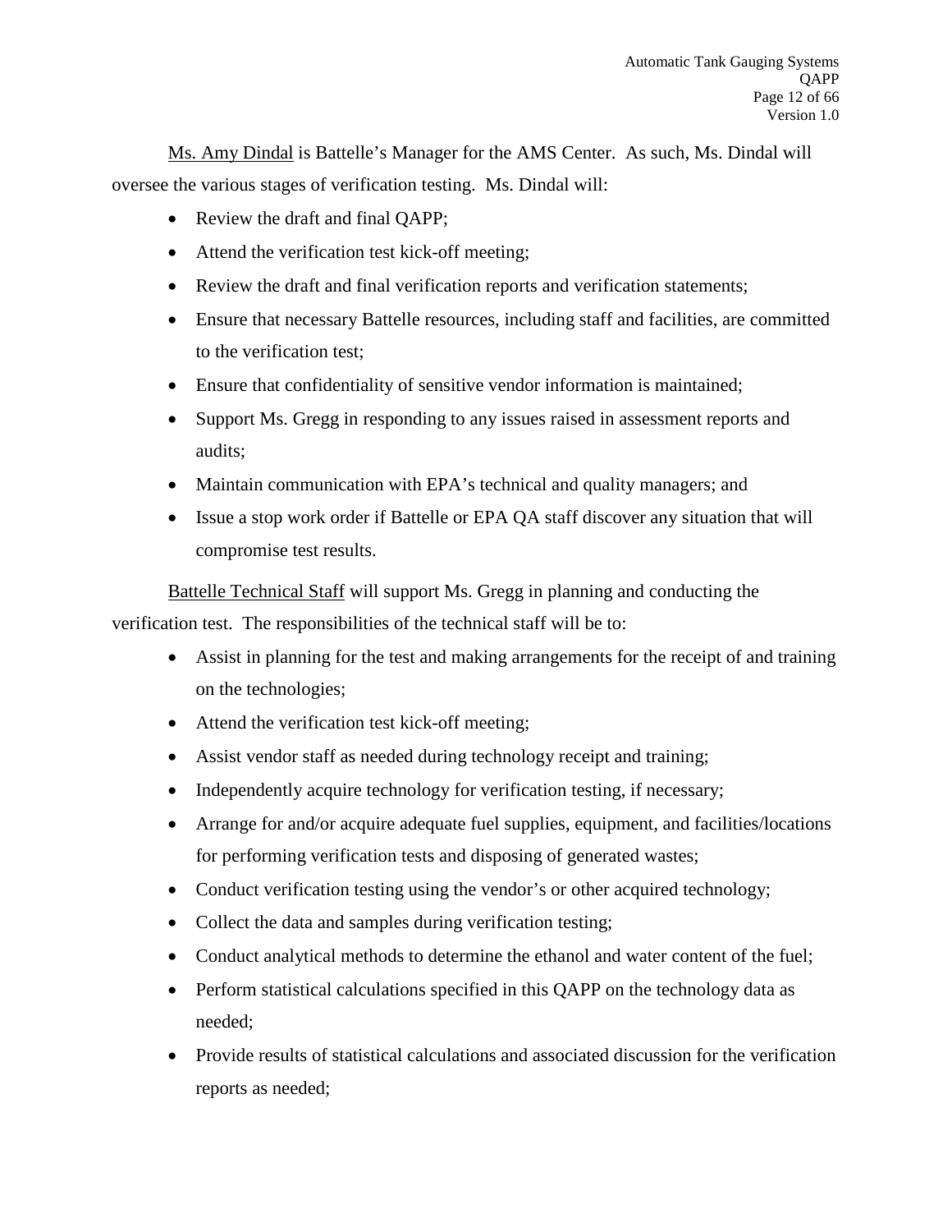Ms. Amy Dindal is Battelle's Manager for the AMS Center. As such, Ms. Dindal will oversee the various stages of verification testing. Ms. Dindal will:

- Review the draft and final QAPP;
- Attend the verification test kick-off meeting;
- Review the draft and final verification reports and verification statements;
- Ensure that necessary Battelle resources, including staff and facilities, are committed to the verification test;
- Ensure that confidentiality of sensitive vendor information is maintained;
- Support Ms. Gregg in responding to any issues raised in assessment reports and audits;
- Maintain communication with EPA's technical and quality managers; and
- Issue a stop work order if Battelle or EPA QA staff discover any situation that will compromise test results.

Battelle Technical Staff will support Ms. Gregg in planning and conducting the verification test. The responsibilities of the technical staff will be to:

- Assist in planning for the test and making arrangements for the receipt of and training on the technologies;
- Attend the verification test kick-off meeting;
- Assist vendor staff as needed during technology receipt and training;
- Independently acquire technology for verification testing, if necessary;
- Arrange for and/or acquire adequate fuel supplies, equipment, and facilities/locations for performing verification tests and disposing of generated wastes;
- Conduct verification testing using the vendor's or other acquired technology;
- Collect the data and samples during verification testing;
- Conduct analytical methods to determine the ethanol and water content of the fuel;
- Perform statistical calculations specified in this QAPP on the technology data as needed;
- Provide results of statistical calculations and associated discussion for the verification reports as needed;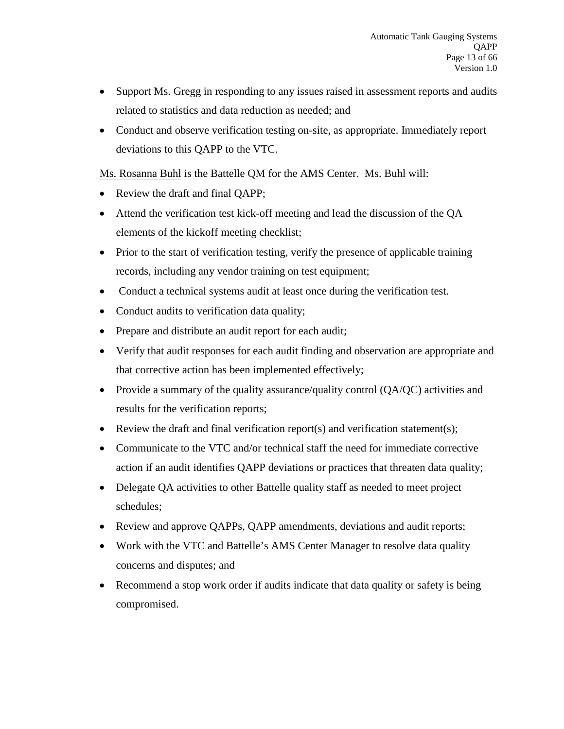- Support Ms. Gregg in responding to any issues raised in assessment reports and audits related to statistics and data reduction as needed; and
- Conduct and observe verification testing on-site, as appropriate. Immediately report deviations to this QAPP to the VTC.

Ms. Rosanna Buhl is the Battelle QM for the AMS Center. Ms. Buhl will:

- Review the draft and final QAPP;
- Attend the verification test kick-off meeting and lead the discussion of the QA elements of the kickoff meeting checklist;
- Prior to the start of verification testing, verify the presence of applicable training records, including any vendor training on test equipment;
- Conduct a technical systems audit at least once during the verification test.
- Conduct audits to verification data quality;
- Prepare and distribute an audit report for each audit;
- Verify that audit responses for each audit finding and observation are appropriate and that corrective action has been implemented effectively;
- Provide a summary of the quality assurance/quality control (QA/QC) activities and results for the verification reports;
- Review the draft and final verification report(s) and verification statement(s);
- Communicate to the VTC and/or technical staff the need for immediate corrective action if an audit identifies QAPP deviations or practices that threaten data quality;
- Delegate QA activities to other Battelle quality staff as needed to meet project schedules;
- Review and approve QAPPs, QAPP amendments, deviations and audit reports;
- Work with the VTC and Battelle's AMS Center Manager to resolve data quality concerns and disputes; and
- Recommend a stop work order if audits indicate that data quality or safety is being compromised.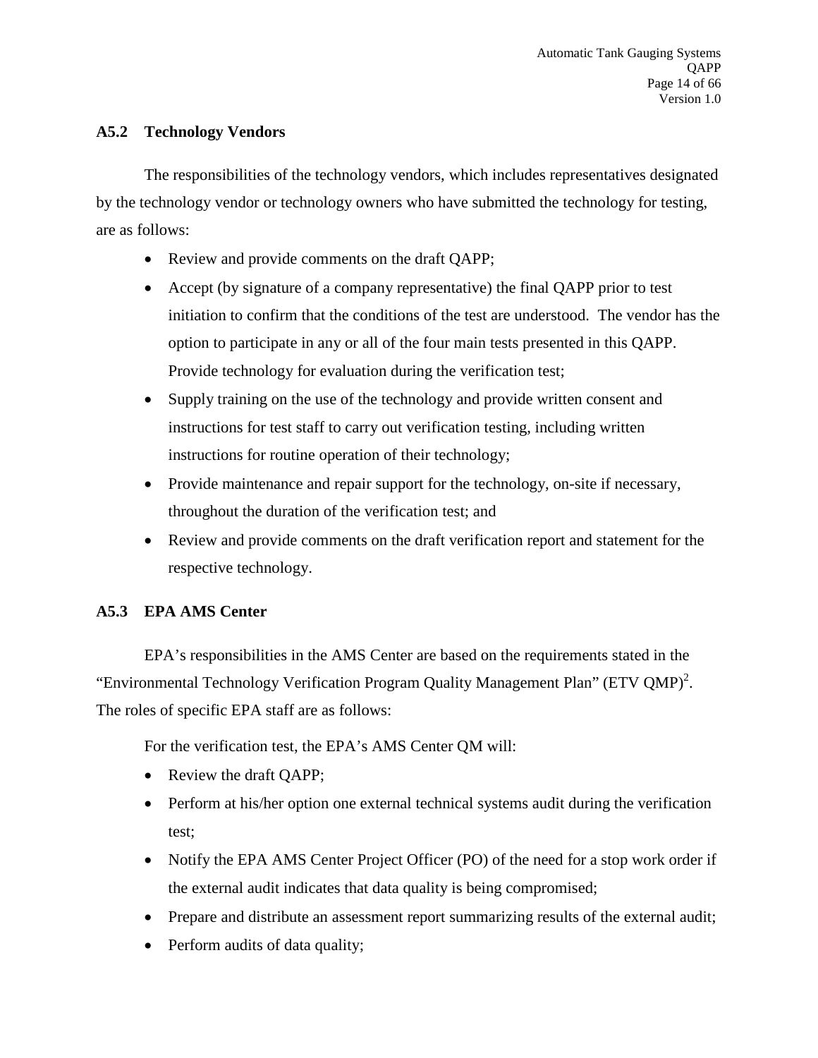### A5.2 Technology Vendors

The responsibilities of the technology vendors, which includes representatives designated by the technology vendor or technology owners who have submitted the technology for testing, are as follows:

- Review and provide comments on the draft QAPP;
- Accept (by signature of a company representative) the final QAPP prior to test initiation to confirm that the conditions of the test are understood. The vendor has the option to participate in any or all of the four main tests presented in this QAPP. Provide technology for evaluation during the verification test;
- Supply training on the use of the technology and provide written consent and instructions for test staff to carry out verification testing, including written instructions for routine operation of their technology;
- Provide maintenance and repair support for the technology, on-site if necessary, throughout the duration of the verification test; and
- Review and provide comments on the draft verification report and statement for the respective technology.

### A5.3 EPA AMS Center

EPA's responsibilities in the AMS Center are based on the requirements stated in the "Environmental Technology Verification Program Quality Management Plan" (ETV QMP)[2]. The roles of specific EPA staff are as follows:

For the verification test, the EPA's AMS Center QM will:

- Review the draft QAPP;
- Perform at his/her option one external technical systems audit during the verification test;
- Notify the EPA AMS Center Project Officer (PO) of the need for a stop work order if the external audit indicates that data quality is being compromised;
- Prepare and distribute an assessment report summarizing results of the external audit;
- Perform audits of data quality;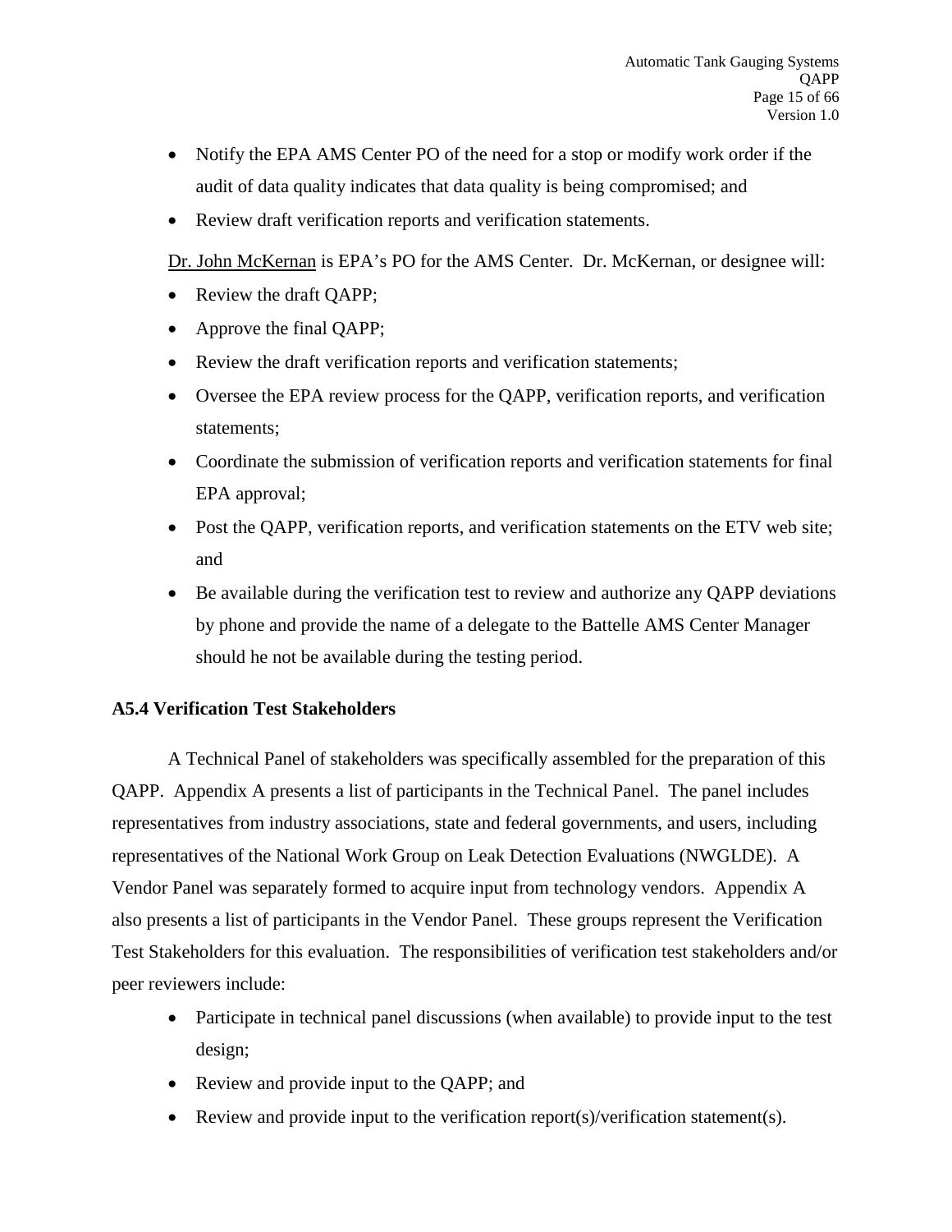- Notify the EPA AMS Center PO of the need for a stop or modify work order if the audit of data quality indicates that data quality is being compromised; and
- Review draft verification reports and verification statements.

Dr. John McKernan is EPA's PO for the AMS Center. Dr. McKernan, or designee will:

- Review the draft QAPP;
- Approve the final QAPP;
- Review the draft verification reports and verification statements;
- Oversee the EPA review process for the QAPP, verification reports, and verification statements;
- Coordinate the submission of verification reports and verification statements for final EPA approval;
- Post the QAPP, verification reports, and verification statements on the ETV web site; and
- Be available during the verification test to review and authorize any QAPP deviations by phone and provide the name of a delegate to the Battelle AMS Center Manager should he not be available during the testing period.

### A5.4 Verification Test Stakeholders

A Technical Panel of stakeholders was specifically assembled for the preparation of this QAPP. Appendix A presents a list of participants in the Technical Panel. The panel includes representatives from industry associations, state and federal governments, and users, including representatives of the National Work Group on Leak Detection Evaluations (NWGLDE). A Vendor Panel was separately formed to acquire input from technology vendors. Appendix A also presents a list of participants in the Vendor Panel. These groups represent the Verification Test Stakeholders for this evaluation. The responsibilities of verification test stakeholders and/or peer reviewers include:

- Participate in technical panel discussions (when available) to provide input to the test design;
- Review and provide input to the QAPP; and
- Review and provide input to the verification report(s)/verification statement(s).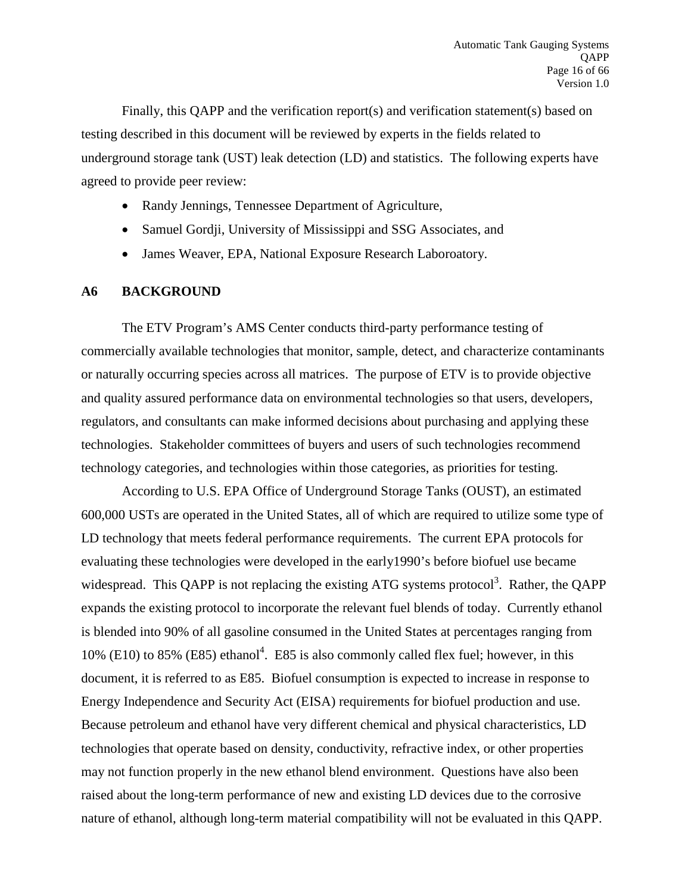Finally, this QAPP and the verification report(s) and verification statement(s) based on testing described in this document will be reviewed by experts in the fields related to underground storage tank (UST) leak detection (LD) and statistics. The following experts have agreed to provide peer review:

- Randy Jennings, Tennessee Department of Agriculture,
- Samuel Gordji, University of Mississippi and SSG Associates, and
- James Weaver, EPA, National Exposure Research Laboroatory.

## A6 BACKGROUND

The ETV Program's AMS Center conducts third-party performance testing of commercially available technologies that monitor, sample, detect, and characterize contaminants or naturally occurring species across all matrices. The purpose of ETV is to provide objective and quality assured performance data on environmental technologies so that users, developers, regulators, and consultants can make informed decisions about purchasing and applying these technologies. Stakeholder committees of buyers and users of such technologies recommend technology categories, and technologies within those categories, as priorities for testing.

According to U.S. EPA Office of Underground Storage Tanks (OUST), an estimated 600,000 USTs are operated in the United States, all of which are required to utilize some type of LD technology that meets federal performance requirements. The current EPA protocols for evaluating these technologies were developed in the early1990's before biofuel use became widespread. This QAPP is not replacing the existing ATG systems protocol[3]. Rather, the QAPP expands the existing protocol to incorporate the relevant fuel blends of today. Currently ethanol is blended into 90% of all gasoline consumed in the United States at percentages ranging from 10% (E10) to 85% (E85) ethanol[4]. E85 is also commonly called flex fuel; however, in this document, it is referred to as E85. Biofuel consumption is expected to increase in response to Energy Independence and Security Act (EISA) requirements for biofuel production and use. Because petroleum and ethanol have very different chemical and physical characteristics, LD technologies that operate based on density, conductivity, refractive index, or other properties may not function properly in the new ethanol blend environment. Questions have also been raised about the long-term performance of new and existing LD devices due to the corrosive nature of ethanol, although long-term material compatibility will not be evaluated in this QAPP.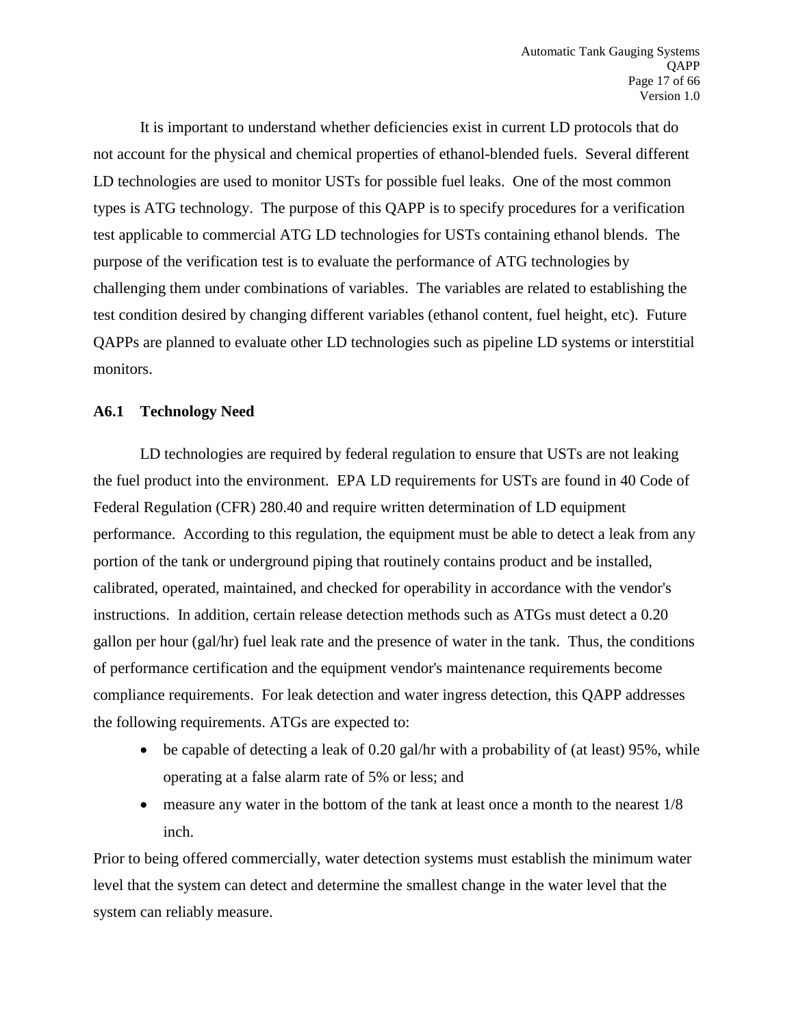It is important to understand whether deficiencies exist in current LD protocols that do not account for the physical and chemical properties of ethanol-blended fuels. Several different LD technologies are used to monitor USTs for possible fuel leaks. One of the most common types is ATG technology. The purpose of this QAPP is to specify procedures for a verification test applicable to commercial ATG LD technologies for USTs containing ethanol blends. The purpose of the verification test is to evaluate the performance of ATG technologies by challenging them under combinations of variables. The variables are related to establishing the test condition desired by changing different variables (ethanol content, fuel height, etc). Future QAPPs are planned to evaluate other LD technologies such as pipeline LD systems or interstitial monitors.

### A6.1 Technology Need

LD technologies are required by federal regulation to ensure that USTs are not leaking the fuel product into the environment. EPA LD requirements for USTs are found in 40 Code of Federal Regulation (CFR) 280.40 and require written determination of LD equipment performance. According to this regulation, the equipment must be able to detect a leak from any portion of the tank or underground piping that routinely contains product and be installed, calibrated, operated, maintained, and checked for operability in accordance with the vendor's instructions. In addition, certain release detection methods such as ATGs must detect a 0.20 gallon per hour (gal/hr) fuel leak rate and the presence of water in the tank. Thus, the conditions of performance certification and the equipment vendor's maintenance requirements become compliance requirements. For leak detection and water ingress detection, this QAPP addresses the following requirements. ATGs are expected to:

- be capable of detecting a leak of 0.20 gal/hr with a probability of (at least) 95%, while operating at a false alarm rate of 5% or less; and
- measure any water in the bottom of the tank at least once a month to the nearest 1/8 inch.

Prior to being offered commercially, water detection systems must establish the minimum water level that the system can detect and determine the smallest change in the water level that the system can reliably measure.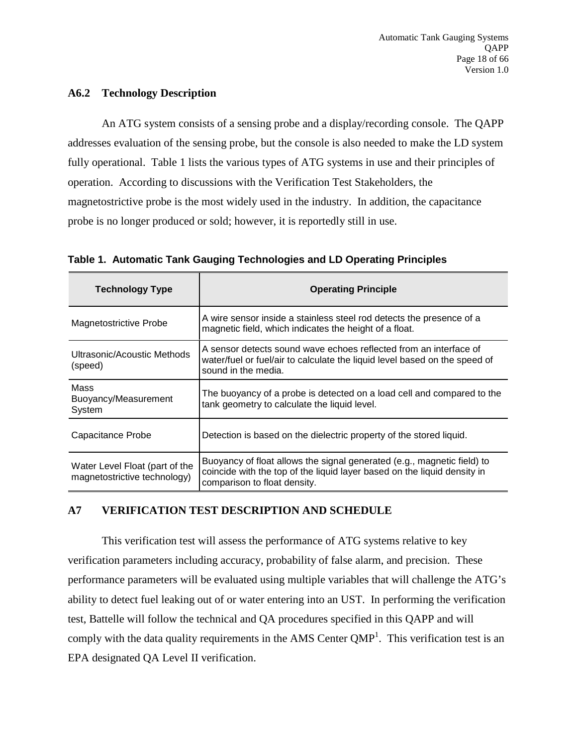### A6.2 Technology Description

An ATG system consists of a sensing probe and a display/recording console. The QAPP addresses evaluation of the sensing probe, but the console is also needed to make the LD system fully operational. Table 1 lists the various types of ATG systems in use and their principles of operation. According to discussions with the Verification Test Stakeholders, the magnetostrictive probe is the most widely used in the industry. In addition, the capacitance probe is no longer produced or sold; however, it is reportedly still in use.

**Table 1. Automatic Tank Gauging Technologies and LD Operating Principles**

| Technology Type | Operating Principle |
|---|---|
| Magnetostrictive Probe | A wire sensor inside a stainless steel rod detects the presence of a magnetic field, which indicates the height of a float. |
| Ultrasonic/Acoustic Methods (speed) | A sensor detects sound wave echoes reflected from an interface of water/fuel or fuel/air to calculate the liquid level based on the speed of sound in the media. |
| Mass Buoyancy/Measurement System | The buoyancy of a probe is detected on a load cell and compared to the tank geometry to calculate the liquid level. |
| Capacitance Probe | Detection is based on the dielectric property of the stored liquid. |
| Water Level Float (part of the magnetostrictive technology) | Buoyancy of float allows the signal generated (e.g., magnetic field) to coincide with the top of the liquid layer based on the liquid density in comparison to float density. |

## A7 VERIFICATION TEST DESCRIPTION AND SCHEDULE

This verification test will assess the performance of ATG systems relative to key verification parameters including accuracy, probability of false alarm, and precision. These performance parameters will be evaluated using multiple variables that will challenge the ATG's ability to detect fuel leaking out of or water entering into an UST. In performing the verification test, Battelle will follow the technical and QA procedures specified in this QAPP and will comply with the data quality requirements in the AMS Center QMP[1]. This verification test is an EPA designated QA Level II verification.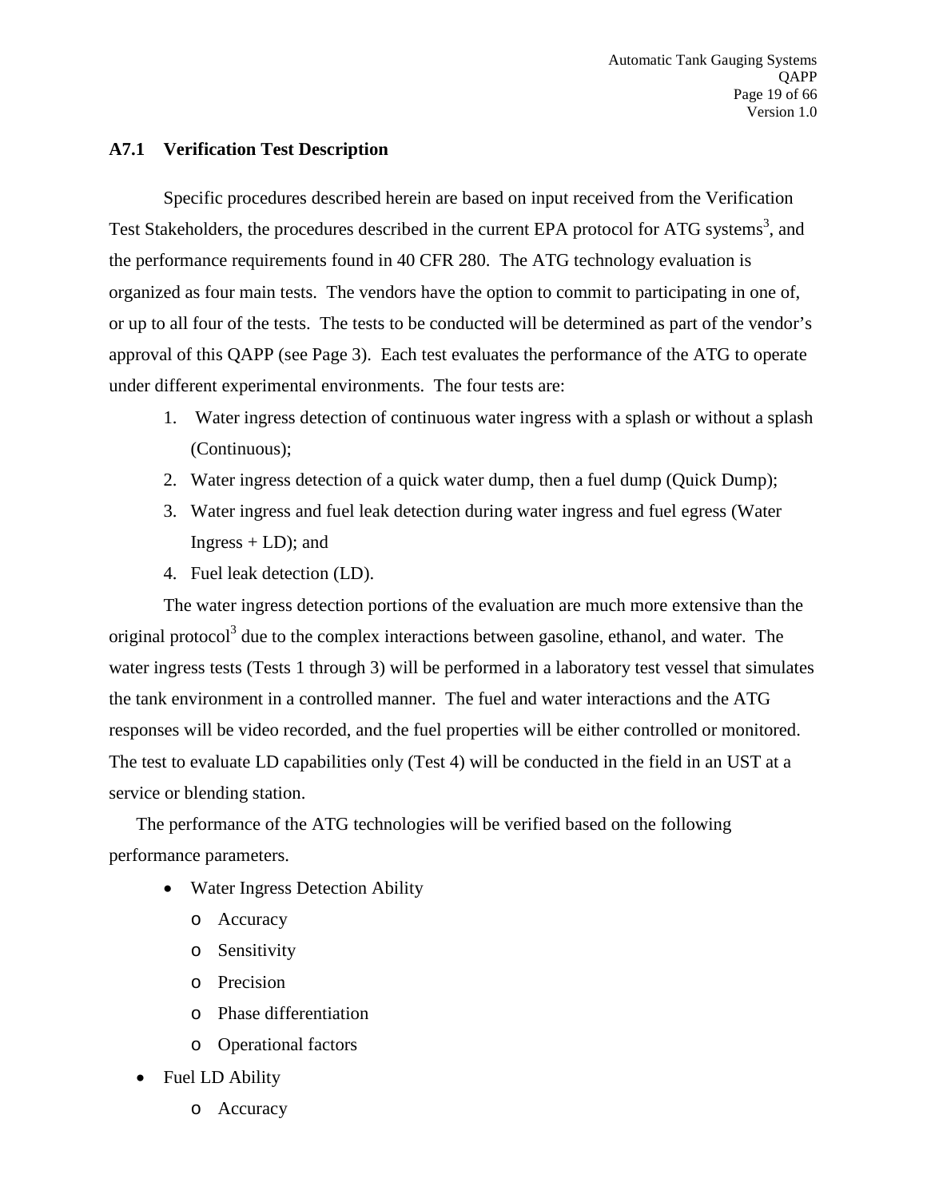### A7.1 Verification Test Description

Specific procedures described herein are based on input received from the Verification Test Stakeholders, the procedures described in the current EPA protocol for ATG systems[3], and the performance requirements found in 40 CFR 280. The ATG technology evaluation is organized as four main tests. The vendors have the option to commit to participating in one of, or up to all four of the tests. The tests to be conducted will be determined as part of the vendor's approval of this QAPP (see Page 3). Each test evaluates the performance of the ATG to operate under different experimental environments. The four tests are:

1. Water ingress detection of continuous water ingress with a splash or without a splash (Continuous);
2. Water ingress detection of a quick water dump, then a fuel dump (Quick Dump);
3. Water ingress and fuel leak detection during water ingress and fuel egress (Water Ingress + LD); and
4. Fuel leak detection (LD).

The water ingress detection portions of the evaluation are much more extensive than the original protocol[3] due to the complex interactions between gasoline, ethanol, and water. The water ingress tests (Tests 1 through 3) will be performed in a laboratory test vessel that simulates the tank environment in a controlled manner. The fuel and water interactions and the ATG responses will be video recorded, and the fuel properties will be either controlled or monitored. The test to evaluate LD capabilities only (Test 4) will be conducted in the field in an UST at a service or blending station.

The performance of the ATG technologies will be verified based on the following performance parameters.

- Water Ingress Detection Ability
  - Accuracy
  - Sensitivity
  - Precision
  - Phase differentiation
  - Operational factors
- Fuel LD Ability
  - Accuracy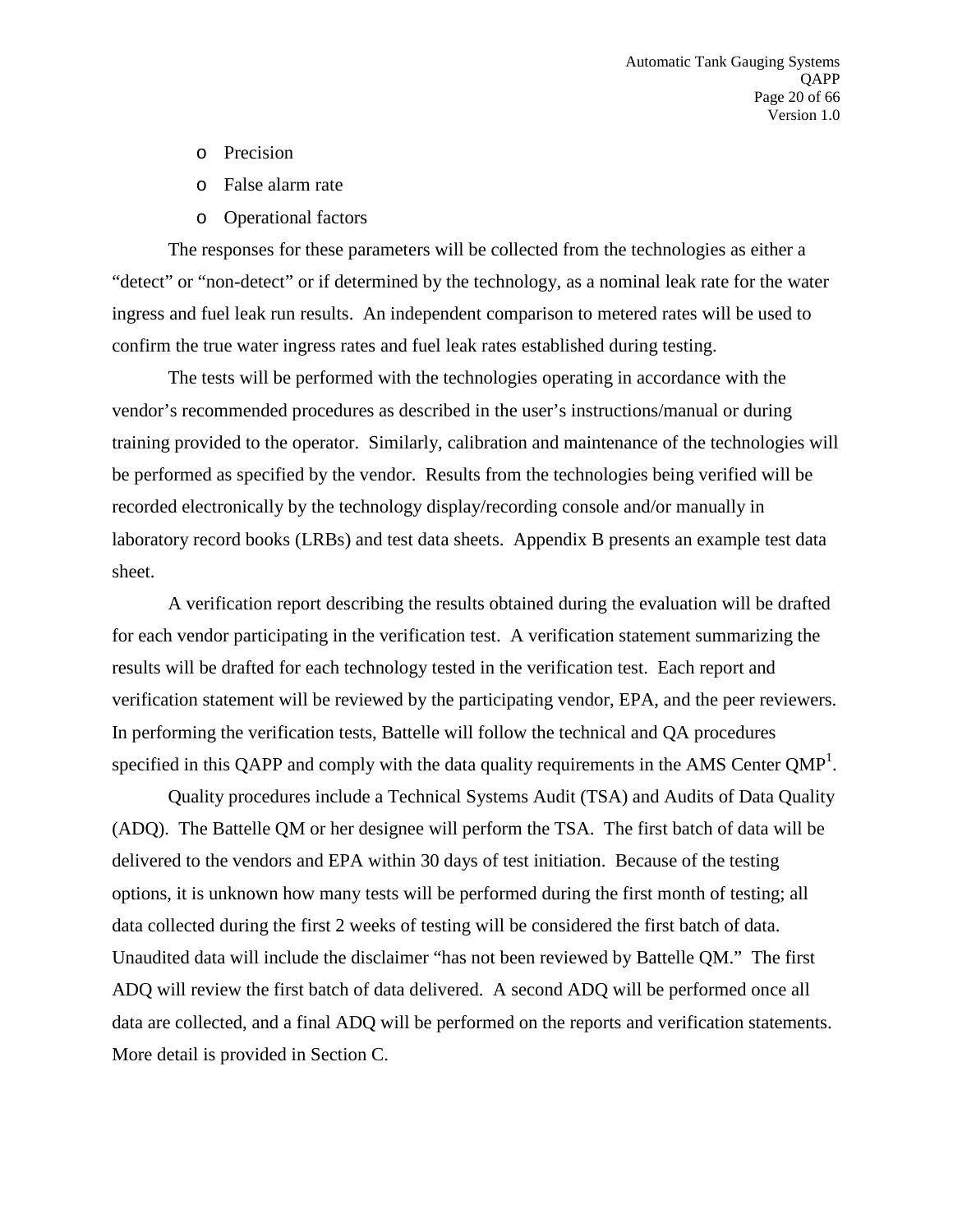- Precision
- False alarm rate
- Operational factors

The responses for these parameters will be collected from the technologies as either a "detect" or "non-detect" or if determined by the technology, as a nominal leak rate for the water ingress and fuel leak run results. An independent comparison to metered rates will be used to confirm the true water ingress rates and fuel leak rates established during testing.

The tests will be performed with the technologies operating in accordance with the vendor's recommended procedures as described in the user's instructions/manual or during training provided to the operator. Similarly, calibration and maintenance of the technologies will be performed as specified by the vendor. Results from the technologies being verified will be recorded electronically by the technology display/recording console and/or manually in laboratory record books (LRBs) and test data sheets. Appendix B presents an example test data sheet.

A verification report describing the results obtained during the evaluation will be drafted for each vendor participating in the verification test. A verification statement summarizing the results will be drafted for each technology tested in the verification test. Each report and verification statement will be reviewed by the participating vendor, EPA, and the peer reviewers. In performing the verification tests, Battelle will follow the technical and QA procedures specified in this QAPP and comply with the data quality requirements in the AMS Center QMP[1].

Quality procedures include a Technical Systems Audit (TSA) and Audits of Data Quality (ADQ). The Battelle QM or her designee will perform the TSA. The first batch of data will be delivered to the vendors and EPA within 30 days of test initiation. Because of the testing options, it is unknown how many tests will be performed during the first month of testing; all data collected during the first 2 weeks of testing will be considered the first batch of data. Unaudited data will include the disclaimer "has not been reviewed by Battelle QM." The first ADQ will review the first batch of data delivered. A second ADQ will be performed once all data are collected, and a final ADQ will be performed on the reports and verification statements. More detail is provided in Section C.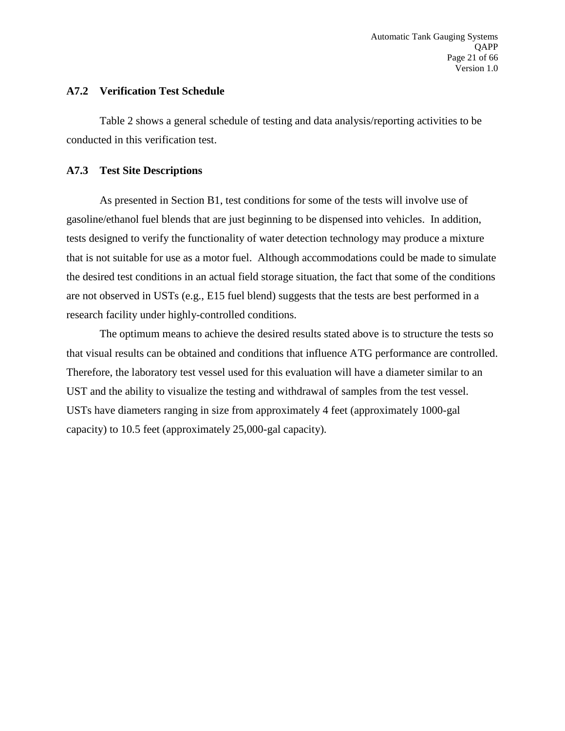### A7.2 Verification Test Schedule

Table 2 shows a general schedule of testing and data analysis/reporting activities to be conducted in this verification test.

### A7.3 Test Site Descriptions

As presented in Section B1, test conditions for some of the tests will involve use of gasoline/ethanol fuel blends that are just beginning to be dispensed into vehicles. In addition, tests designed to verify the functionality of water detection technology may produce a mixture that is not suitable for use as a motor fuel. Although accommodations could be made to simulate the desired test conditions in an actual field storage situation, the fact that some of the conditions are not observed in USTs (e.g., E15 fuel blend) suggests that the tests are best performed in a research facility under highly-controlled conditions.

The optimum means to achieve the desired results stated above is to structure the tests so that visual results can be obtained and conditions that influence ATG performance are controlled. Therefore, the laboratory test vessel used for this evaluation will have a diameter similar to an UST and the ability to visualize the testing and withdrawal of samples from the test vessel. USTs have diameters ranging in size from approximately 4 feet (approximately 1000-gal capacity) to 10.5 feet (approximately 25,000-gal capacity).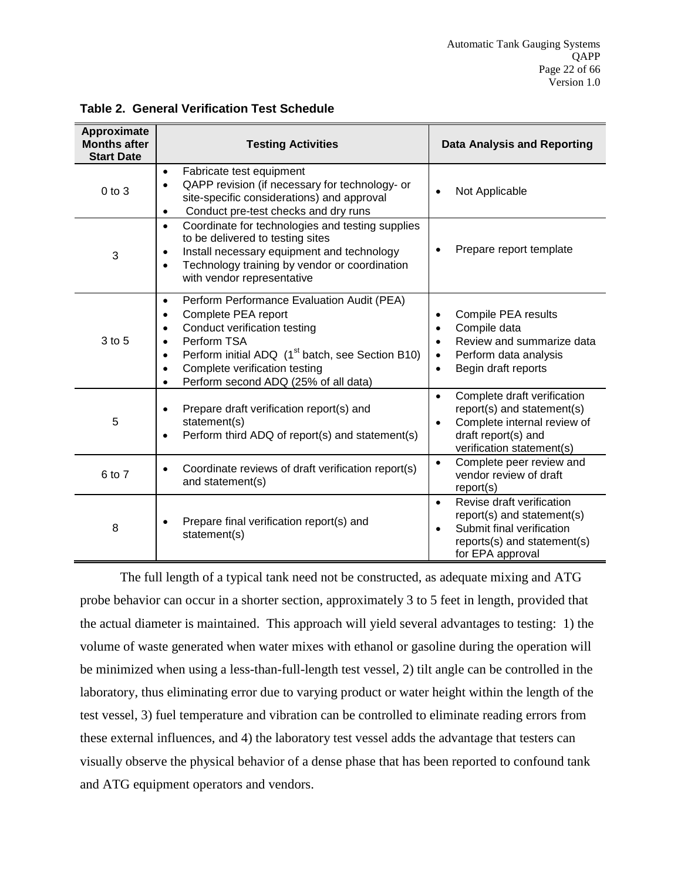**Table 2. General Verification Test Schedule**

| Approximate Months after Start Date | Testing Activities | Data Analysis and Reporting |
|---|---|---|
| 0 to 3 | • Fabricate test equipment<br>• QAPP revision (if necessary for technology- or site-specific considerations) and approval<br>• Conduct pre-test checks and dry runs | • Not Applicable |
| 3 | • Coordinate for technologies and testing supplies to be delivered to testing sites<br>• Install necessary equipment and technology<br>• Technology training by vendor or coordination with vendor representative | • Prepare report template |
| 3 to 5 | • Perform Performance Evaluation Audit (PEA)<br>• Complete PEA report<br>• Conduct verification testing<br>• Perform TSA<br>• Perform initial ADQ (1st batch, see Section B10)<br>• Complete verification testing<br>• Perform second ADQ (25% of all data) | • Compile PEA results<br>• Compile data<br>• Review and summarize data<br>• Perform data analysis<br>• Begin draft reports |
| 5 | • Prepare draft verification report(s) and statement(s)<br>• Perform third ADQ of report(s) and statement(s) | • Complete draft verification report(s) and statement(s)<br>• Complete internal review of draft report(s) and verification statement(s) |
| 6 to 7 | • Coordinate reviews of draft verification report(s) and statement(s) | • Complete peer review and vendor review of draft report(s) |
| 8 | • Prepare final verification report(s) and statement(s) | • Revise draft verification report(s) and statement(s)<br>• Submit final verification reports(s) and statement(s) for EPA approval |

The full length of a typical tank need not be constructed, as adequate mixing and ATG probe behavior can occur in a shorter section, approximately 3 to 5 feet in length, provided that the actual diameter is maintained. This approach will yield several advantages to testing: 1) the volume of waste generated when water mixes with ethanol or gasoline during the operation will be minimized when using a less-than-full-length test vessel, 2) tilt angle can be controlled in the laboratory, thus eliminating error due to varying product or water height within the length of the test vessel, 3) fuel temperature and vibration can be controlled to eliminate reading errors from these external influences, and 4) the laboratory test vessel adds the advantage that testers can visually observe the physical behavior of a dense phase that has been reported to confound tank and ATG equipment operators and vendors.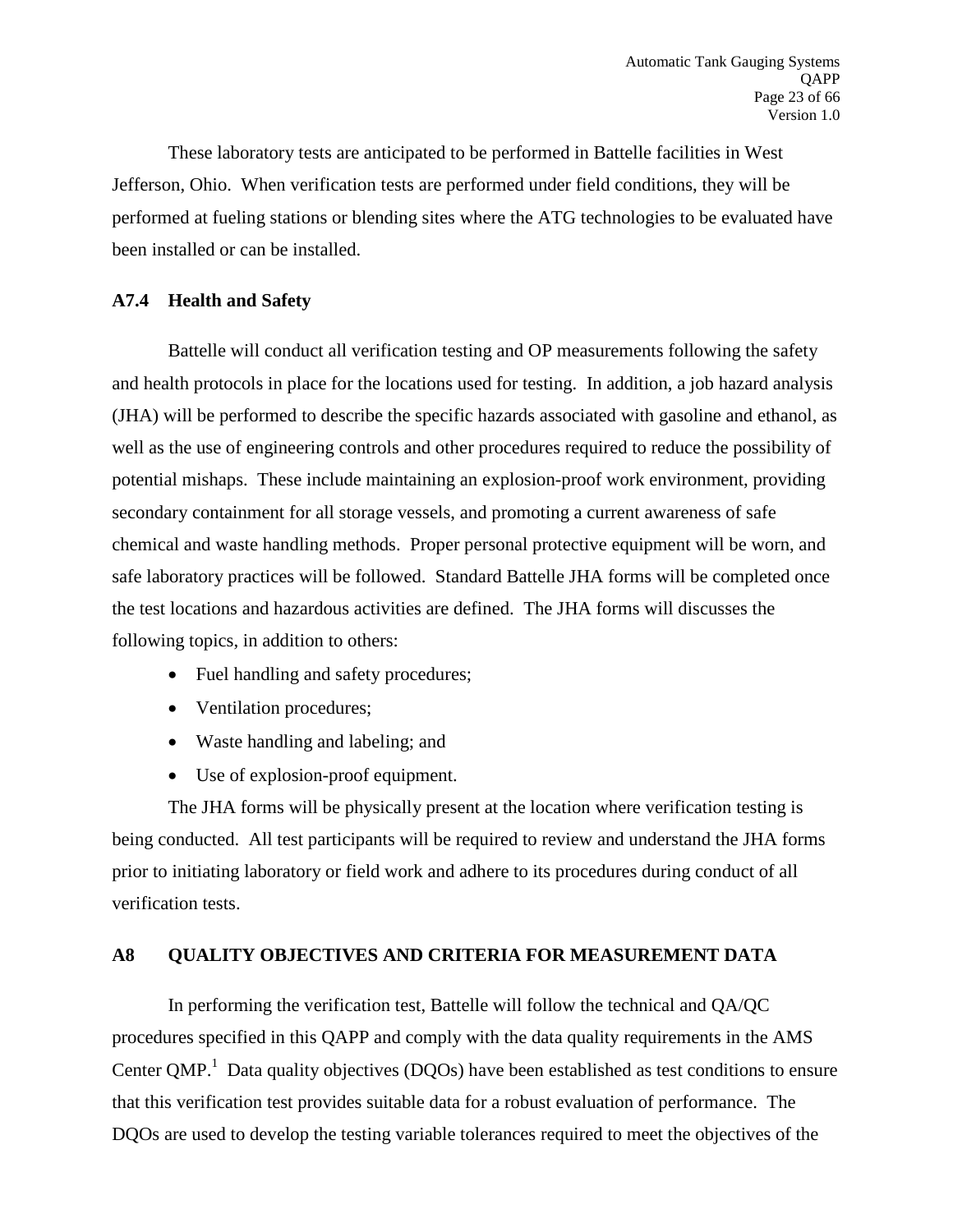These laboratory tests are anticipated to be performed in Battelle facilities in West Jefferson, Ohio. When verification tests are performed under field conditions, they will be performed at fueling stations or blending sites where the ATG technologies to be evaluated have been installed or can be installed.

### A7.4 Health and Safety

Battelle will conduct all verification testing and OP measurements following the safety and health protocols in place for the locations used for testing. In addition, a job hazard analysis (JHA) will be performed to describe the specific hazards associated with gasoline and ethanol, as well as the use of engineering controls and other procedures required to reduce the possibility of potential mishaps. These include maintaining an explosion-proof work environment, providing secondary containment for all storage vessels, and promoting a current awareness of safe chemical and waste handling methods. Proper personal protective equipment will be worn, and safe laboratory practices will be followed. Standard Battelle JHA forms will be completed once the test locations and hazardous activities are defined. The JHA forms will discusses the following topics, in addition to others:

- Fuel handling and safety procedures;
- Ventilation procedures;
- Waste handling and labeling; and
- Use of explosion-proof equipment.

The JHA forms will be physically present at the location where verification testing is being conducted. All test participants will be required to review and understand the JHA forms prior to initiating laboratory or field work and adhere to its procedures during conduct of all verification tests.

## A8 QUALITY OBJECTIVES AND CRITERIA FOR MEASUREMENT DATA

In performing the verification test, Battelle will follow the technical and QA/QC procedures specified in this QAPP and comply with the data quality requirements in the AMS Center QMP.[1] Data quality objectives (DQOs) have been established as test conditions to ensure that this verification test provides suitable data for a robust evaluation of performance. The DQOs are used to develop the testing variable tolerances required to meet the objectives of the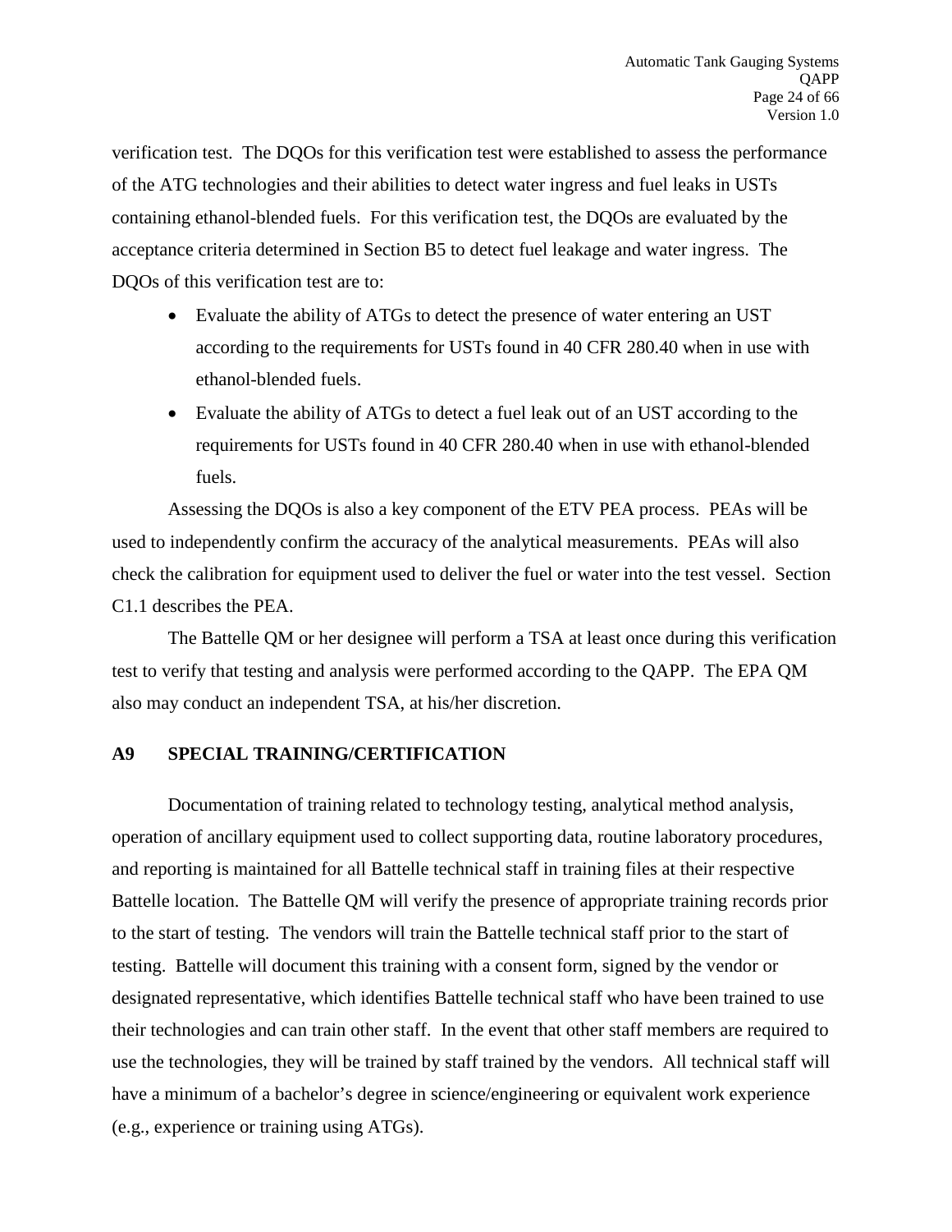verification test. The DQOs for this verification test were established to assess the performance of the ATG technologies and their abilities to detect water ingress and fuel leaks in USTs containing ethanol-blended fuels. For this verification test, the DQOs are evaluated by the acceptance criteria determined in Section B5 to detect fuel leakage and water ingress. The DQOs of this verification test are to:

- Evaluate the ability of ATGs to detect the presence of water entering an UST according to the requirements for USTs found in 40 CFR 280.40 when in use with ethanol-blended fuels.
- Evaluate the ability of ATGs to detect a fuel leak out of an UST according to the requirements for USTs found in 40 CFR 280.40 when in use with ethanol-blended fuels.

Assessing the DQOs is also a key component of the ETV PEA process. PEAs will be used to independently confirm the accuracy of the analytical measurements. PEAs will also check the calibration for equipment used to deliver the fuel or water into the test vessel. Section C1.1 describes the PEA.

The Battelle QM or her designee will perform a TSA at least once during this verification test to verify that testing and analysis were performed according to the QAPP. The EPA QM also may conduct an independent TSA, at his/her discretion.

## A9 SPECIAL TRAINING/CERTIFICATION

Documentation of training related to technology testing, analytical method analysis, operation of ancillary equipment used to collect supporting data, routine laboratory procedures, and reporting is maintained for all Battelle technical staff in training files at their respective Battelle location. The Battelle QM will verify the presence of appropriate training records prior to the start of testing. The vendors will train the Battelle technical staff prior to the start of testing. Battelle will document this training with a consent form, signed by the vendor or designated representative, which identifies Battelle technical staff who have been trained to use their technologies and can train other staff. In the event that other staff members are required to use the technologies, they will be trained by staff trained by the vendors. All technical staff will have a minimum of a bachelor's degree in science/engineering or equivalent work experience (e.g., experience or training using ATGs).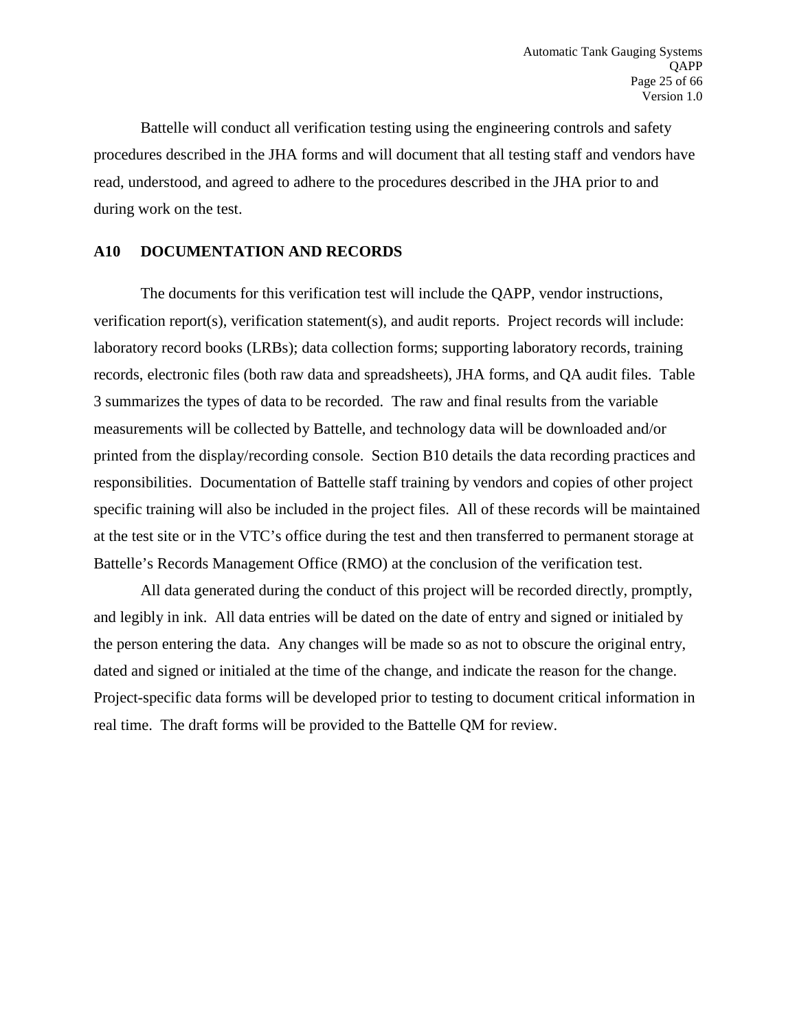Battelle will conduct all verification testing using the engineering controls and safety procedures described in the JHA forms and will document that all testing staff and vendors have read, understood, and agreed to adhere to the procedures described in the JHA prior to and during work on the test.

## A10 DOCUMENTATION AND RECORDS

The documents for this verification test will include the QAPP, vendor instructions, verification report(s), verification statement(s), and audit reports. Project records will include: laboratory record books (LRBs); data collection forms; supporting laboratory records, training records, electronic files (both raw data and spreadsheets), JHA forms, and QA audit files. Table 3 summarizes the types of data to be recorded. The raw and final results from the variable measurements will be collected by Battelle, and technology data will be downloaded and/or printed from the display/recording console. Section B10 details the data recording practices and responsibilities. Documentation of Battelle staff training by vendors and copies of other project specific training will also be included in the project files. All of these records will be maintained at the test site or in the VTC's office during the test and then transferred to permanent storage at Battelle's Records Management Office (RMO) at the conclusion of the verification test.

All data generated during the conduct of this project will be recorded directly, promptly, and legibly in ink. All data entries will be dated on the date of entry and signed or initialed by the person entering the data. Any changes will be made so as not to obscure the original entry, dated and signed or initialed at the time of the change, and indicate the reason for the change. Project-specific data forms will be developed prior to testing to document critical information in real time. The draft forms will be provided to the Battelle QM for review.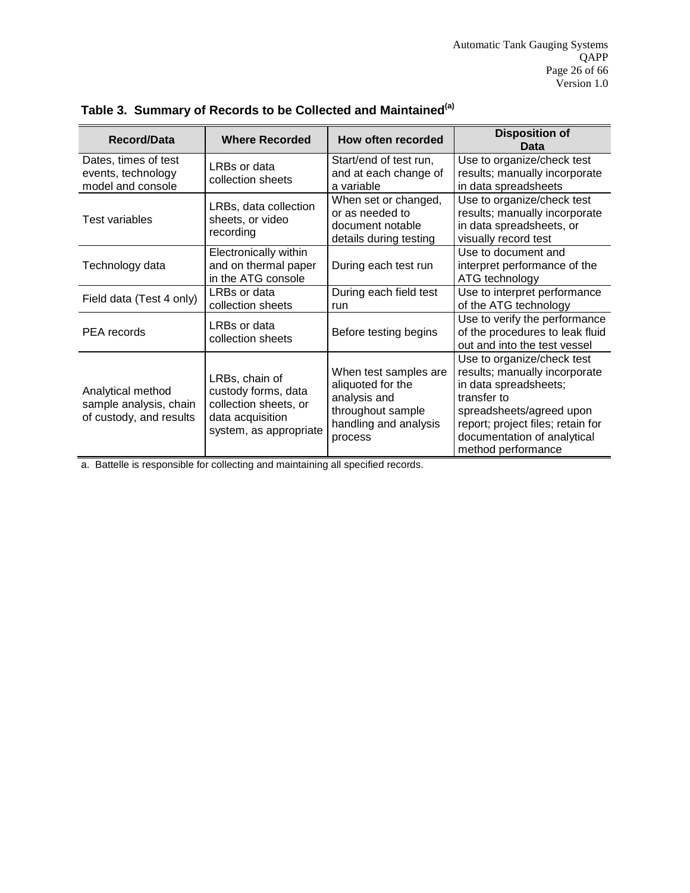**Table 3. Summary of Records to be Collected and Maintained[a]**

| Record/Data | Where Recorded | How often recorded | Disposition of Data |
|---|---|---|---|
| Dates, times of test events, technology model and console | LRBs or data collection sheets | Start/end of test run, and at each change of a variable | Use to organize/check test results; manually incorporate in data spreadsheets |
| Test variables | LRBs, data collection sheets, or video recording | When set or changed, or as needed to document notable details during testing | Use to organize/check test results; manually incorporate in data spreadsheets, or visually record test |
| Technology data | Electronically within and on thermal paper in the ATG console | During each test run | Use to document and interpret performance of the ATG technology |
| Field data (Test 4 only) | LRBs or data collection sheets | During each field test run | Use to interpret performance of the ATG technology |
| PEA records | LRBs or data collection sheets | Before testing begins | Use to verify the performance of the procedures to leak fluid out and into the test vessel |
| Analytical method sample analysis, chain of custody, and results | LRBs, chain of custody forms, data collection sheets, or data acquisition system, as appropriate | When test samples are aliquoted for the analysis and throughout sample handling and analysis process | Use to organize/check test results; manually incorporate in data spreadsheets; transfer to spreadsheets/agreed upon report; project files; retain for documentation of analytical method performance |

a. Battelle is responsible for collecting and maintaining all specified records.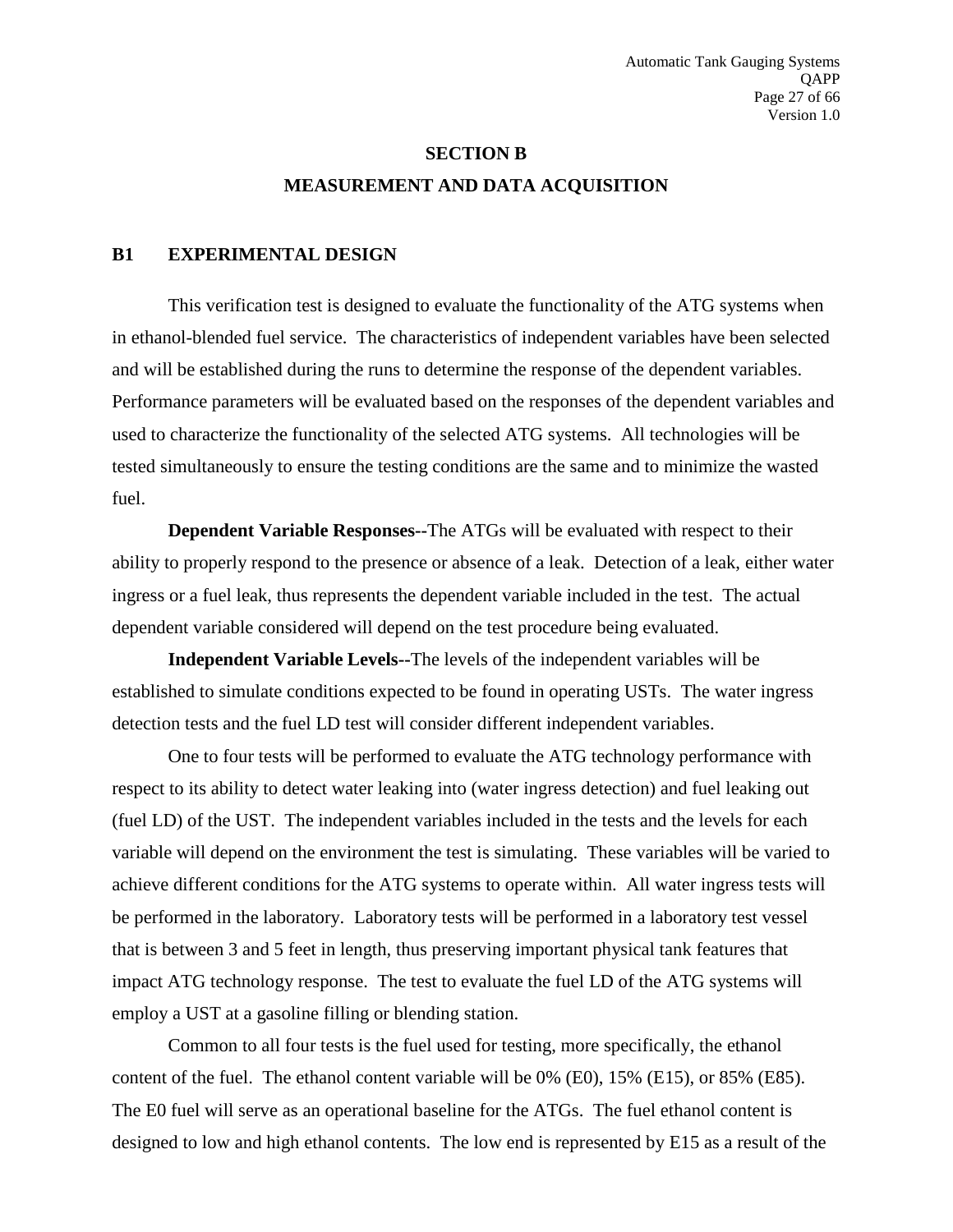# SECTION B

## MEASUREMENT AND DATA ACQUISITION

### B1 EXPERIMENTAL DESIGN

This verification test is designed to evaluate the functionality of the ATG systems when in ethanol-blended fuel service. The characteristics of independent variables have been selected and will be established during the runs to determine the response of the dependent variables. Performance parameters will be evaluated based on the responses of the dependent variables and used to characterize the functionality of the selected ATG systems. All technologies will be tested simultaneously to ensure the testing conditions are the same and to minimize the wasted fuel.

**Dependent Variable Responses--**The ATGs will be evaluated with respect to their ability to properly respond to the presence or absence of a leak. Detection of a leak, either water ingress or a fuel leak, thus represents the dependent variable included in the test. The actual dependent variable considered will depend on the test procedure being evaluated.

**Independent Variable Levels--**The levels of the independent variables will be established to simulate conditions expected to be found in operating USTs. The water ingress detection tests and the fuel LD test will consider different independent variables.

One to four tests will be performed to evaluate the ATG technology performance with respect to its ability to detect water leaking into (water ingress detection) and fuel leaking out (fuel LD) of the UST. The independent variables included in the tests and the levels for each variable will depend on the environment the test is simulating. These variables will be varied to achieve different conditions for the ATG systems to operate within. All water ingress tests will be performed in the laboratory. Laboratory tests will be performed in a laboratory test vessel that is between 3 and 5 feet in length, thus preserving important physical tank features that impact ATG technology response. The test to evaluate the fuel LD of the ATG systems will employ a UST at a gasoline filling or blending station.

Common to all four tests is the fuel used for testing, more specifically, the ethanol content of the fuel. The ethanol content variable will be 0% (E0), 15% (E15), or 85% (E85). The E0 fuel will serve as an operational baseline for the ATGs. The fuel ethanol content is designed to low and high ethanol contents. The low end is represented by E15 as a result of the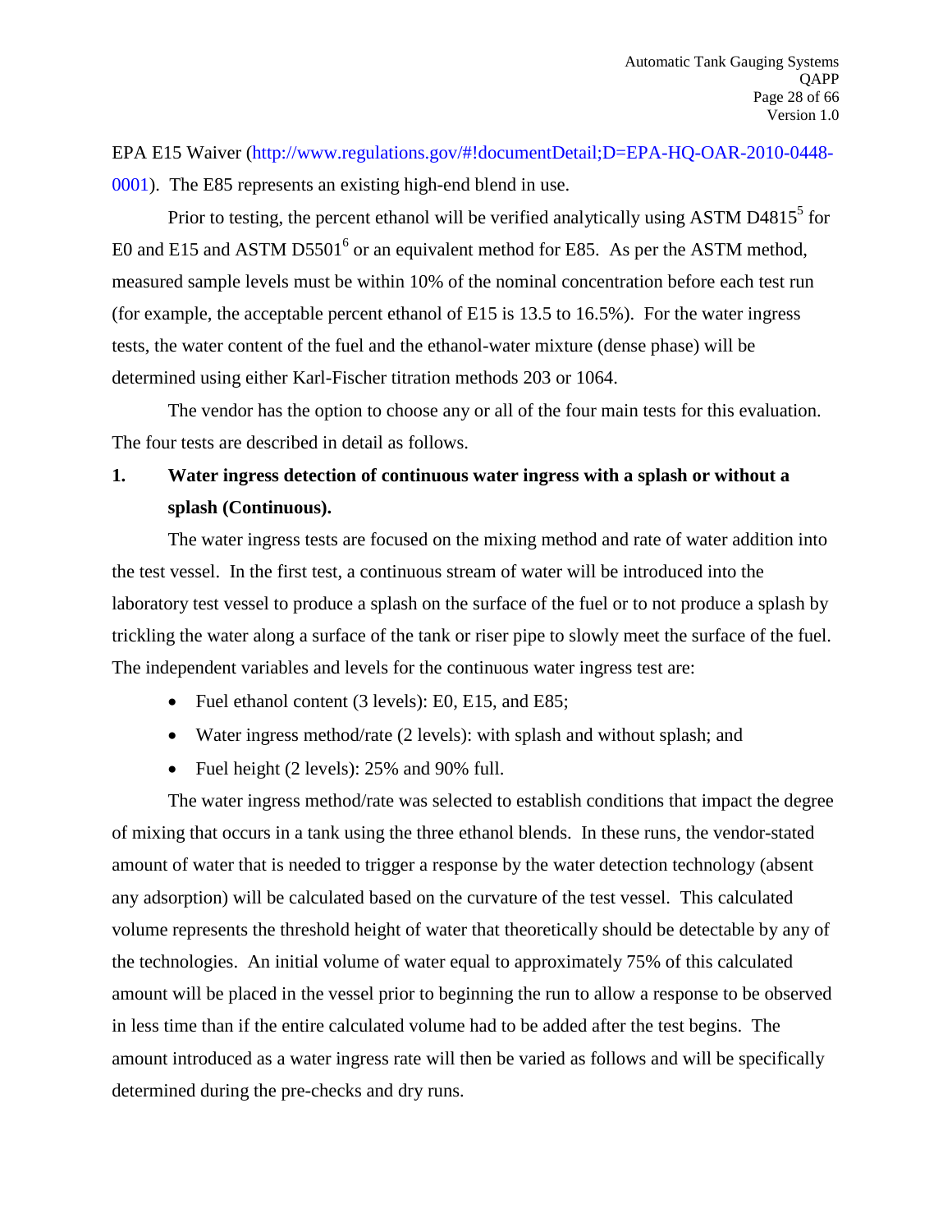EPA E15 Waiver (http://www.regulations.gov/#!documentDetail;D=EPA-HQ-OAR-2010-0448-0001). The E85 represents an existing high-end blend in use.

Prior to testing, the percent ethanol will be verified analytically using ASTM D4815[5] for E0 and E15 and ASTM D5501[6] or an equivalent method for E85. As per the ASTM method, measured sample levels must be within 10% of the nominal concentration before each test run (for example, the acceptable percent ethanol of E15 is 13.5 to 16.5%). For the water ingress tests, the water content of the fuel and the ethanol-water mixture (dense phase) will be determined using either Karl-Fischer titration methods 203 or 1064.

The vendor has the option to choose any or all of the four main tests for this evaluation. The four tests are described in detail as follows.

**1. Water ingress detection of continuous water ingress with a splash or without a splash (Continuous).**

The water ingress tests are focused on the mixing method and rate of water addition into the test vessel. In the first test, a continuous stream of water will be introduced into the laboratory test vessel to produce a splash on the surface of the fuel or to not produce a splash by trickling the water along a surface of the tank or riser pipe to slowly meet the surface of the fuel. The independent variables and levels for the continuous water ingress test are:

- Fuel ethanol content (3 levels): E0, E15, and E85;
- Water ingress method/rate (2 levels): with splash and without splash; and
- Fuel height (2 levels): 25% and 90% full.

The water ingress method/rate was selected to establish conditions that impact the degree of mixing that occurs in a tank using the three ethanol blends. In these runs, the vendor-stated amount of water that is needed to trigger a response by the water detection technology (absent any adsorption) will be calculated based on the curvature of the test vessel. This calculated volume represents the threshold height of water that theoretically should be detectable by any of the technologies. An initial volume of water equal to approximately 75% of this calculated amount will be placed in the vessel prior to beginning the run to allow a response to be observed in less time than if the entire calculated volume had to be added after the test begins. The amount introduced as a water ingress rate will then be varied as follows and will be specifically determined during the pre-checks and dry runs.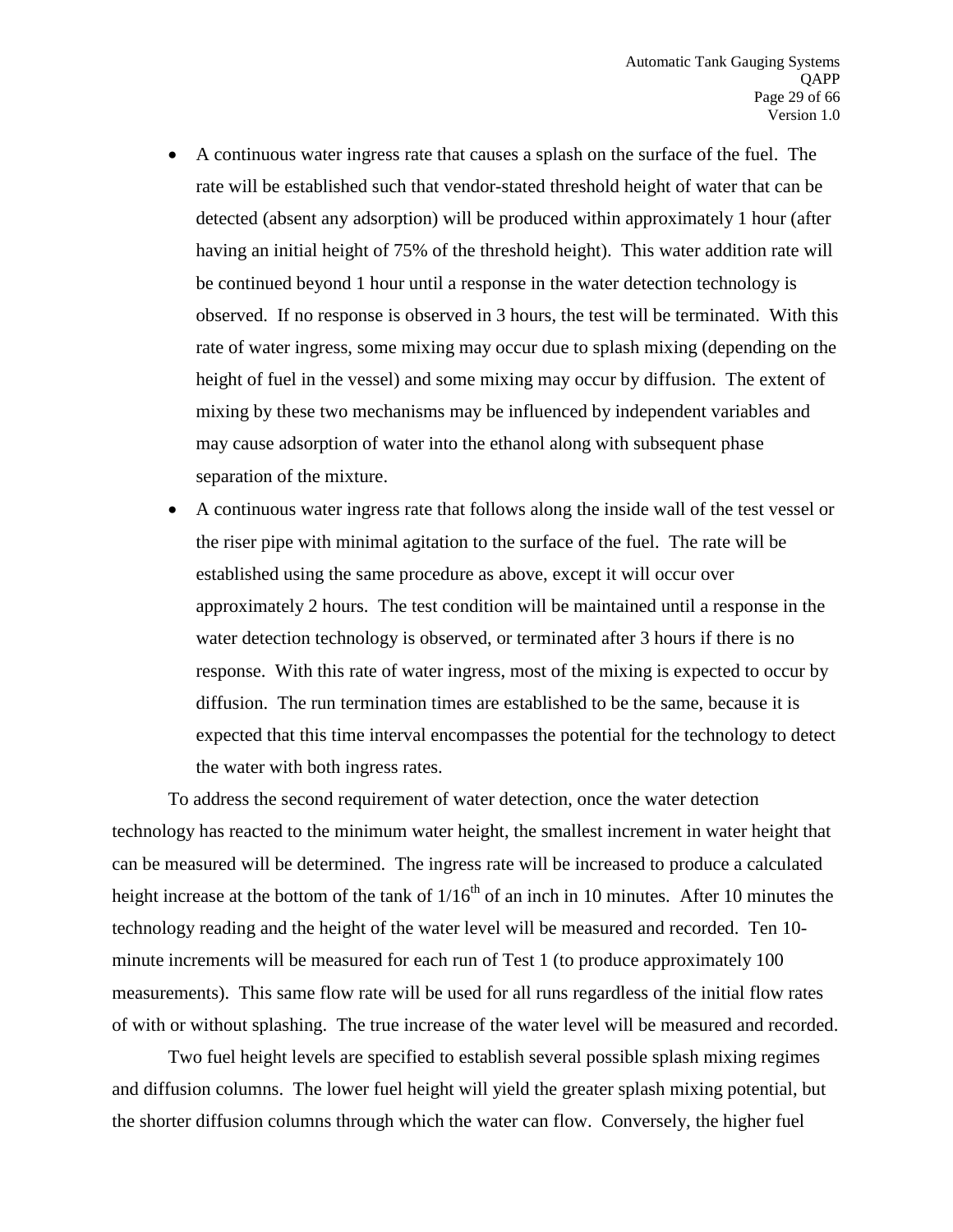- A continuous water ingress rate that causes a splash on the surface of the fuel. The rate will be established such that vendor-stated threshold height of water that can be detected (absent any adsorption) will be produced within approximately 1 hour (after having an initial height of 75% of the threshold height). This water addition rate will be continued beyond 1 hour until a response in the water detection technology is observed. If no response is observed in 3 hours, the test will be terminated. With this rate of water ingress, some mixing may occur due to splash mixing (depending on the height of fuel in the vessel) and some mixing may occur by diffusion. The extent of mixing by these two mechanisms may be influenced by independent variables and may cause adsorption of water into the ethanol along with subsequent phase separation of the mixture.
- A continuous water ingress rate that follows along the inside wall of the test vessel or the riser pipe with minimal agitation to the surface of the fuel. The rate will be established using the same procedure as above, except it will occur over approximately 2 hours. The test condition will be maintained until a response in the water detection technology is observed, or terminated after 3 hours if there is no response. With this rate of water ingress, most of the mixing is expected to occur by diffusion. The run termination times are established to be the same, because it is expected that this time interval encompasses the potential for the technology to detect the water with both ingress rates.

To address the second requirement of water detection, once the water detection technology has reacted to the minimum water height, the smallest increment in water height that can be measured will be determined. The ingress rate will be increased to produce a calculated height increase at the bottom of the tank of 1/16th of an inch in 10 minutes. After 10 minutes the technology reading and the height of the water level will be measured and recorded. Ten 10-minute increments will be measured for each run of Test 1 (to produce approximately 100 measurements). This same flow rate will be used for all runs regardless of the initial flow rates of with or without splashing. The true increase of the water level will be measured and recorded.

Two fuel height levels are specified to establish several possible splash mixing regimes and diffusion columns. The lower fuel height will yield the greater splash mixing potential, but the shorter diffusion columns through which the water can flow. Conversely, the higher fuel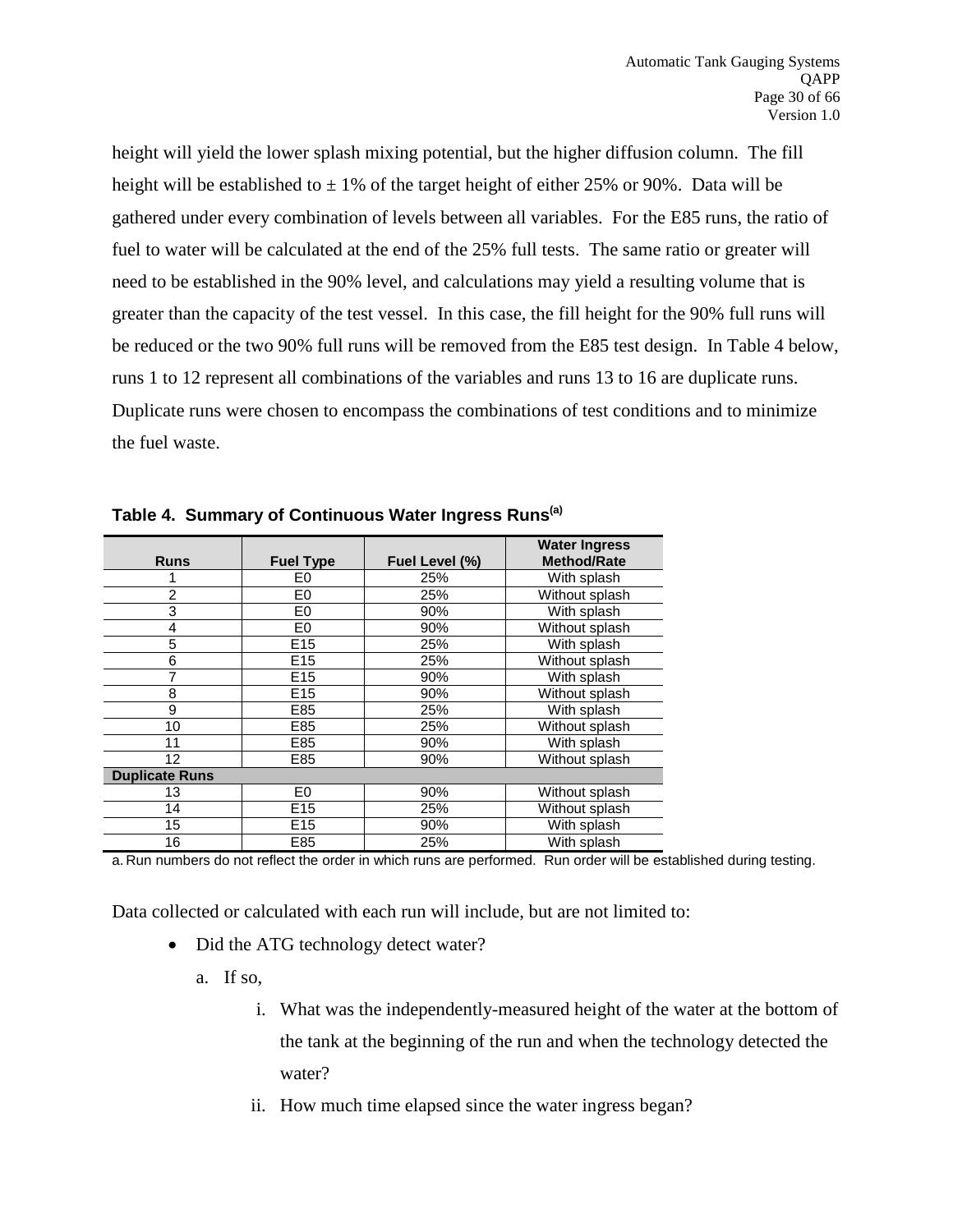height will yield the lower splash mixing potential, but the higher diffusion column. The fill height will be established to ± 1% of the target height of either 25% or 90%. Data will be gathered under every combination of levels between all variables. For the E85 runs, the ratio of fuel to water will be calculated at the end of the 25% full tests. The same ratio or greater will need to be established in the 90% level, and calculations may yield a resulting volume that is greater than the capacity of the test vessel. In this case, the fill height for the 90% full runs will be reduced or the two 90% full runs will be removed from the E85 test design. In Table 4 below, runs 1 to 12 represent all combinations of the variables and runs 13 to 16 are duplicate runs. Duplicate runs were chosen to encompass the combinations of test conditions and to minimize the fuel waste.

**Table 4. Summary of Continuous Water Ingress Runs[a]**

| Runs | Fuel Type | Fuel Level (%) | Water Ingress Method/Rate |
|---|---|---|---|
| 1 | E0 | 25% | With splash |
| 2 | E0 | 25% | Without splash |
| 3 | E0 | 90% | With splash |
| 4 | E0 | 90% | Without splash |
| 5 | E15 | 25% | With splash |
| 6 | E15 | 25% | Without splash |
| 7 | E15 | 90% | With splash |
| 8 | E15 | 90% | Without splash |
| 9 | E85 | 25% | With splash |
| 10 | E85 | 25% | Without splash |
| 11 | E85 | 90% | With splash |
| 12 | E85 | 90% | Without splash |
| **Duplicate Runs** | | | |
| 13 | E0 | 90% | Without splash |
| 14 | E15 | 25% | Without splash |
| 15 | E15 | 90% | With splash |
| 16 | E85 | 25% | With splash |

a. Run numbers do not reflect the order in which runs are performed. Run order will be established during testing.

Data collected or calculated with each run will include, but are not limited to:

- Did the ATG technology detect water?
  a. If so,
     i. What was the independently-measured height of the water at the bottom of the tank at the beginning of the run and when the technology detected the water?
     ii. How much time elapsed since the water ingress began?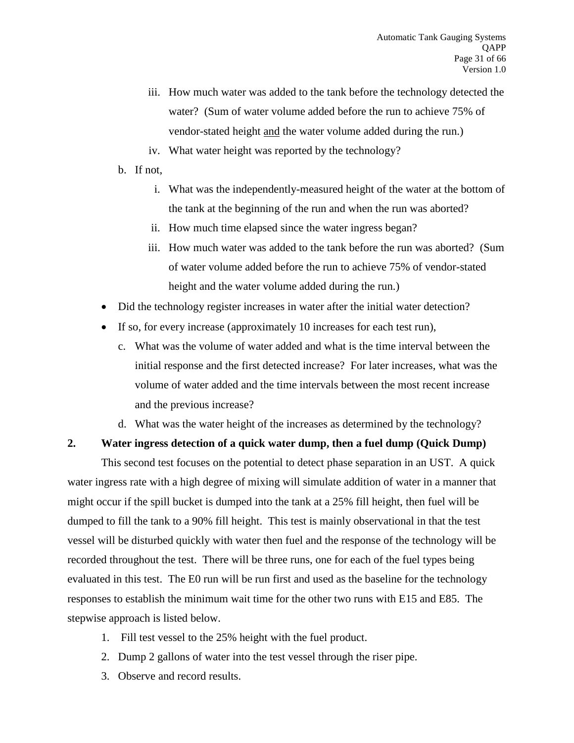iii. How much water was added to the tank before the technology detected the water? (Sum of water volume added before the run to achieve 75% of vendor-stated height <u>and</u> the water volume added during the run.)
   iv. What water height was reported by the technology?

b. If not,
   i. What was the independently-measured height of the water at the bottom of the tank at the beginning of the run and when the run was aborted?
   ii. How much time elapsed since the water ingress began?
   iii. How much water was added to the tank before the run was aborted? (Sum of water volume added before the run to achieve 75% of vendor-stated height and the water volume added during the run.)

- Did the technology register increases in water after the initial water detection?
- If so, for every increase (approximately 10 increases for each test run),
   c. What was the volume of water added and what is the time interval between the initial response and the first detected increase? For later increases, what was the volume of water added and the time intervals between the most recent increase and the previous increase?
   d. What was the water height of the increases as determined by the technology?

**2. Water ingress detection of a quick water dump, then a fuel dump (Quick Dump)**

This second test focuses on the potential to detect phase separation in an UST. A quick water ingress rate with a high degree of mixing will simulate addition of water in a manner that might occur if the spill bucket is dumped into the tank at a 25% fill height, then fuel will be dumped to fill the tank to a 90% fill height. This test is mainly observational in that the test vessel will be disturbed quickly with water then fuel and the response of the technology will be recorded throughout the test. There will be three runs, one for each of the fuel types being evaluated in this test. The E0 run will be run first and used as the baseline for the technology responses to establish the minimum wait time for the other two runs with E15 and E85. The stepwise approach is listed below.

1. Fill test vessel to the 25% height with the fuel product.
2. Dump 2 gallons of water into the test vessel through the riser pipe.
3. Observe and record results.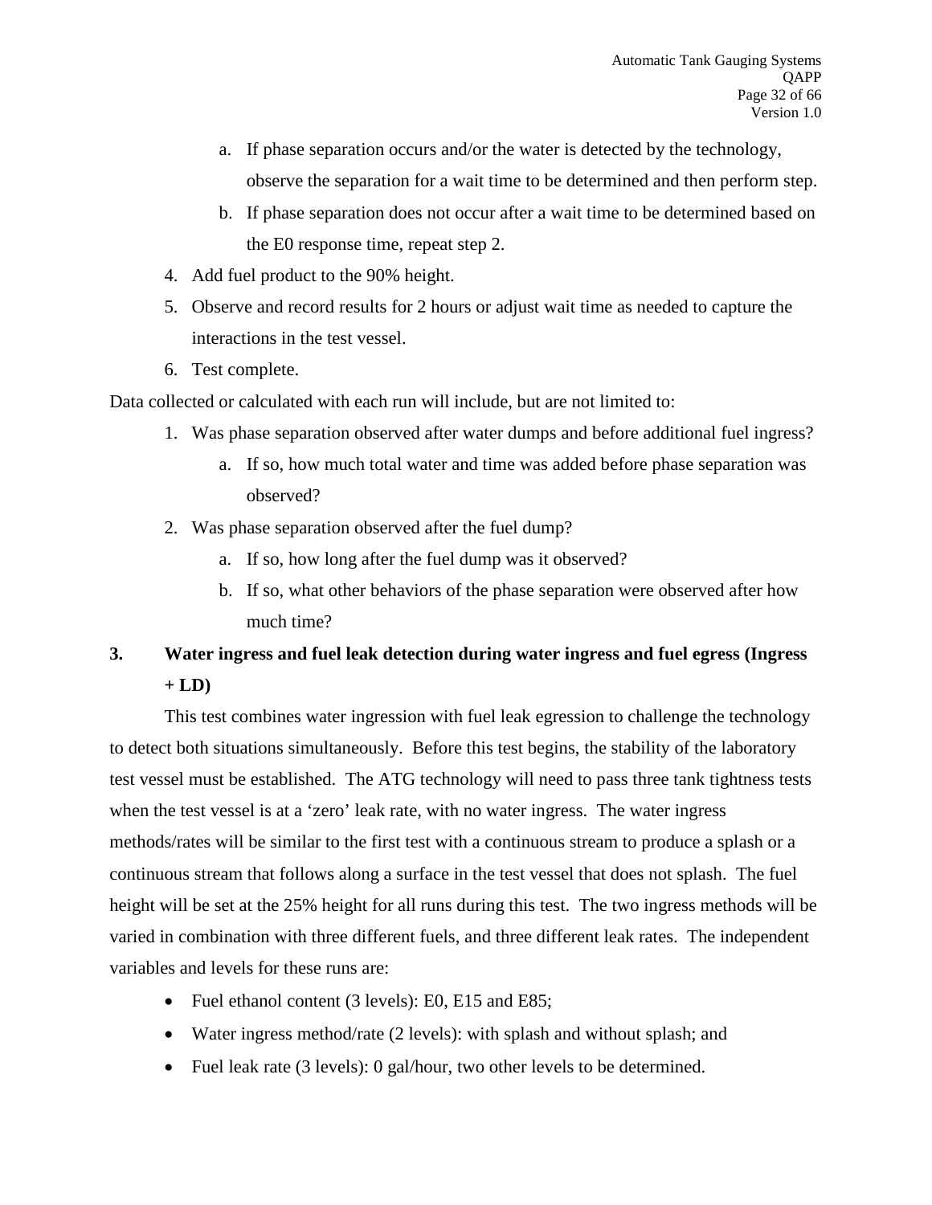a. If phase separation occurs and/or the water is detected by the technology, observe the separation for a wait time to be determined and then perform step.
   b. If phase separation does not occur after a wait time to be determined based on the E0 response time, repeat step 2.
4. Add fuel product to the 90% height.
5. Observe and record results for 2 hours or adjust wait time as needed to capture the interactions in the test vessel.
6. Test complete.

Data collected or calculated with each run will include, but are not limited to:

1. Was phase separation observed after water dumps and before additional fuel ingress?
   a. If so, how much total water and time was added before phase separation was observed?
2. Was phase separation observed after the fuel dump?
   a. If so, how long after the fuel dump was it observed?
   b. If so, what other behaviors of the phase separation were observed after how much time?

**3. Water ingress and fuel leak detection during water ingress and fuel egress (Ingress + LD)**

This test combines water ingression with fuel leak egression to challenge the technology to detect both situations simultaneously. Before this test begins, the stability of the laboratory test vessel must be established. The ATG technology will need to pass three tank tightness tests when the test vessel is at a 'zero' leak rate, with no water ingress. The water ingress methods/rates will be similar to the first test with a continuous stream to produce a splash or a continuous stream that follows along a surface in the test vessel that does not splash. The fuel height will be set at the 25% height for all runs during this test. The two ingress methods will be varied in combination with three different fuels, and three different leak rates. The independent variables and levels for these runs are:

- Fuel ethanol content (3 levels): E0, E15 and E85;
- Water ingress method/rate (2 levels): with splash and without splash; and
- Fuel leak rate (3 levels): 0 gal/hour, two other levels to be determined.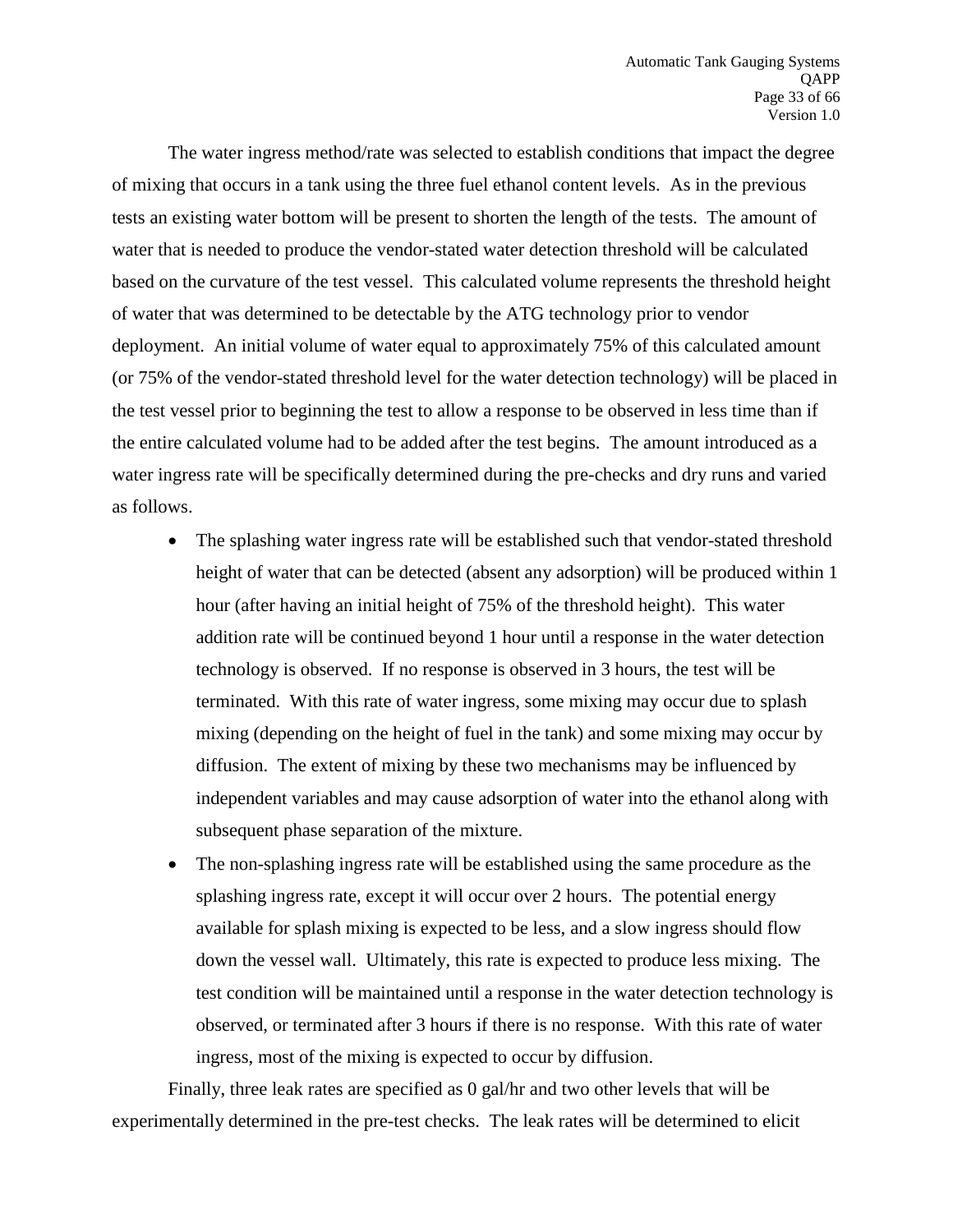The water ingress method/rate was selected to establish conditions that impact the degree of mixing that occurs in a tank using the three fuel ethanol content levels. As in the previous tests an existing water bottom will be present to shorten the length of the tests. The amount of water that is needed to produce the vendor-stated water detection threshold will be calculated based on the curvature of the test vessel. This calculated volume represents the threshold height of water that was determined to be detectable by the ATG technology prior to vendor deployment. An initial volume of water equal to approximately 75% of this calculated amount (or 75% of the vendor-stated threshold level for the water detection technology) will be placed in the test vessel prior to beginning the test to allow a response to be observed in less time than if the entire calculated volume had to be added after the test begins. The amount introduced as a water ingress rate will be specifically determined during the pre-checks and dry runs and varied as follows.

- The splashing water ingress rate will be established such that vendor-stated threshold height of water that can be detected (absent any adsorption) will be produced within 1 hour (after having an initial height of 75% of the threshold height). This water addition rate will be continued beyond 1 hour until a response in the water detection technology is observed. If no response is observed in 3 hours, the test will be terminated. With this rate of water ingress, some mixing may occur due to splash mixing (depending on the height of fuel in the tank) and some mixing may occur by diffusion. The extent of mixing by these two mechanisms may be influenced by independent variables and may cause adsorption of water into the ethanol along with subsequent phase separation of the mixture.
- The non-splashing ingress rate will be established using the same procedure as the splashing ingress rate, except it will occur over 2 hours. The potential energy available for splash mixing is expected to be less, and a slow ingress should flow down the vessel wall. Ultimately, this rate is expected to produce less mixing. The test condition will be maintained until a response in the water detection technology is observed, or terminated after 3 hours if there is no response. With this rate of water ingress, most of the mixing is expected to occur by diffusion.

Finally, three leak rates are specified as 0 gal/hr and two other levels that will be experimentally determined in the pre-test checks. The leak rates will be determined to elicit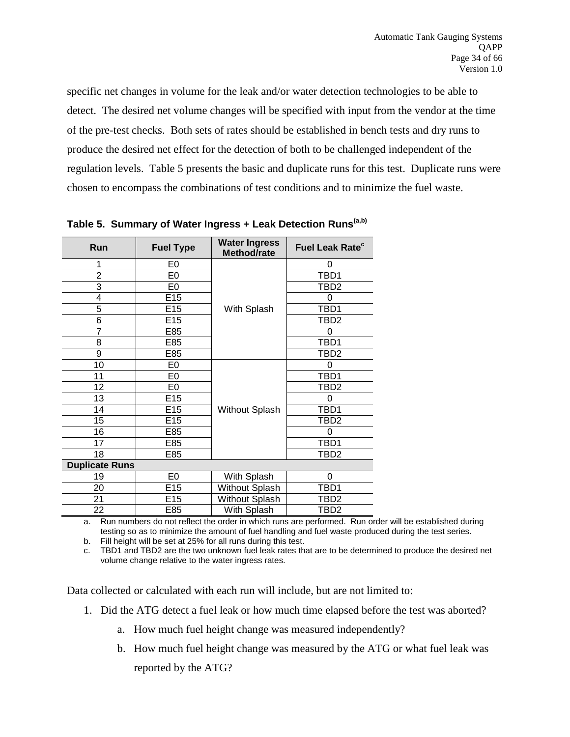specific net changes in volume for the leak and/or water detection technologies to be able to detect. The desired net volume changes will be specified with input from the vendor at the time of the pre-test checks. Both sets of rates should be established in bench tests and dry runs to produce the desired net effect for the detection of both to be challenged independent of the regulation levels. Table 5 presents the basic and duplicate runs for this test. Duplicate runs were chosen to encompass the combinations of test conditions and to minimize the fuel waste.

**Table 5. Summary of Water Ingress + Leak Detection Runs[(a,b)]**

| Run | Fuel Type | Water Ingress Method/rate | Fuel Leak Rate[c] |
|---|---|---|---|
| 1 | E0 | With Splash | 0 |
| 2 | E0 | With Splash | TBD1 |
| 3 | E0 | With Splash | TBD2 |
| 4 | E15 | With Splash | 0 |
| 5 | E15 | With Splash | TBD1 |
| 6 | E15 | With Splash | TBD2 |
| 7 | E85 | With Splash | 0 |
| 8 | E85 | With Splash | TBD1 |
| 9 | E85 | With Splash | TBD2 |
| 10 | E0 | Without Splash | 0 |
| 11 | E0 | Without Splash | TBD1 |
| 12 | E0 | Without Splash | TBD2 |
| 13 | E15 | Without Splash | 0 |
| 14 | E15 | Without Splash | TBD1 |
| 15 | E15 | Without Splash | TBD2 |
| 16 | E85 | Without Splash | 0 |
| 17 | E85 | Without Splash | TBD1 |
| 18 | E85 | Without Splash | TBD2 |
| **Duplicate Runs** | | | |
| 19 | E0 | With Splash | 0 |
| 20 | E15 | Without Splash | TBD1 |
| 21 | E15 | Without Splash | TBD2 |
| 22 | E85 | With Splash | TBD2 |

a. Run numbers do not reflect the order in which runs are performed. Run order will be established during testing so as to minimize the amount of fuel handling and fuel waste produced during the test series.

b. Fill height will be set at 25% for all runs during this test.

c. TBD1 and TBD2 are the two unknown fuel leak rates that are to be determined to produce the desired net volume change relative to the water ingress rates.

Data collected or calculated with each run will include, but are not limited to:

1. Did the ATG detect a fuel leak or how much time elapsed before the test was aborted?
   a. How much fuel height change was measured independently?
   b. How much fuel height change was measured by the ATG or what fuel leak was reported by the ATG?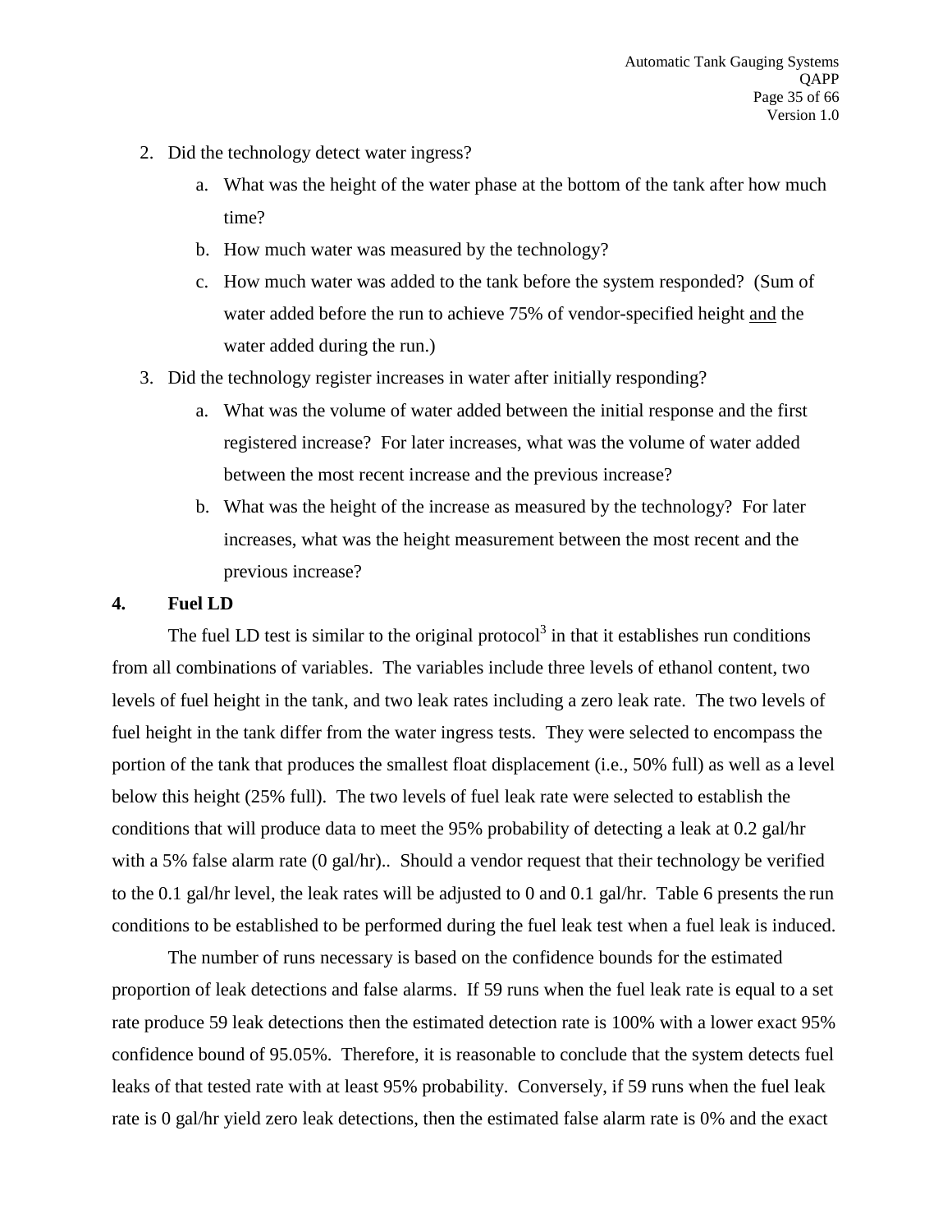2. Did the technology detect water ingress?
    a. What was the height of the water phase at the bottom of the tank after how much time?
    b. How much water was measured by the technology?
    c. How much water was added to the tank before the system responded? (Sum of water added before the run to achieve 75% of vendor-specified height <u>and</u> the water added during the run.)
3. Did the technology register increases in water after initially responding?
    a. What was the volume of water added between the initial response and the first registered increase? For later increases, what was the volume of water added between the most recent increase and the previous increase?
    b. What was the height of the increase as measured by the technology? For later increases, what was the height measurement between the most recent and the previous increase?

**4. Fuel LD**

The fuel LD test is similar to the original protocol[3] in that it establishes run conditions from all combinations of variables. The variables include three levels of ethanol content, two levels of fuel height in the tank, and two leak rates including a zero leak rate. The two levels of fuel height in the tank differ from the water ingress tests. They were selected to encompass the portion of the tank that produces the smallest float displacement (i.e., 50% full) as well as a level below this height (25% full). The two levels of fuel leak rate were selected to establish the conditions that will produce data to meet the 95% probability of detecting a leak at 0.2 gal/hr with a 5% false alarm rate (0 gal/hr).. Should a vendor request that their technology be verified to the 0.1 gal/hr level, the leak rates will be adjusted to 0 and 0.1 gal/hr. Table 6 presents the run conditions to be established to be performed during the fuel leak test when a fuel leak is induced.

The number of runs necessary is based on the confidence bounds for the estimated proportion of leak detections and false alarms. If 59 runs when the fuel leak rate is equal to a set rate produce 59 leak detections then the estimated detection rate is 100% with a lower exact 95% confidence bound of 95.05%. Therefore, it is reasonable to conclude that the system detects fuel leaks of that tested rate with at least 95% probability. Conversely, if 59 runs when the fuel leak rate is 0 gal/hr yield zero leak detections, then the estimated false alarm rate is 0% and the exact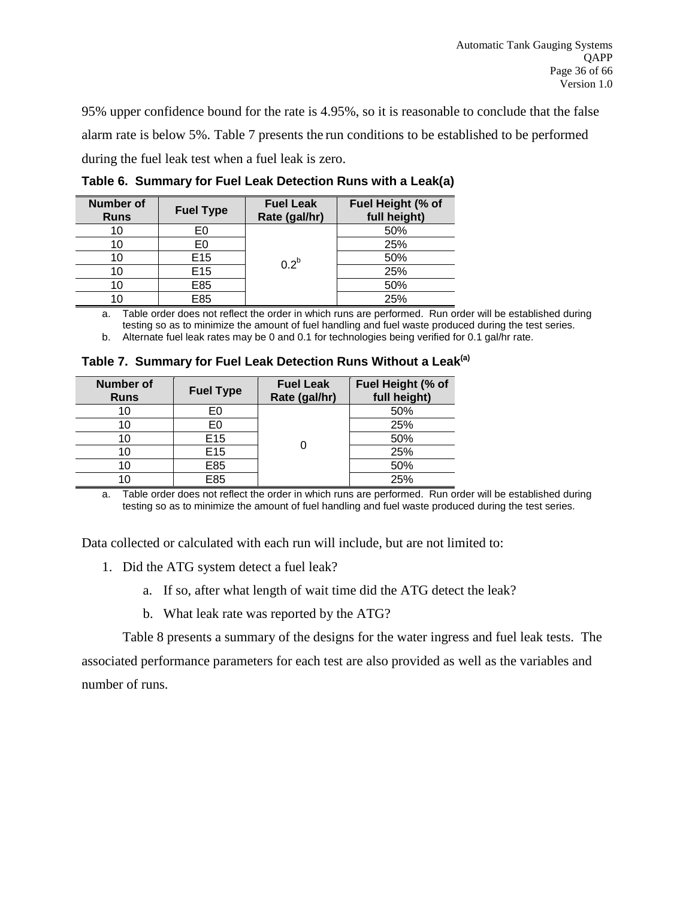95% upper confidence bound for the rate is 4.95%, so it is reasonable to conclude that the false alarm rate is below 5%. Table 7 presents the run conditions to be established to be performed during the fuel leak test when a fuel leak is zero.

**Table 6. Summary for Fuel Leak Detection Runs with a Leak(a)**

| Number of Runs | Fuel Type | Fuel Leak Rate (gal/hr) | Fuel Height (% of full height) |
|---|---|---|---|
| 10 | E0 | 0.2[b] | 50% |
| 10 | E0 | | 25% |
| 10 | E15 | | 50% |
| 10 | E15 | | 25% |
| 10 | E85 | | 50% |
| 10 | E85 | | 25% |

a. Table order does not reflect the order in which runs are performed. Run order will be established during testing so as to minimize the amount of fuel handling and fuel waste produced during the test series.

b. Alternate fuel leak rates may be 0 and 0.1 for technologies being verified for 0.1 gal/hr rate.

**Table 7. Summary for Fuel Leak Detection Runs Without a Leak[(a)]**

| Number of Runs | Fuel Type | Fuel Leak Rate (gal/hr) | Fuel Height (% of full height) |
|---|---|---|---|
| 10 | E0 | 0 | 50% |
| 10 | E0 | | 25% |
| 10 | E15 | | 50% |
| 10 | E15 | | 25% |
| 10 | E85 | | 50% |
| 10 | E85 | | 25% |

a. Table order does not reflect the order in which runs are performed. Run order will be established during testing so as to minimize the amount of fuel handling and fuel waste produced during the test series.

Data collected or calculated with each run will include, but are not limited to:

1. Did the ATG system detect a fuel leak?
   a. If so, after what length of wait time did the ATG detect the leak?
   b. What leak rate was reported by the ATG?

Table 8 presents a summary of the designs for the water ingress and fuel leak tests. The associated performance parameters for each test are also provided as well as the variables and number of runs.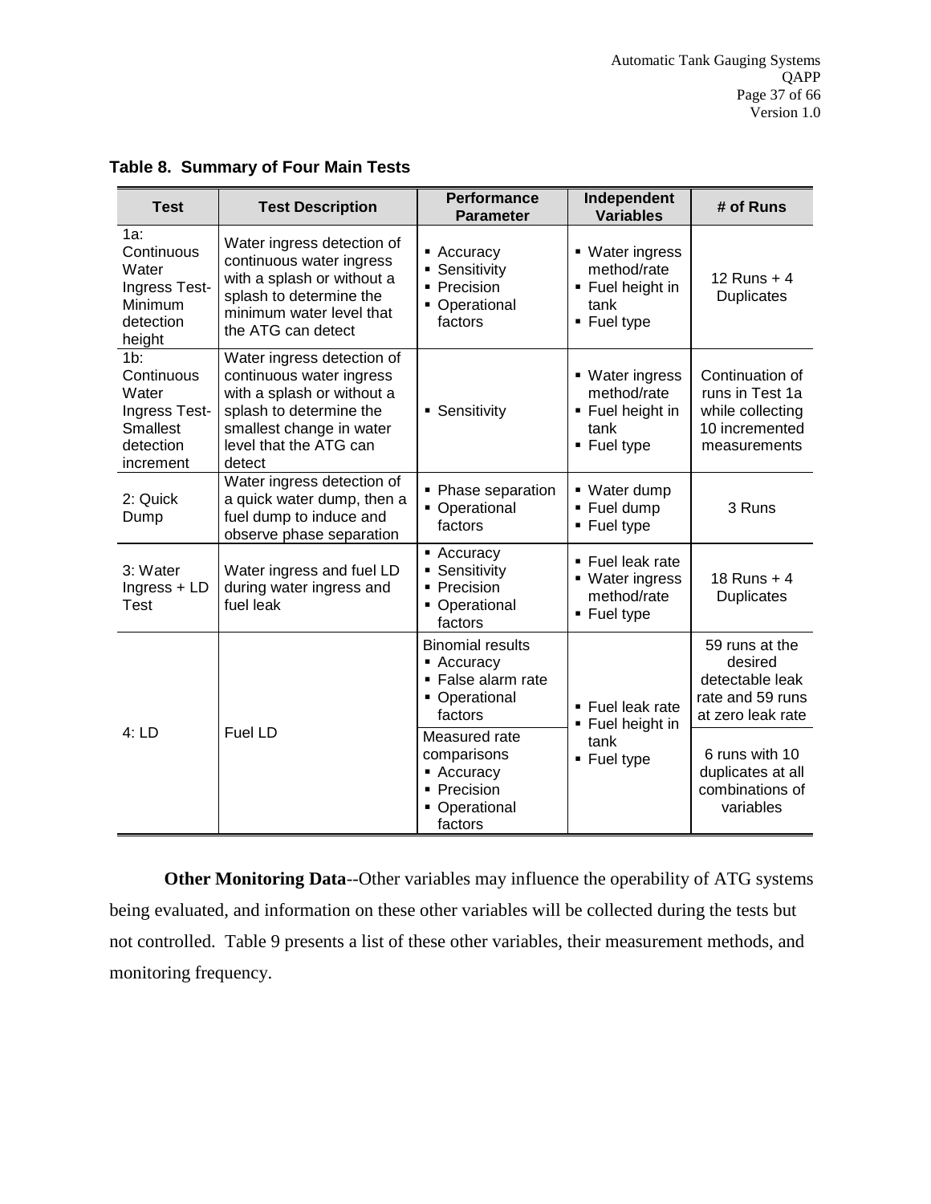**Table 8. Summary of Four Main Tests**

| Test | Test Description | Performance Parameter | Independent Variables | # of Runs |
|---|---|---|---|---|
| 1a: Continuous Water Ingress Test-Minimum detection height | Water ingress detection of continuous water ingress with a splash or without a splash to determine the minimum water level that the ATG can detect | ▪ Accuracy<br>▪ Sensitivity<br>▪ Precision<br>▪ Operational factors | ▪ Water ingress method/rate<br>▪ Fuel height in tank<br>▪ Fuel type | 12 Runs + 4 Duplicates |
| 1b: Continuous Water Ingress Test-Smallest detection increment | Water ingress detection of continuous water ingress with a splash or without a splash to determine the smallest change in water level that the ATG can detect | ▪ Sensitivity | ▪ Water ingress method/rate<br>▪ Fuel height in tank<br>▪ Fuel type | Continuation of runs in Test 1a while collecting 10 incremented measurements |
| 2: Quick Dump | Water ingress detection of a quick water dump, then a fuel dump to induce and observe phase separation | ▪ Phase separation<br>▪ Operational factors | ▪ Water dump<br>▪ Fuel dump<br>▪ Fuel type | 3 Runs |
| 3: Water Ingress + LD Test | Water ingress and fuel LD during water ingress and fuel leak | ▪ Accuracy<br>▪ Sensitivity<br>▪ Precision<br>▪ Operational factors | ▪ Fuel leak rate<br>▪ Water ingress method/rate<br>▪ Fuel type | 18 Runs + 4 Duplicates |
| 4: LD | Fuel LD | Binomial results<br>▪ Accuracy<br>▪ False alarm rate<br>▪ Operational factors | ▪ Fuel leak rate<br>▪ Fuel height in tank<br>▪ Fuel type | 59 runs at the desired detectable leak rate and 59 runs at zero leak rate |
| | | Measured rate comparisons<br>▪ Accuracy<br>▪ Precision<br>▪ Operational factors | | 6 runs with 10 duplicates at all combinations of variables |

**Other Monitoring Data**--Other variables may influence the operability of ATG systems being evaluated, and information on these other variables will be collected during the tests but not controlled. Table 9 presents a list of these other variables, their measurement methods, and monitoring frequency.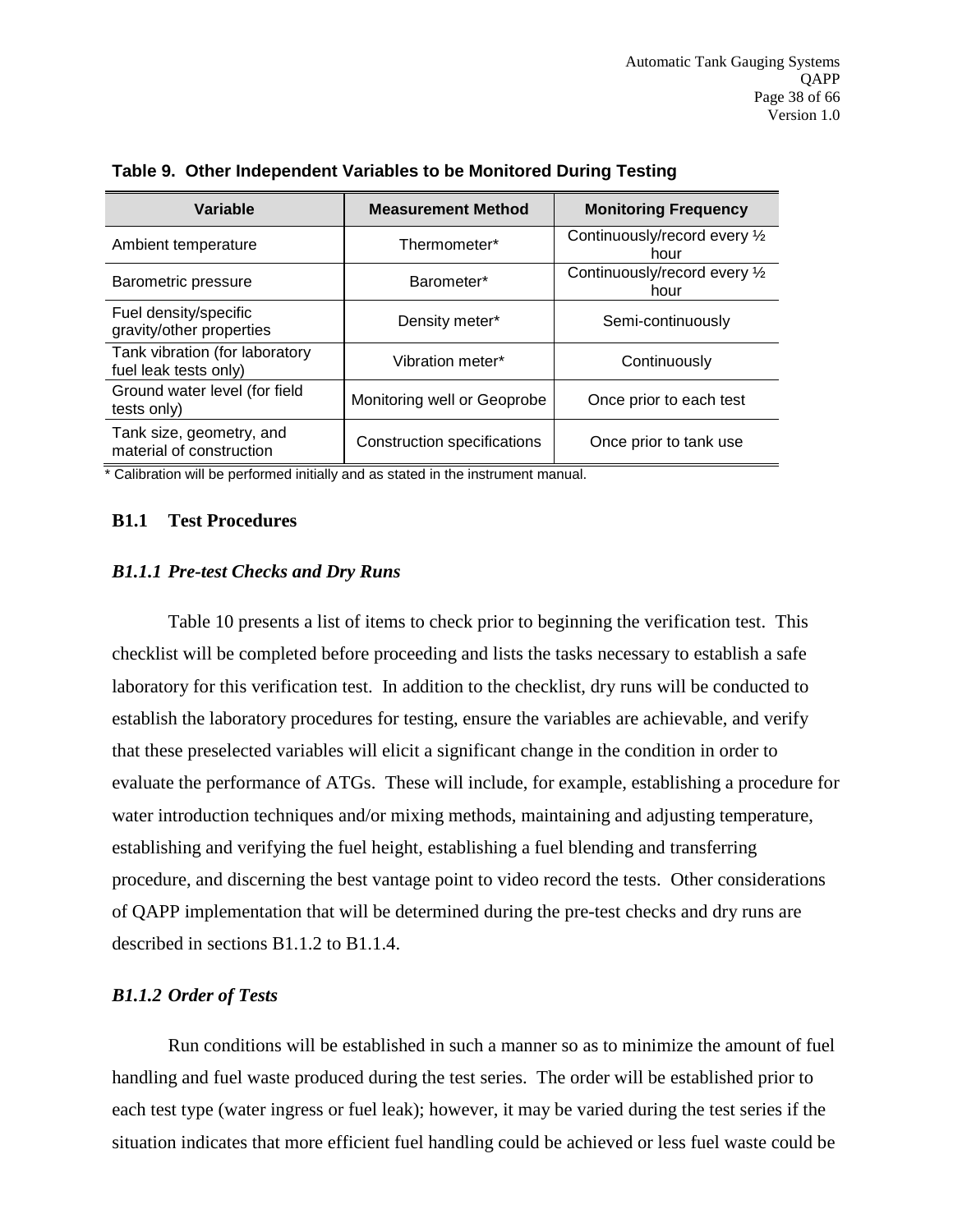**Table 9. Other Independent Variables to be Monitored During Testing**

| Variable | Measurement Method | Monitoring Frequency |
|---|---|---|
| Ambient temperature | Thermometer* | Continuously/record every ½ hour |
| Barometric pressure | Barometer* | Continuously/record every ½ hour |
| Fuel density/specific gravity/other properties | Density meter* | Semi-continuously |
| Tank vibration (for laboratory fuel leak tests only) | Vibration meter* | Continuously |
| Ground water level (for field tests only) | Monitoring well or Geoprobe | Once prior to each test |
| Tank size, geometry, and material of construction | Construction specifications | Once prior to tank use |

* Calibration will be performed initially and as stated in the instrument manual.

## B1.1 Test Procedures

### *B1.1.1 Pre-test Checks and Dry Runs*

Table 10 presents a list of items to check prior to beginning the verification test. This checklist will be completed before proceeding and lists the tasks necessary to establish a safe laboratory for this verification test. In addition to the checklist, dry runs will be conducted to establish the laboratory procedures for testing, ensure the variables are achievable, and verify that these preselected variables will elicit a significant change in the condition in order to evaluate the performance of ATGs. These will include, for example, establishing a procedure for water introduction techniques and/or mixing methods, maintaining and adjusting temperature, establishing and verifying the fuel height, establishing a fuel blending and transferring procedure, and discerning the best vantage point to video record the tests. Other considerations of QAPP implementation that will be determined during the pre-test checks and dry runs are described in sections B1.1.2 to B1.1.4.

### *B1.1.2 Order of Tests*

Run conditions will be established in such a manner so as to minimize the amount of fuel handling and fuel waste produced during the test series. The order will be established prior to each test type (water ingress or fuel leak); however, it may be varied during the test series if the situation indicates that more efficient fuel handling could be achieved or less fuel waste could be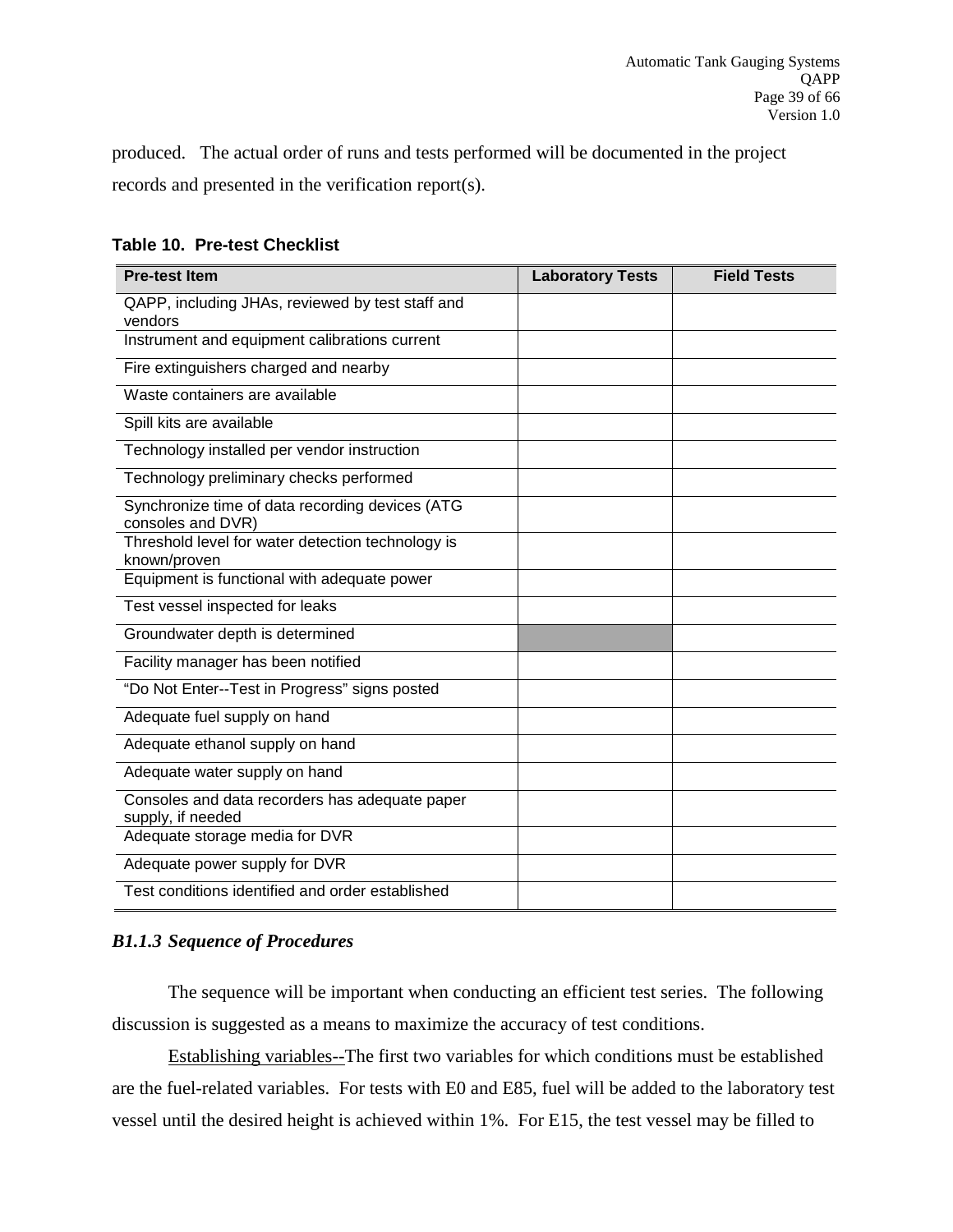produced. The actual order of runs and tests performed will be documented in the project records and presented in the verification report(s).

**Table 10. Pre-test Checklist**

| Pre-test Item | Laboratory Tests | Field Tests |
|---|---|---|
| QAPP, including JHAs, reviewed by test staff and vendors | | |
| Instrument and equipment calibrations current | | |
| Fire extinguishers charged and nearby | | |
| Waste containers are available | | |
| Spill kits are available | | |
| Technology installed per vendor instruction | | |
| Technology preliminary checks performed | | |
| Synchronize time of data recording devices (ATG consoles and DVR) | | |
| Threshold level for water detection technology is known/proven | | |
| Equipment is functional with adequate power | | |
| Test vessel inspected for leaks | | |
| Groundwater depth is determined | | |
| Facility manager has been notified | | |
| "Do Not Enter--Test in Progress" signs posted | | |
| Adequate fuel supply on hand | | |
| Adequate ethanol supply on hand | | |
| Adequate water supply on hand | | |
| Consoles and data recorders has adequate paper supply, if needed | | |
| Adequate storage media for DVR | | |
| Adequate power supply for DVR | | |
| Test conditions identified and order established | | |

### *B1.1.3 Sequence of Procedures*

The sequence will be important when conducting an efficient test series. The following discussion is suggested as a means to maximize the accuracy of test conditions.

Establishing variables--The first two variables for which conditions must be established are the fuel-related variables. For tests with E0 and E85, fuel will be added to the laboratory test vessel until the desired height is achieved within 1%. For E15, the test vessel may be filled to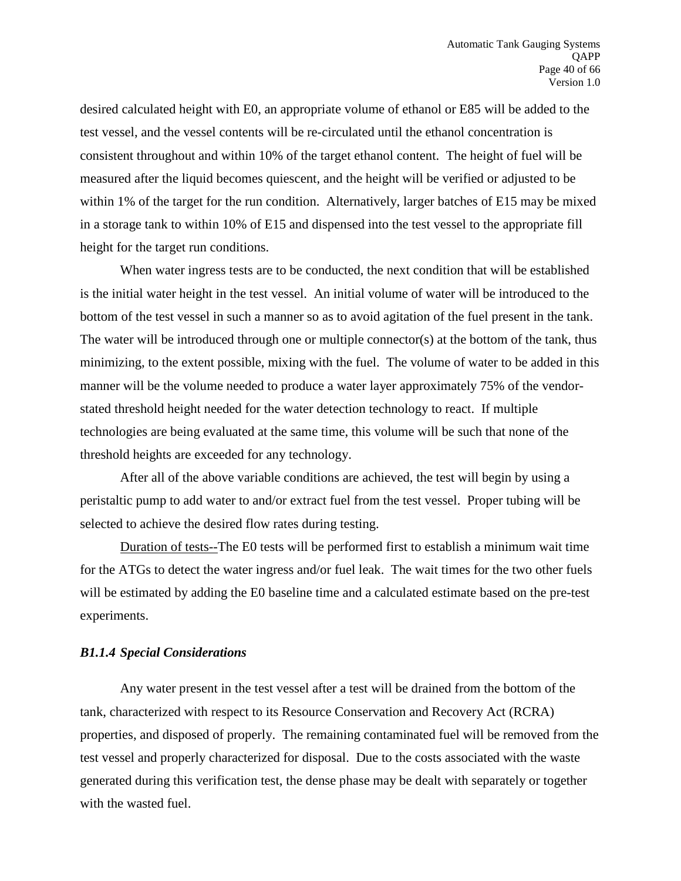desired calculated height with E0, an appropriate volume of ethanol or E85 will be added to the test vessel, and the vessel contents will be re-circulated until the ethanol concentration is consistent throughout and within 10% of the target ethanol content. The height of fuel will be measured after the liquid becomes quiescent, and the height will be verified or adjusted to be within 1% of the target for the run condition. Alternatively, larger batches of E15 may be mixed in a storage tank to within 10% of E15 and dispensed into the test vessel to the appropriate fill height for the target run conditions.

When water ingress tests are to be conducted, the next condition that will be established is the initial water height in the test vessel. An initial volume of water will be introduced to the bottom of the test vessel in such a manner so as to avoid agitation of the fuel present in the tank. The water will be introduced through one or multiple connector(s) at the bottom of the tank, thus minimizing, to the extent possible, mixing with the fuel. The volume of water to be added in this manner will be the volume needed to produce a water layer approximately 75% of the vendor-stated threshold height needed for the water detection technology to react. If multiple technologies are being evaluated at the same time, this volume will be such that none of the threshold heights are exceeded for any technology.

After all of the above variable conditions are achieved, the test will begin by using a peristaltic pump to add water to and/or extract fuel from the test vessel. Proper tubing will be selected to achieve the desired flow rates during testing.

Duration of tests--The E0 tests will be performed first to establish a minimum wait time for the ATGs to detect the water ingress and/or fuel leak. The wait times for the two other fuels will be estimated by adding the E0 baseline time and a calculated estimate based on the pre-test experiments.

### *B1.1.4 Special Considerations*

Any water present in the test vessel after a test will be drained from the bottom of the tank, characterized with respect to its Resource Conservation and Recovery Act (RCRA) properties, and disposed of properly. The remaining contaminated fuel will be removed from the test vessel and properly characterized for disposal. Due to the costs associated with the waste generated during this verification test, the dense phase may be dealt with separately or together with the wasted fuel.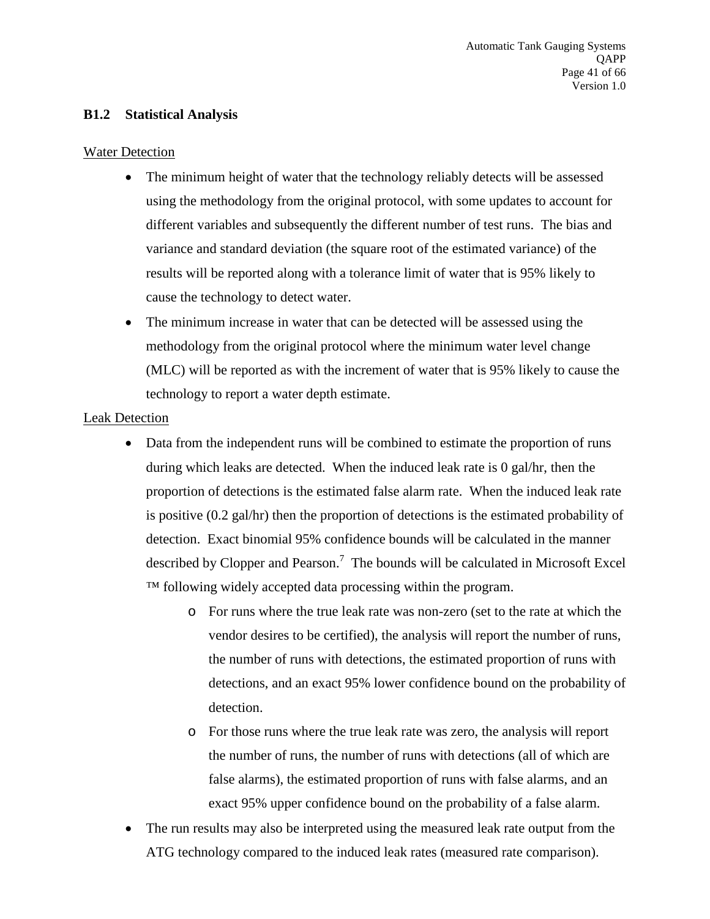### B1.2 Statistical Analysis

Water Detection

- The minimum height of water that the technology reliably detects will be assessed using the methodology from the original protocol, with some updates to account for different variables and subsequently the different number of test runs. The bias and variance and standard deviation (the square root of the estimated variance) of the results will be reported along with a tolerance limit of water that is 95% likely to cause the technology to detect water.
- The minimum increase in water that can be detected will be assessed using the methodology from the original protocol where the minimum water level change (MLC) will be reported as with the increment of water that is 95% likely to cause the technology to report a water depth estimate.

Leak Detection

- Data from the independent runs will be combined to estimate the proportion of runs during which leaks are detected. When the induced leak rate is 0 gal/hr, then the proportion of detections is the estimated false alarm rate. When the induced leak rate is positive (0.2 gal/hr) then the proportion of detections is the estimated probability of detection. Exact binomial 95% confidence bounds will be calculated in the manner described by Clopper and Pearson.[7] The bounds will be calculated in Microsoft Excel ™ following widely accepted data processing within the program.
    - For runs where the true leak rate was non-zero (set to the rate at which the vendor desires to be certified), the analysis will report the number of runs, the number of runs with detections, the estimated proportion of runs with detections, and an exact 95% lower confidence bound on the probability of detection.
    - For those runs where the true leak rate was zero, the analysis will report the number of runs, the number of runs with detections (all of which are false alarms), the estimated proportion of runs with false alarms, and an exact 95% upper confidence bound on the probability of a false alarm.
- The run results may also be interpreted using the measured leak rate output from the ATG technology compared to the induced leak rates (measured rate comparison).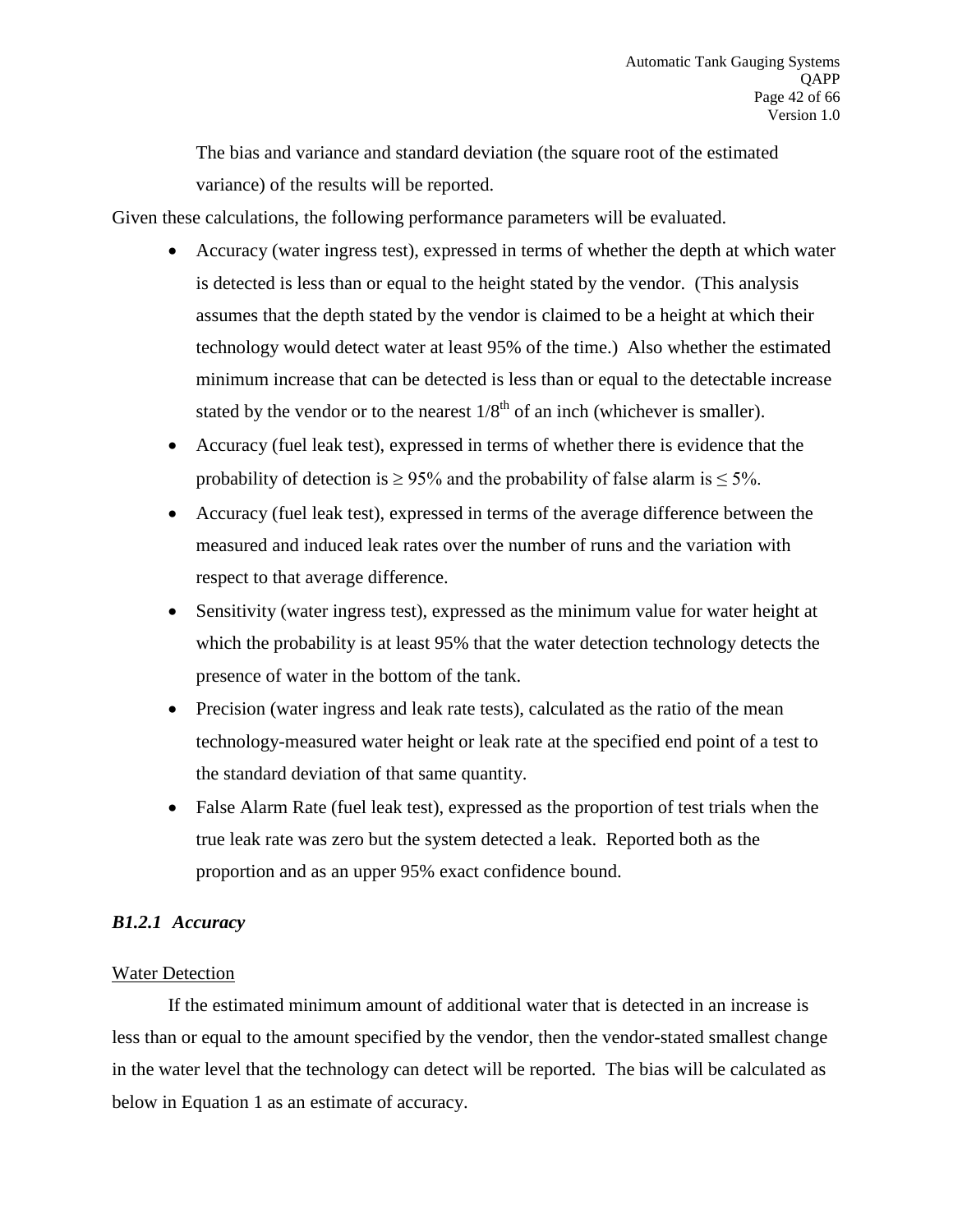The bias and variance and standard deviation (the square root of the estimated variance) of the results will be reported.

Given these calculations, the following performance parameters will be evaluated.

- Accuracy (water ingress test), expressed in terms of whether the depth at which water is detected is less than or equal to the height stated by the vendor. (This analysis assumes that the depth stated by the vendor is claimed to be a height at which their technology would detect water at least 95% of the time.) Also whether the estimated minimum increase that can be detected is less than or equal to the detectable increase stated by the vendor or to the nearest $1/8^{th}$ of an inch (whichever is smaller).
- Accuracy (fuel leak test), expressed in terms of whether there is evidence that the probability of detection is ≥ 95% and the probability of false alarm is ≤ 5%.
- Accuracy (fuel leak test), expressed in terms of the average difference between the measured and induced leak rates over the number of runs and the variation with respect to that average difference.
- Sensitivity (water ingress test), expressed as the minimum value for water height at which the probability is at least 95% that the water detection technology detects the presence of water in the bottom of the tank.
- Precision (water ingress and leak rate tests), calculated as the ratio of the mean technology-measured water height or leak rate at the specified end point of a test to the standard deviation of that same quantity.
- False Alarm Rate (fuel leak test), expressed as the proportion of test trials when the true leak rate was zero but the system detected a leak. Reported both as the proportion and as an upper 95% exact confidence bound.

### *B1.2.1 Accuracy*

<u>Water Detection</u>

If the estimated minimum amount of additional water that is detected in an increase is less than or equal to the amount specified by the vendor, then the vendor-stated smallest change in the water level that the technology can detect will be reported. The bias will be calculated as below in Equation 1 as an estimate of accuracy.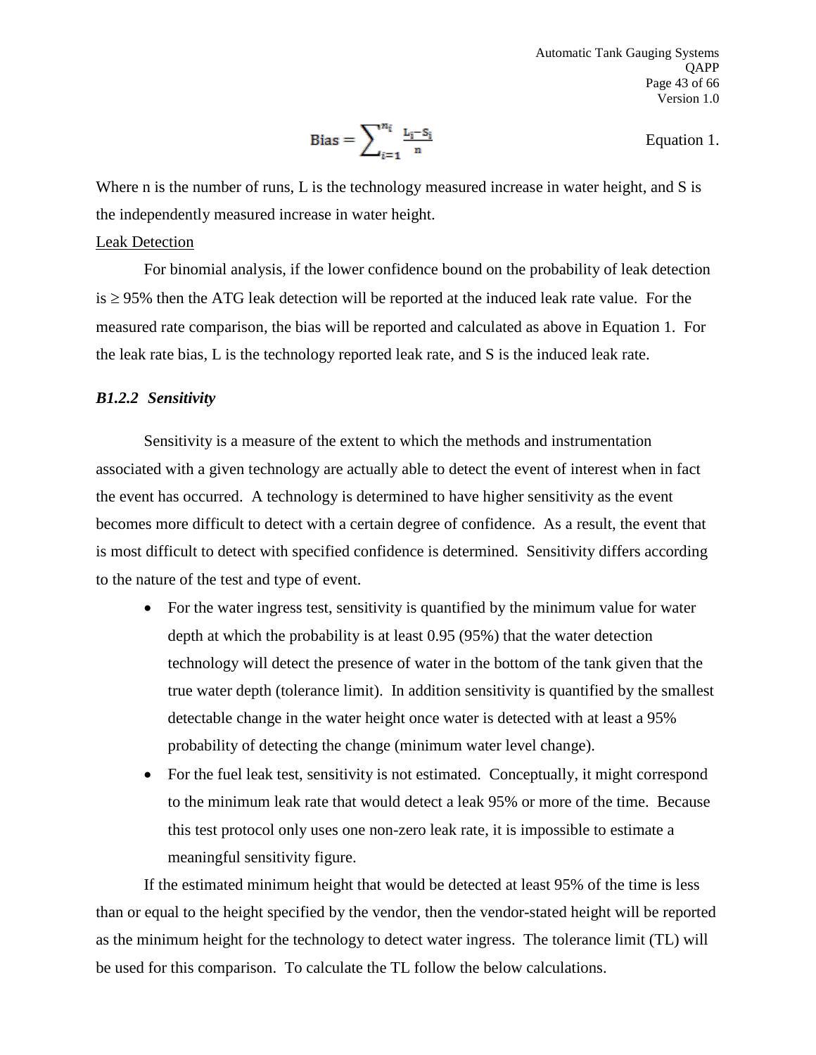$$\text{Bias} = \sum_{i=1}^{n_i} \frac{L_i - S_i}{n} \qquad \text{Equation 1.}$$

Where n is the number of runs, L is the technology measured increase in water height, and S is the independently measured increase in water height.

Leak Detection

For binomial analysis, if the lower confidence bound on the probability of leak detection is ≥ 95% then the ATG leak detection will be reported at the induced leak rate value. For the measured rate comparison, the bias will be reported and calculated as above in Equation 1. For the leak rate bias, L is the technology reported leak rate, and S is the induced leak rate.

### *B1.2.2 Sensitivity*

Sensitivity is a measure of the extent to which the methods and instrumentation associated with a given technology are actually able to detect the event of interest when in fact the event has occurred. A technology is determined to have higher sensitivity as the event becomes more difficult to detect with a certain degree of confidence. As a result, the event that is most difficult to detect with specified confidence is determined. Sensitivity differs according to the nature of the test and type of event.

- For the water ingress test, sensitivity is quantified by the minimum value for water depth at which the probability is at least 0.95 (95%) that the water detection technology will detect the presence of water in the bottom of the tank given that the true water depth (tolerance limit). In addition sensitivity is quantified by the smallest detectable change in the water height once water is detected with at least a 95% probability of detecting the change (minimum water level change).
- For the fuel leak test, sensitivity is not estimated. Conceptually, it might correspond to the minimum leak rate that would detect a leak 95% or more of the time. Because this test protocol only uses one non-zero leak rate, it is impossible to estimate a meaningful sensitivity figure.

If the estimated minimum height that would be detected at least 95% of the time is less than or equal to the height specified by the vendor, then the vendor-stated height will be reported as the minimum height for the technology to detect water ingress. The tolerance limit (TL) will be used for this comparison. To calculate the TL follow the below calculations.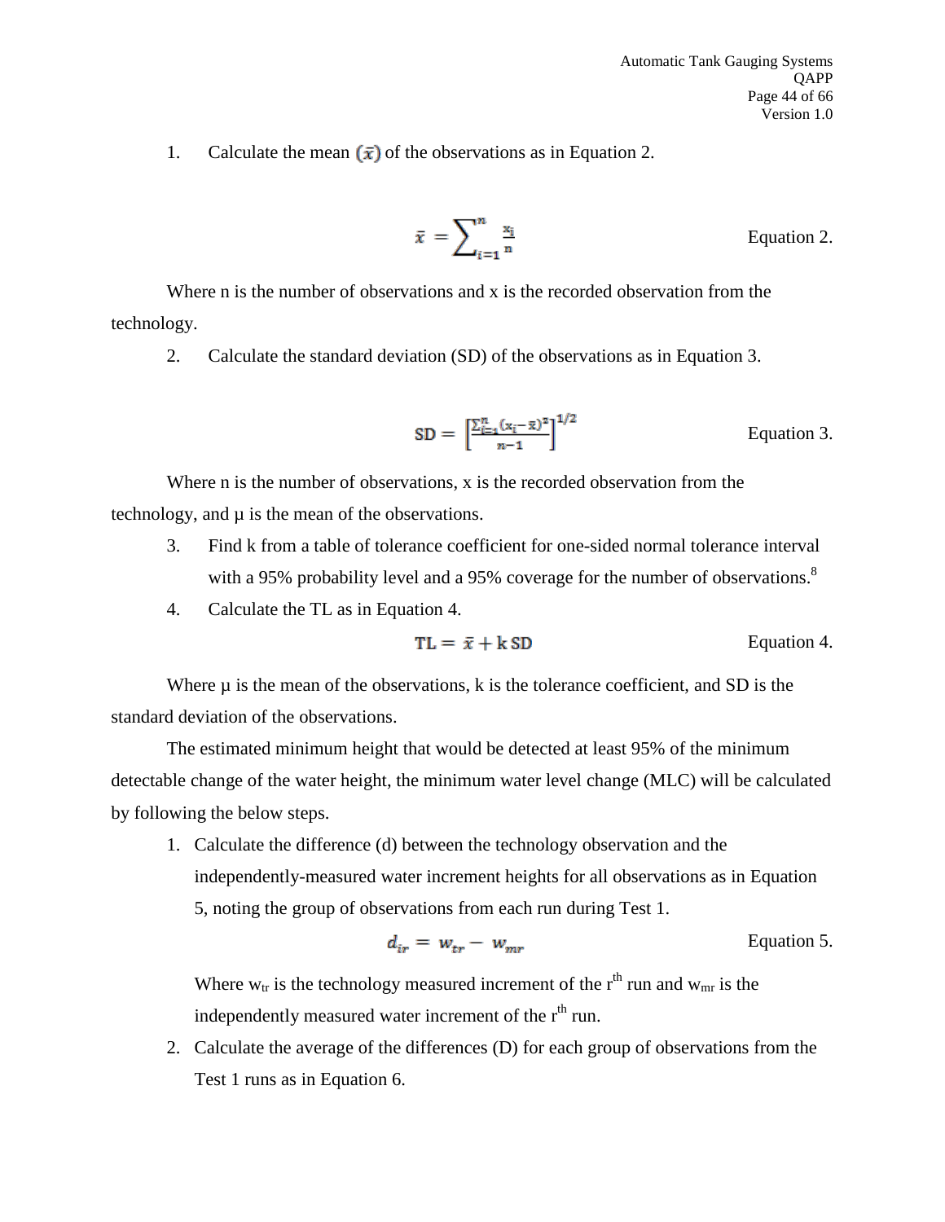1. Calculate the mean $(\bar{x})$ of the observations as in Equation 2.

$$\bar{x} = \sum_{i=1}^{n} \frac{x_i}{n} \qquad \text{Equation 2.}$$

Where n is the number of observations and x is the recorded observation from the technology.

2. Calculate the standard deviation (SD) of the observations as in Equation 3.

$$\mathrm{SD} = \left[\frac{\sum_{i=1}^{n}(x_i - \bar{x})^2}{n-1}\right]^{1/2} \qquad \text{Equation 3.}$$

Where n is the number of observations, x is the recorded observation from the technology, and μ is the mean of the observations.

3. Find k from a table of tolerance coefficient for one-sided normal tolerance interval with a 95% probability level and a 95% coverage for the number of observations.[8]
4. Calculate the TL as in Equation 4.

$$\mathrm{TL} = \bar{x} + \mathrm{k\,SD} \qquad \text{Equation 4.}$$

Where μ is the mean of the observations, k is the tolerance coefficient, and SD is the standard deviation of the observations.

The estimated minimum height that would be detected at least 95% of the minimum detectable change of the water height, the minimum water level change (MLC) will be calculated by following the below steps.

1. Calculate the difference (d) between the technology observation and the independently-measured water increment heights for all observations as in Equation 5, noting the group of observations from each run during Test 1.

$$d_{ir} = w_{tr} - w_{mr} \qquad \text{Equation 5.}$$

   Where $w_{tr}$ is the technology measured increment of the $r^{th}$ run and $w_{mr}$ is the independently measured water increment of the $r^{th}$ run.

2. Calculate the average of the differences (D) for each group of observations from the Test 1 runs as in Equation 6.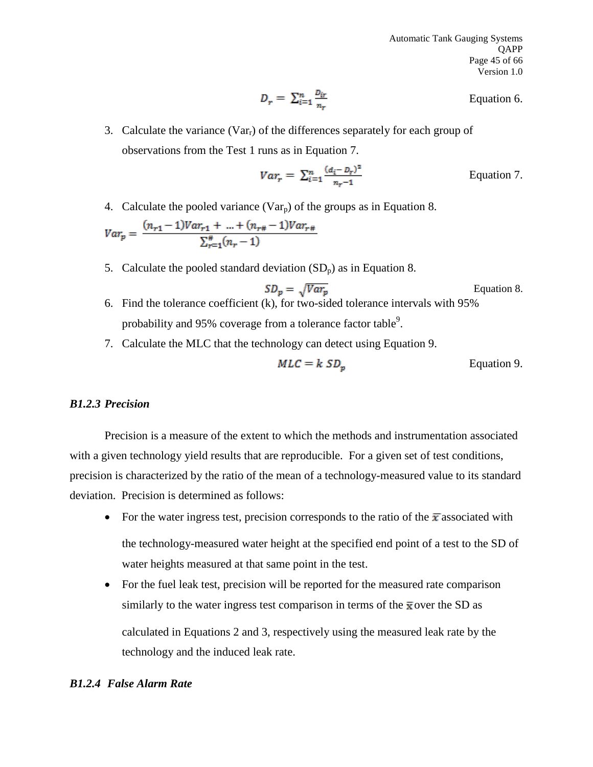$$D_r = \sum_{i=1}^{n} \frac{D_{ir}}{n_r} \qquad \text{Equation 6.}$$

3. Calculate the variance ($Var_r$) of the differences separately for each group of observations from the Test 1 runs as in Equation 7.

$$Var_r = \sum_{i=1}^{n} \frac{(d_i - D_r)^2}{n_r - 1} \qquad \text{Equation 7.}$$

4. Calculate the pooled variance ($Var_p$) of the groups as in Equation 8.

$$Var_p = \frac{(n_{r1} - 1)Var_{r1} + \ldots + (n_{r\#} - 1)Var_{r\#}}{\sum_{r=1}^{\#}(n_r - 1)}$$

5. Calculate the pooled standard deviation ($SD_p$) as in Equation 8.

$$SD_p = \sqrt{Var_p} \qquad \text{Equation 8.}$$

6. Find the tolerance coefficient (k), for two-sided tolerance intervals with 95% probability and 95% coverage from a tolerance factor table[9].
7. Calculate the MLC that the technology can detect using Equation 9.

$$MLC = k\ SD_p \qquad \text{Equation 9.}$$

### *B1.2.3 Precision*

Precision is a measure of the extent to which the methods and instrumentation associated with a given technology yield results that are reproducible. For a given set of test conditions, precision is characterized by the ratio of the mean of a technology-measured value to its standard deviation. Precision is determined as follows:

- For the water ingress test, precision corresponds to the ratio of the $\bar{x}$ associated with the technology-measured water height at the specified end point of a test to the SD of water heights measured at that same point in the test.
- For the fuel leak test, precision will be reported for the measured rate comparison similarly to the water ingress test comparison in terms of the $\bar{\bar{x}}$ over the SD as calculated in Equations 2 and 3, respectively using the measured leak rate by the technology and the induced leak rate.

### *B1.2.4 False Alarm Rate*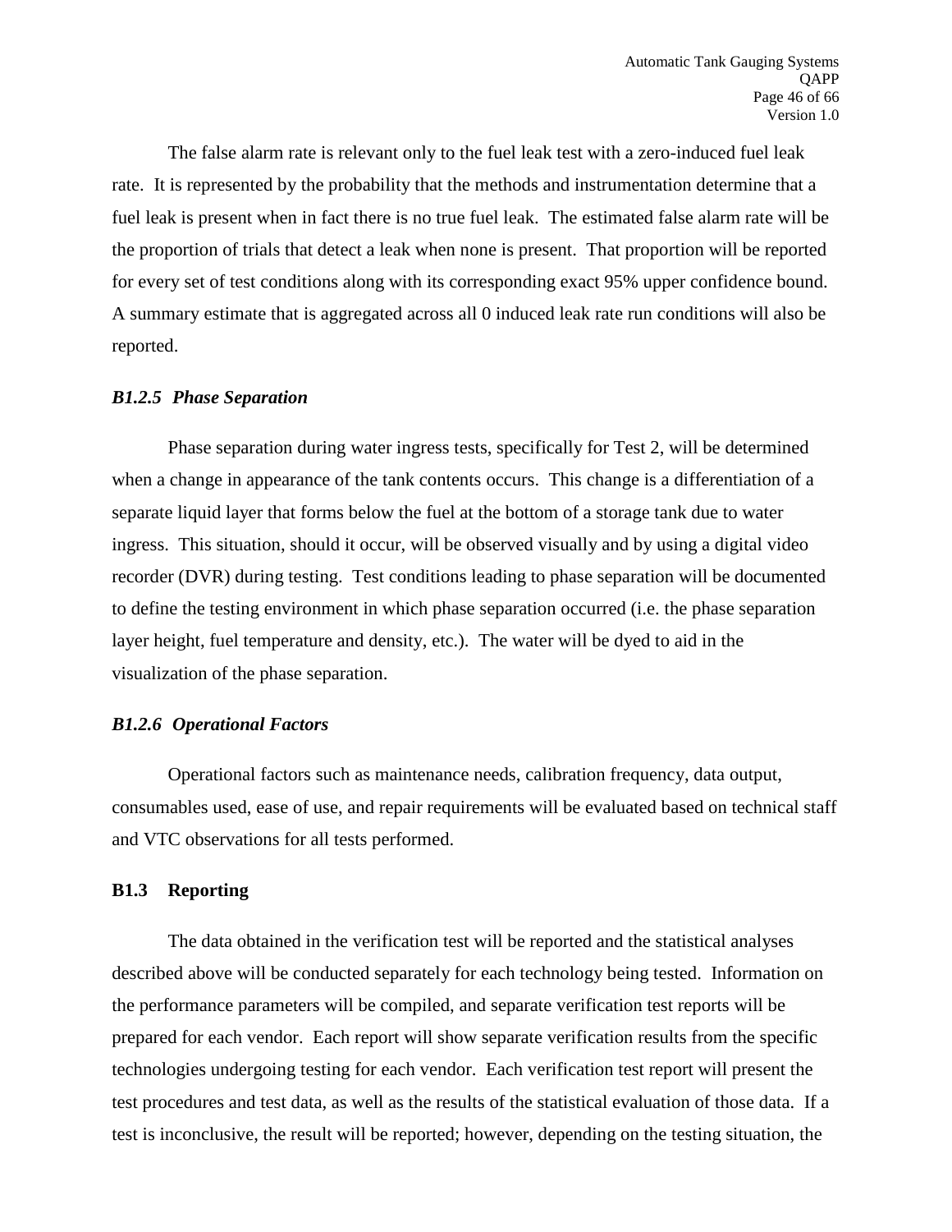The false alarm rate is relevant only to the fuel leak test with a zero-induced fuel leak rate. It is represented by the probability that the methods and instrumentation determine that a fuel leak is present when in fact there is no true fuel leak. The estimated false alarm rate will be the proportion of trials that detect a leak when none is present. That proportion will be reported for every set of test conditions along with its corresponding exact 95% upper confidence bound. A summary estimate that is aggregated across all 0 induced leak rate run conditions will also be reported.

#### *B1.2.5 Phase Separation*

Phase separation during water ingress tests, specifically for Test 2, will be determined when a change in appearance of the tank contents occurs. This change is a differentiation of a separate liquid layer that forms below the fuel at the bottom of a storage tank due to water ingress. This situation, should it occur, will be observed visually and by using a digital video recorder (DVR) during testing. Test conditions leading to phase separation will be documented to define the testing environment in which phase separation occurred (i.e. the phase separation layer height, fuel temperature and density, etc.). The water will be dyed to aid in the visualization of the phase separation.

#### *B1.2.6 Operational Factors*

Operational factors such as maintenance needs, calibration frequency, data output, consumables used, ease of use, and repair requirements will be evaluated based on technical staff and VTC observations for all tests performed.

### B1.3 Reporting

The data obtained in the verification test will be reported and the statistical analyses described above will be conducted separately for each technology being tested. Information on the performance parameters will be compiled, and separate verification test reports will be prepared for each vendor. Each report will show separate verification results from the specific technologies undergoing testing for each vendor. Each verification test report will present the test procedures and test data, as well as the results of the statistical evaluation of those data. If a test is inconclusive, the result will be reported; however, depending on the testing situation, the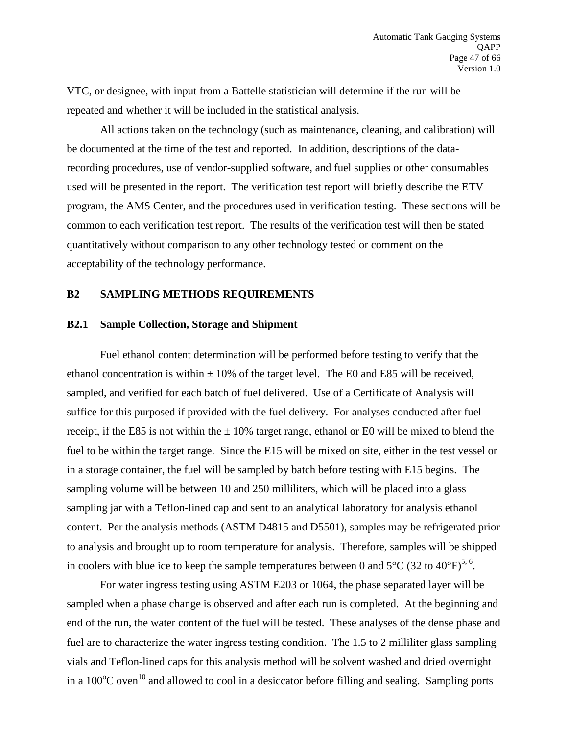VTC, or designee, with input from a Battelle statistician will determine if the run will be repeated and whether it will be included in the statistical analysis.

All actions taken on the technology (such as maintenance, cleaning, and calibration) will be documented at the time of the test and reported. In addition, descriptions of the data-recording procedures, use of vendor-supplied software, and fuel supplies or other consumables used will be presented in the report. The verification test report will briefly describe the ETV program, the AMS Center, and the procedures used in verification testing. These sections will be common to each verification test report. The results of the verification test will then be stated quantitatively without comparison to any other technology tested or comment on the acceptability of the technology performance.

## B2 SAMPLING METHODS REQUIREMENTS

### B2.1 Sample Collection, Storage and Shipment

Fuel ethanol content determination will be performed before testing to verify that the ethanol concentration is within ± 10% of the target level. The E0 and E85 will be received, sampled, and verified for each batch of fuel delivered. Use of a Certificate of Analysis will suffice for this purposed if provided with the fuel delivery. For analyses conducted after fuel receipt, if the E85 is not within the ± 10% target range, ethanol or E0 will be mixed to blend the fuel to be within the target range. Since the E15 will be mixed on site, either in the test vessel or in a storage container, the fuel will be sampled by batch before testing with E15 begins. The sampling volume will be between 10 and 250 milliliters, which will be placed into a glass sampling jar with a Teflon-lined cap and sent to an analytical laboratory for analysis ethanol content. Per the analysis methods (ASTM D4815 and D5501), samples may be refrigerated prior to analysis and brought up to room temperature for analysis. Therefore, samples will be shipped in coolers with blue ice to keep the sample temperatures between 0 and 5°C (32 to 40°F)[5, 6].

For water ingress testing using ASTM E203 or 1064, the phase separated layer will be sampled when a phase change is observed and after each run is completed. At the beginning and end of the run, the water content of the fuel will be tested. These analyses of the dense phase and fuel are to characterize the water ingress testing condition. The 1.5 to 2 milliliter glass sampling vials and Teflon-lined caps for this analysis method will be solvent washed and dried overnight in a 100°C oven[10] and allowed to cool in a desiccator before filling and sealing. Sampling ports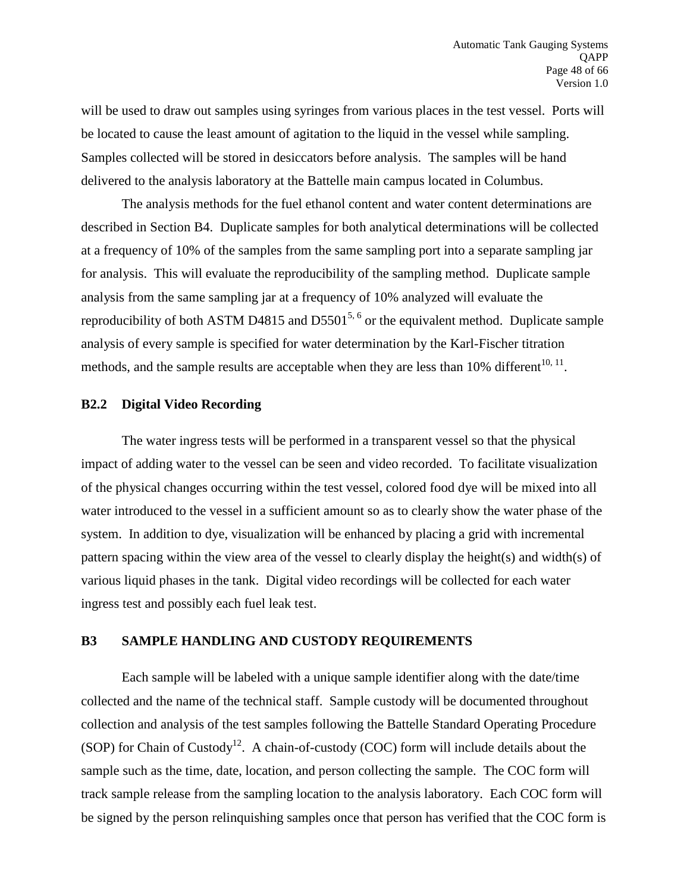will be used to draw out samples using syringes from various places in the test vessel. Ports will be located to cause the least amount of agitation to the liquid in the vessel while sampling. Samples collected will be stored in desiccators before analysis. The samples will be hand delivered to the analysis laboratory at the Battelle main campus located in Columbus.

The analysis methods for the fuel ethanol content and water content determinations are described in Section B4. Duplicate samples for both analytical determinations will be collected at a frequency of 10% of the samples from the same sampling port into a separate sampling jar for analysis. This will evaluate the reproducibility of the sampling method. Duplicate sample analysis from the same sampling jar at a frequency of 10% analyzed will evaluate the reproducibility of both ASTM D4815 and D5501[5, 6] or the equivalent method. Duplicate sample analysis of every sample is specified for water determination by the Karl-Fischer titration methods, and the sample results are acceptable when they are less than 10% different[10, 11].

### B2.2 Digital Video Recording

The water ingress tests will be performed in a transparent vessel so that the physical impact of adding water to the vessel can be seen and video recorded. To facilitate visualization of the physical changes occurring within the test vessel, colored food dye will be mixed into all water introduced to the vessel in a sufficient amount so as to clearly show the water phase of the system. In addition to dye, visualization will be enhanced by placing a grid with incremental pattern spacing within the view area of the vessel to clearly display the height(s) and width(s) of various liquid phases in the tank. Digital video recordings will be collected for each water ingress test and possibly each fuel leak test.

## B3 SAMPLE HANDLING AND CUSTODY REQUIREMENTS

Each sample will be labeled with a unique sample identifier along with the date/time collected and the name of the technical staff. Sample custody will be documented throughout collection and analysis of the test samples following the Battelle Standard Operating Procedure (SOP) for Chain of Custody[12]. A chain-of-custody (COC) form will include details about the sample such as the time, date, location, and person collecting the sample. The COC form will track sample release from the sampling location to the analysis laboratory. Each COC form will be signed by the person relinquishing samples once that person has verified that the COC form is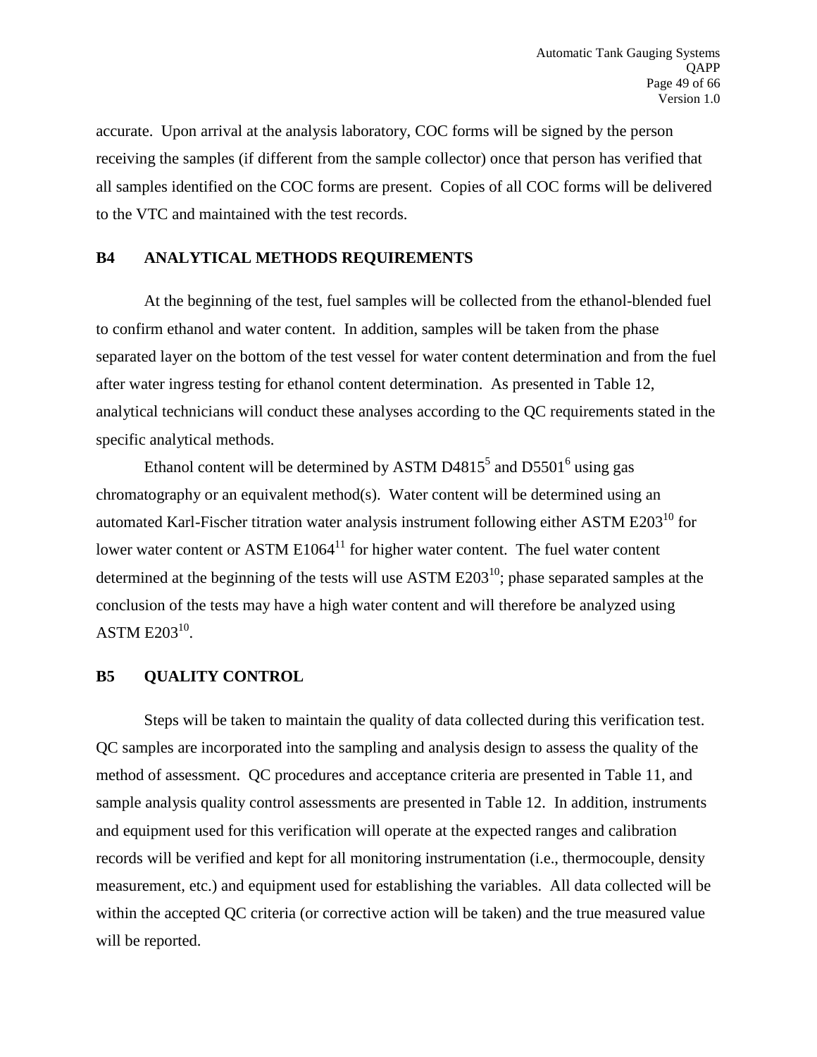accurate. Upon arrival at the analysis laboratory, COC forms will be signed by the person receiving the samples (if different from the sample collector) once that person has verified that all samples identified on the COC forms are present. Copies of all COC forms will be delivered to the VTC and maintained with the test records.

## B4 ANALYTICAL METHODS REQUIREMENTS

At the beginning of the test, fuel samples will be collected from the ethanol-blended fuel to confirm ethanol and water content. In addition, samples will be taken from the phase separated layer on the bottom of the test vessel for water content determination and from the fuel after water ingress testing for ethanol content determination. As presented in Table 12, analytical technicians will conduct these analyses according to the QC requirements stated in the specific analytical methods.

Ethanol content will be determined by ASTM D4815[5] and D5501[6] using gas chromatography or an equivalent method(s). Water content will be determined using an automated Karl-Fischer titration water analysis instrument following either ASTM E203[10] for lower water content or ASTM E1064[11] for higher water content. The fuel water content determined at the beginning of the tests will use ASTM E203[10]; phase separated samples at the conclusion of the tests may have a high water content and will therefore be analyzed using ASTM E203[10].

## B5 QUALITY CONTROL

Steps will be taken to maintain the quality of data collected during this verification test. QC samples are incorporated into the sampling and analysis design to assess the quality of the method of assessment. QC procedures and acceptance criteria are presented in Table 11, and sample analysis quality control assessments are presented in Table 12. In addition, instruments and equipment used for this verification will operate at the expected ranges and calibration records will be verified and kept for all monitoring instrumentation (i.e., thermocouple, density measurement, etc.) and equipment used for establishing the variables. All data collected will be within the accepted QC criteria (or corrective action will be taken) and the true measured value will be reported.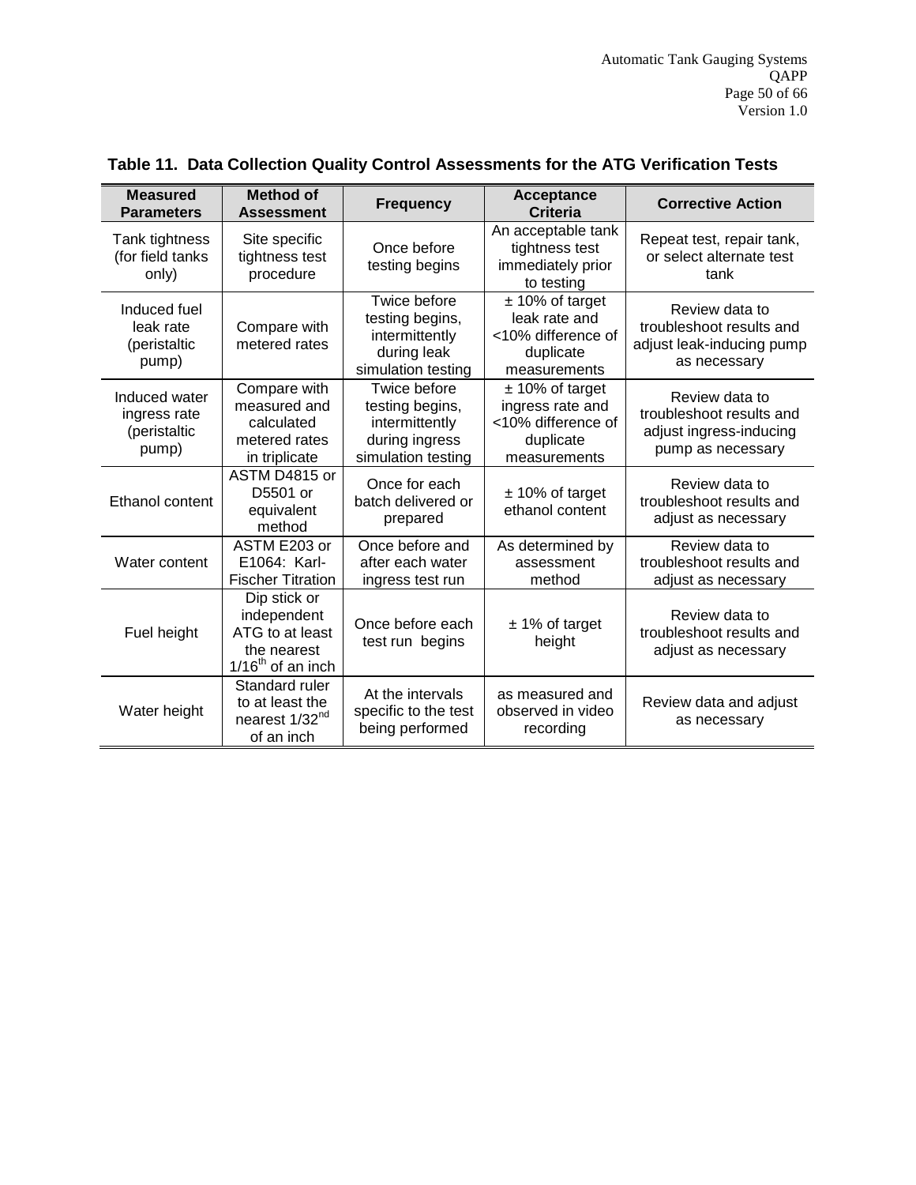**Table 11. Data Collection Quality Control Assessments for the ATG Verification Tests**

| Measured Parameters | Method of Assessment | Frequency | Acceptance Criteria | Corrective Action |
|---|---|---|---|---|
| Tank tightness (for field tanks only) | Site specific tightness test procedure | Once before testing begins | An acceptable tank tightness test immediately prior to testing | Repeat test, repair tank, or select alternate test tank |
| Induced fuel leak rate (peristaltic pump) | Compare with metered rates | Twice before testing begins, intermittently during leak simulation testing | ± 10% of target leak rate and <10% difference of duplicate measurements | Review data to troubleshoot results and adjust leak-inducing pump as necessary |
| Induced water ingress rate (peristaltic pump) | Compare with measured and calculated metered rates in triplicate | Twice before testing begins, intermittently during ingress simulation testing | ± 10% of target ingress rate and <10% difference of duplicate measurements | Review data to troubleshoot results and adjust ingress-inducing pump as necessary |
| Ethanol content | ASTM D4815 or D5501 or equivalent method | Once for each batch delivered or prepared | ± 10% of target ethanol content | Review data to troubleshoot results and adjust as necessary |
| Water content | ASTM E203 or E1064: Karl-Fischer Titration | Once before and after each water ingress test run | As determined by assessment method | Review data to troubleshoot results and adjust as necessary |
| Fuel height | Dip stick or independent ATG to at least the nearest 1/16th of an inch | Once before each test run begins | ± 1% of target height | Review data to troubleshoot results and adjust as necessary |
| Water height | Standard ruler to at least the nearest 1/32nd of an inch | At the intervals specific to the test being performed | as measured and observed in video recording | Review data and adjust as necessary |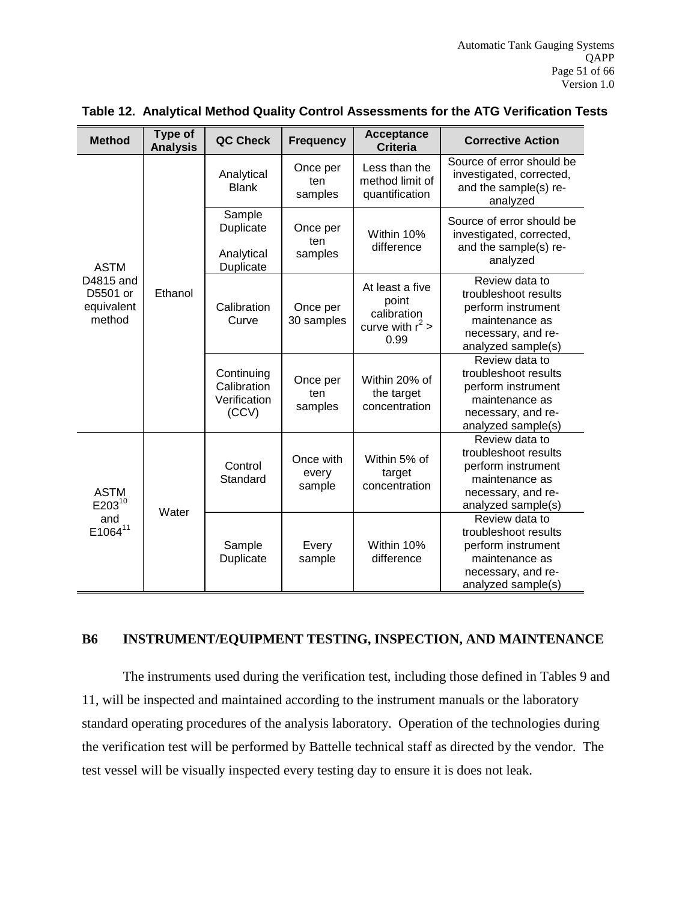**Table 12. Analytical Method Quality Control Assessments for the ATG Verification Tests**

| Method | Type of Analysis | QC Check | Frequency | Acceptance Criteria | Corrective Action |
|---|---|---|---|---|---|
| ASTM D4815 and D5501 or equivalent method | Ethanol | Analytical Blank | Once per ten samples | Less than the method limit of quantification | Source of error should be investigated, corrected, and the sample(s) re-analyzed |
| | | Sample Duplicate<br><br>Analytical Duplicate | Once per ten samples | Within 10% difference | Source of error should be investigated, corrected, and the sample(s) re-analyzed |
| | | Calibration Curve | Once per 30 samples | At least a five point calibration curve with $r^2 > 0.99$ | Review data to troubleshoot results perform instrument maintenance as necessary, and re-analyzed sample(s) |
| | | Continuing Calibration Verification (CCV) | Once per ten samples | Within 20% of the target concentration | Review data to troubleshoot results perform instrument maintenance as necessary, and re-analyzed sample(s) |
| ASTM E203[10] and E1064[11] | Water | Control Standard | Once with every sample | Within 5% of target concentration | Review data to troubleshoot results perform instrument maintenance as necessary, and re-analyzed sample(s) |
| | | Sample Duplicate | Every sample | Within 10% difference | Review data to troubleshoot results perform instrument maintenance as necessary, and re-analyzed sample(s) |

## B6 INSTRUMENT/EQUIPMENT TESTING, INSPECTION, AND MAINTENANCE

The instruments used during the verification test, including those defined in Tables 9 and 11, will be inspected and maintained according to the instrument manuals or the laboratory standard operating procedures of the analysis laboratory. Operation of the technologies during the verification test will be performed by Battelle technical staff as directed by the vendor. The test vessel will be visually inspected every testing day to ensure it is does not leak.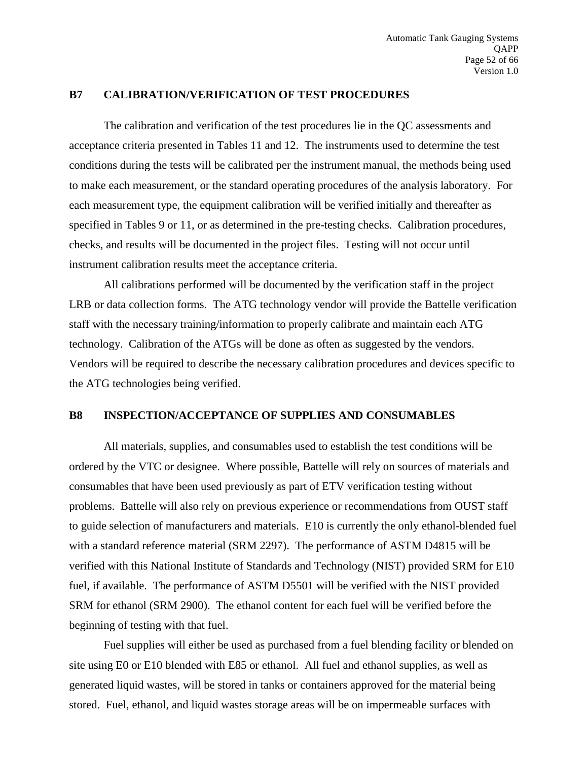## B7 CALIBRATION/VERIFICATION OF TEST PROCEDURES

The calibration and verification of the test procedures lie in the QC assessments and acceptance criteria presented in Tables 11 and 12. The instruments used to determine the test conditions during the tests will be calibrated per the instrument manual, the methods being used to make each measurement, or the standard operating procedures of the analysis laboratory. For each measurement type, the equipment calibration will be verified initially and thereafter as specified in Tables 9 or 11, or as determined in the pre-testing checks. Calibration procedures, checks, and results will be documented in the project files. Testing will not occur until instrument calibration results meet the acceptance criteria.

All calibrations performed will be documented by the verification staff in the project LRB or data collection forms. The ATG technology vendor will provide the Battelle verification staff with the necessary training/information to properly calibrate and maintain each ATG technology. Calibration of the ATGs will be done as often as suggested by the vendors. Vendors will be required to describe the necessary calibration procedures and devices specific to the ATG technologies being verified.

## B8 INSPECTION/ACCEPTANCE OF SUPPLIES AND CONSUMABLES

All materials, supplies, and consumables used to establish the test conditions will be ordered by the VTC or designee. Where possible, Battelle will rely on sources of materials and consumables that have been used previously as part of ETV verification testing without problems. Battelle will also rely on previous experience or recommendations from OUST staff to guide selection of manufacturers and materials. E10 is currently the only ethanol-blended fuel with a standard reference material (SRM 2297). The performance of ASTM D4815 will be verified with this National Institute of Standards and Technology (NIST) provided SRM for E10 fuel, if available. The performance of ASTM D5501 will be verified with the NIST provided SRM for ethanol (SRM 2900). The ethanol content for each fuel will be verified before the beginning of testing with that fuel.

Fuel supplies will either be used as purchased from a fuel blending facility or blended on site using E0 or E10 blended with E85 or ethanol. All fuel and ethanol supplies, as well as generated liquid wastes, will be stored in tanks or containers approved for the material being stored. Fuel, ethanol, and liquid wastes storage areas will be on impermeable surfaces with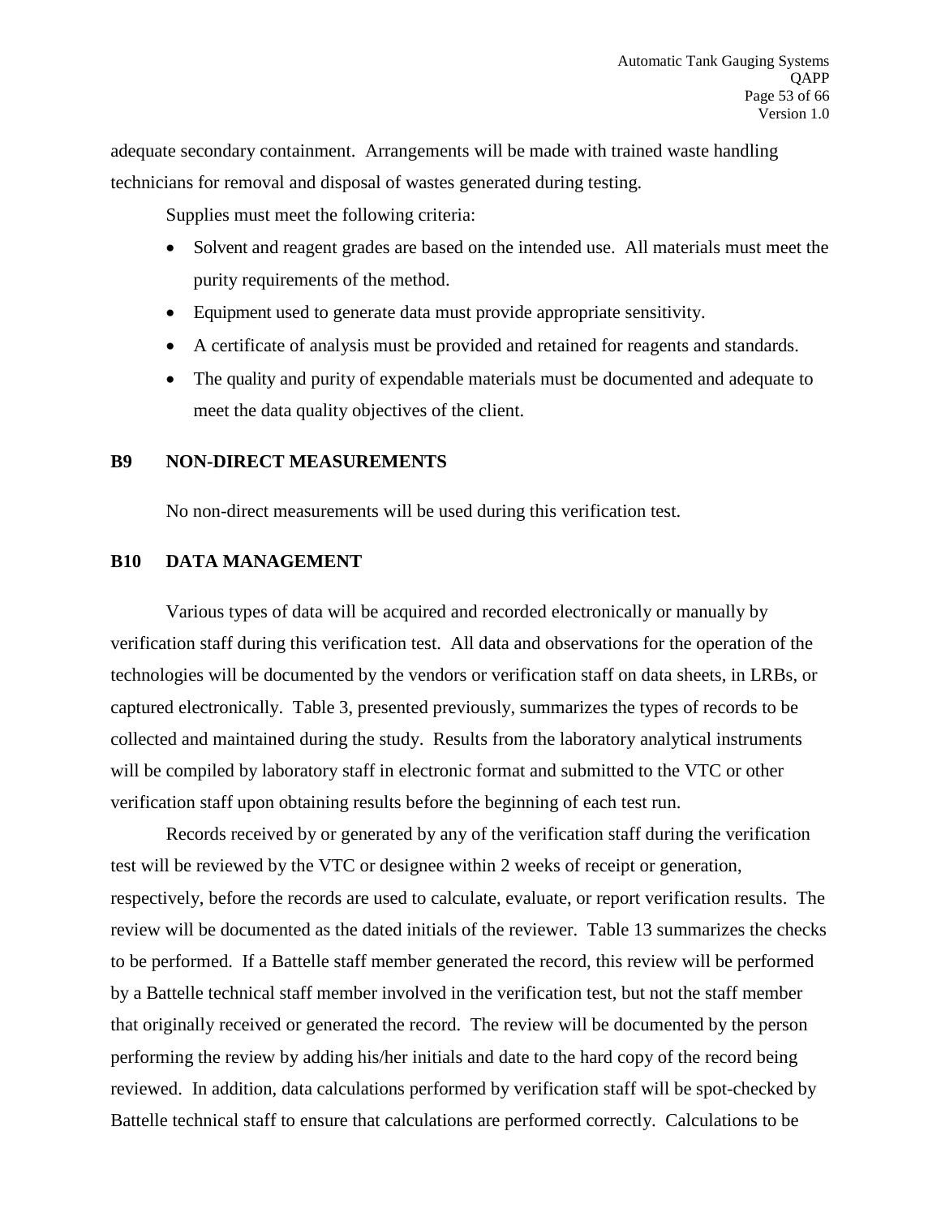adequate secondary containment. Arrangements will be made with trained waste handling technicians for removal and disposal of wastes generated during testing.

Supplies must meet the following criteria:

- Solvent and reagent grades are based on the intended use. All materials must meet the purity requirements of the method.
- Equipment used to generate data must provide appropriate sensitivity.
- A certificate of analysis must be provided and retained for reagents and standards.
- The quality and purity of expendable materials must be documented and adequate to meet the data quality objectives of the client.

## B9 NON-DIRECT MEASUREMENTS

No non-direct measurements will be used during this verification test.

## B10 DATA MANAGEMENT

Various types of data will be acquired and recorded electronically or manually by verification staff during this verification test. All data and observations for the operation of the technologies will be documented by the vendors or verification staff on data sheets, in LRBs, or captured electronically. Table 3, presented previously, summarizes the types of records to be collected and maintained during the study. Results from the laboratory analytical instruments will be compiled by laboratory staff in electronic format and submitted to the VTC or other verification staff upon obtaining results before the beginning of each test run.

Records received by or generated by any of the verification staff during the verification test will be reviewed by the VTC or designee within 2 weeks of receipt or generation, respectively, before the records are used to calculate, evaluate, or report verification results. The review will be documented as the dated initials of the reviewer. Table 13 summarizes the checks to be performed. If a Battelle staff member generated the record, this review will be performed by a Battelle technical staff member involved in the verification test, but not the staff member that originally received or generated the record. The review will be documented by the person performing the review by adding his/her initials and date to the hard copy of the record being reviewed. In addition, data calculations performed by verification staff will be spot-checked by Battelle technical staff to ensure that calculations are performed correctly. Calculations to be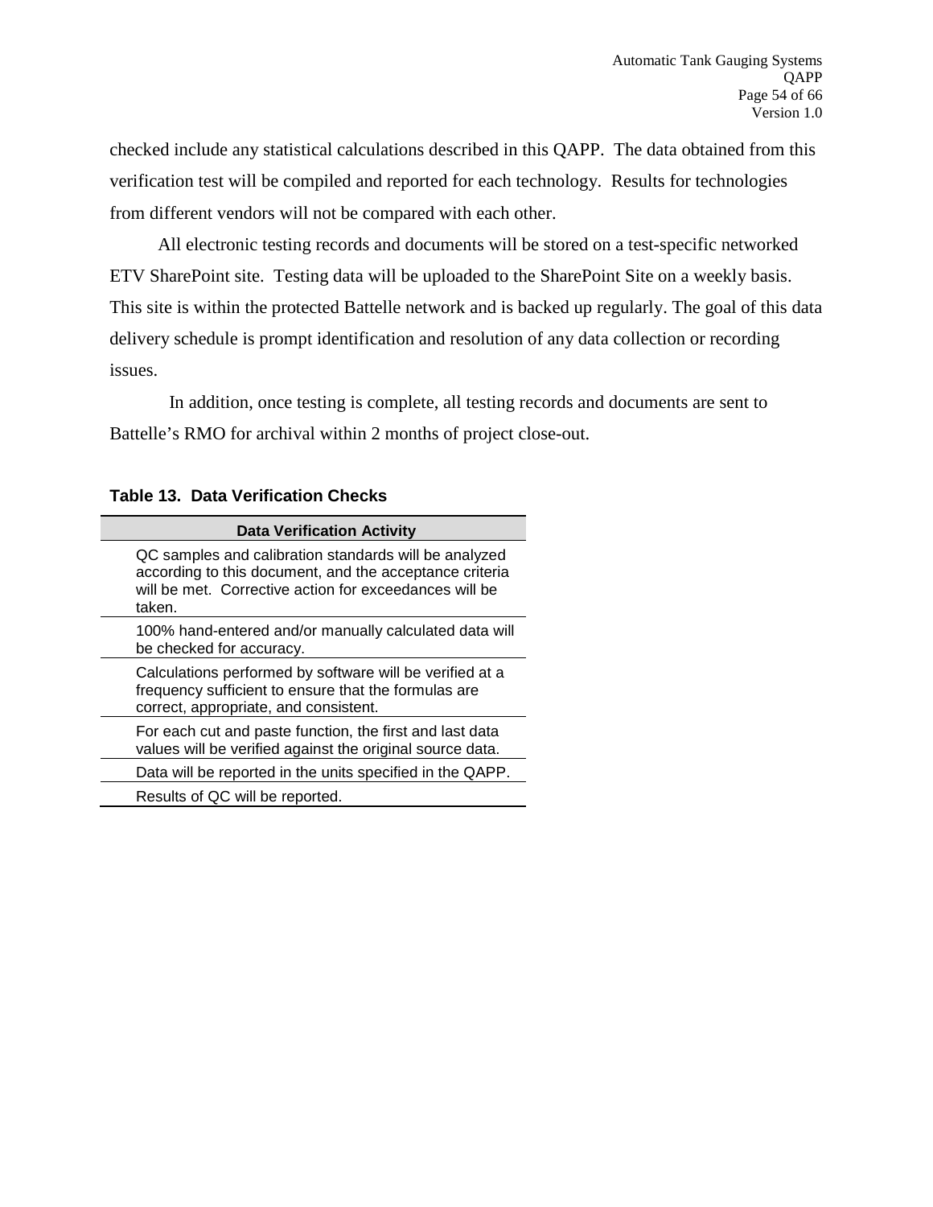checked include any statistical calculations described in this QAPP. The data obtained from this verification test will be compiled and reported for each technology. Results for technologies from different vendors will not be compared with each other.

All electronic testing records and documents will be stored on a test-specific networked ETV SharePoint site. Testing data will be uploaded to the SharePoint Site on a weekly basis. This site is within the protected Battelle network and is backed up regularly. The goal of this data delivery schedule is prompt identification and resolution of any data collection or recording issues.

In addition, once testing is complete, all testing records and documents are sent to Battelle's RMO for archival within 2 months of project close-out.

**Table 13. Data Verification Checks**

| Data Verification Activity |
|---|
| QC samples and calibration standards will be analyzed according to this document, and the acceptance criteria will be met. Corrective action for exceedances will be taken. |
| 100% hand-entered and/or manually calculated data will be checked for accuracy. |
| Calculations performed by software will be verified at a frequency sufficient to ensure that the formulas are correct, appropriate, and consistent. |
| For each cut and paste function, the first and last data values will be verified against the original source data. |
| Data will be reported in the units specified in the QAPP. |
| Results of QC will be reported. |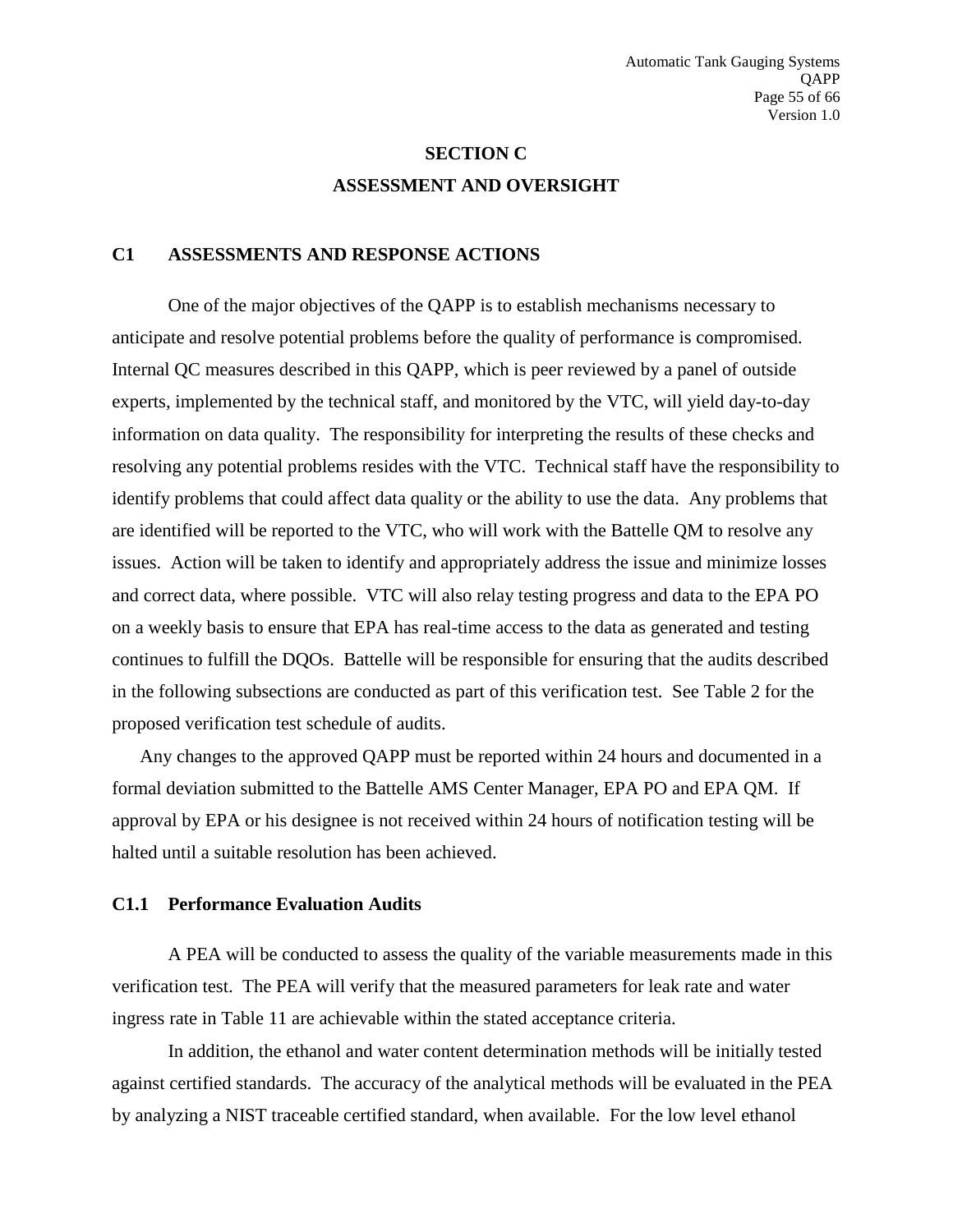# SECTION C
# ASSESSMENT AND OVERSIGHT

## C1 ASSESSMENTS AND RESPONSE ACTIONS

One of the major objectives of the QAPP is to establish mechanisms necessary to anticipate and resolve potential problems before the quality of performance is compromised. Internal QC measures described in this QAPP, which is peer reviewed by a panel of outside experts, implemented by the technical staff, and monitored by the VTC, will yield day-to-day information on data quality. The responsibility for interpreting the results of these checks and resolving any potential problems resides with the VTC. Technical staff have the responsibility to identify problems that could affect data quality or the ability to use the data. Any problems that are identified will be reported to the VTC, who will work with the Battelle QM to resolve any issues. Action will be taken to identify and appropriately address the issue and minimize losses and correct data, where possible. VTC will also relay testing progress and data to the EPA PO on a weekly basis to ensure that EPA has real-time access to the data as generated and testing continues to fulfill the DQOs. Battelle will be responsible for ensuring that the audits described in the following subsections are conducted as part of this verification test. See Table 2 for the proposed verification test schedule of audits.

Any changes to the approved QAPP must be reported within 24 hours and documented in a formal deviation submitted to the Battelle AMS Center Manager, EPA PO and EPA QM. If approval by EPA or his designee is not received within 24 hours of notification testing will be halted until a suitable resolution has been achieved.

### C1.1 Performance Evaluation Audits

A PEA will be conducted to assess the quality of the variable measurements made in this verification test. The PEA will verify that the measured parameters for leak rate and water ingress rate in Table 11 are achievable within the stated acceptance criteria.

In addition, the ethanol and water content determination methods will be initially tested against certified standards. The accuracy of the analytical methods will be evaluated in the PEA by analyzing a NIST traceable certified standard, when available. For the low level ethanol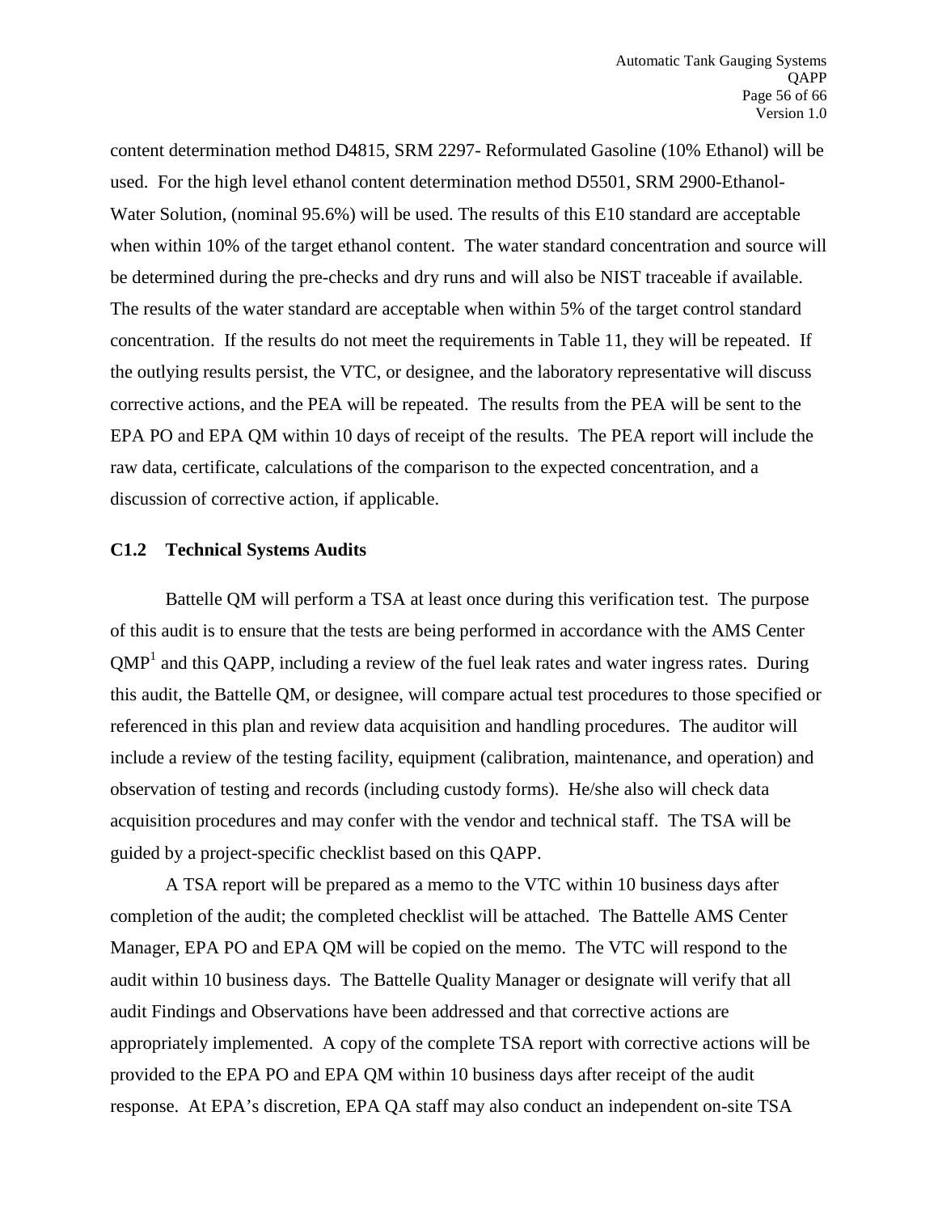content determination method D4815, SRM 2297- Reformulated Gasoline (10% Ethanol) will be used. For the high level ethanol content determination method D5501, SRM 2900-Ethanol-Water Solution, (nominal 95.6%) will be used. The results of this E10 standard are acceptable when within 10% of the target ethanol content. The water standard concentration and source will be determined during the pre-checks and dry runs and will also be NIST traceable if available. The results of the water standard are acceptable when within 5% of the target control standard concentration. If the results do not meet the requirements in Table 11, they will be repeated. If the outlying results persist, the VTC, or designee, and the laboratory representative will discuss corrective actions, and the PEA will be repeated. The results from the PEA will be sent to the EPA PO and EPA QM within 10 days of receipt of the results. The PEA report will include the raw data, certificate, calculations of the comparison to the expected concentration, and a discussion of corrective action, if applicable.

### C1.2 Technical Systems Audits

Battelle QM will perform a TSA at least once during this verification test. The purpose of this audit is to ensure that the tests are being performed in accordance with the AMS Center QMP[1] and this QAPP, including a review of the fuel leak rates and water ingress rates. During this audit, the Battelle QM, or designee, will compare actual test procedures to those specified or referenced in this plan and review data acquisition and handling procedures. The auditor will include a review of the testing facility, equipment (calibration, maintenance, and operation) and observation of testing and records (including custody forms). He/she also will check data acquisition procedures and may confer with the vendor and technical staff. The TSA will be guided by a project-specific checklist based on this QAPP.

A TSA report will be prepared as a memo to the VTC within 10 business days after completion of the audit; the completed checklist will be attached. The Battelle AMS Center Manager, EPA PO and EPA QM will be copied on the memo. The VTC will respond to the audit within 10 business days. The Battelle Quality Manager or designate will verify that all audit Findings and Observations have been addressed and that corrective actions are appropriately implemented. A copy of the complete TSA report with corrective actions will be provided to the EPA PO and EPA QM within 10 business days after receipt of the audit response. At EPA's discretion, EPA QA staff may also conduct an independent on-site TSA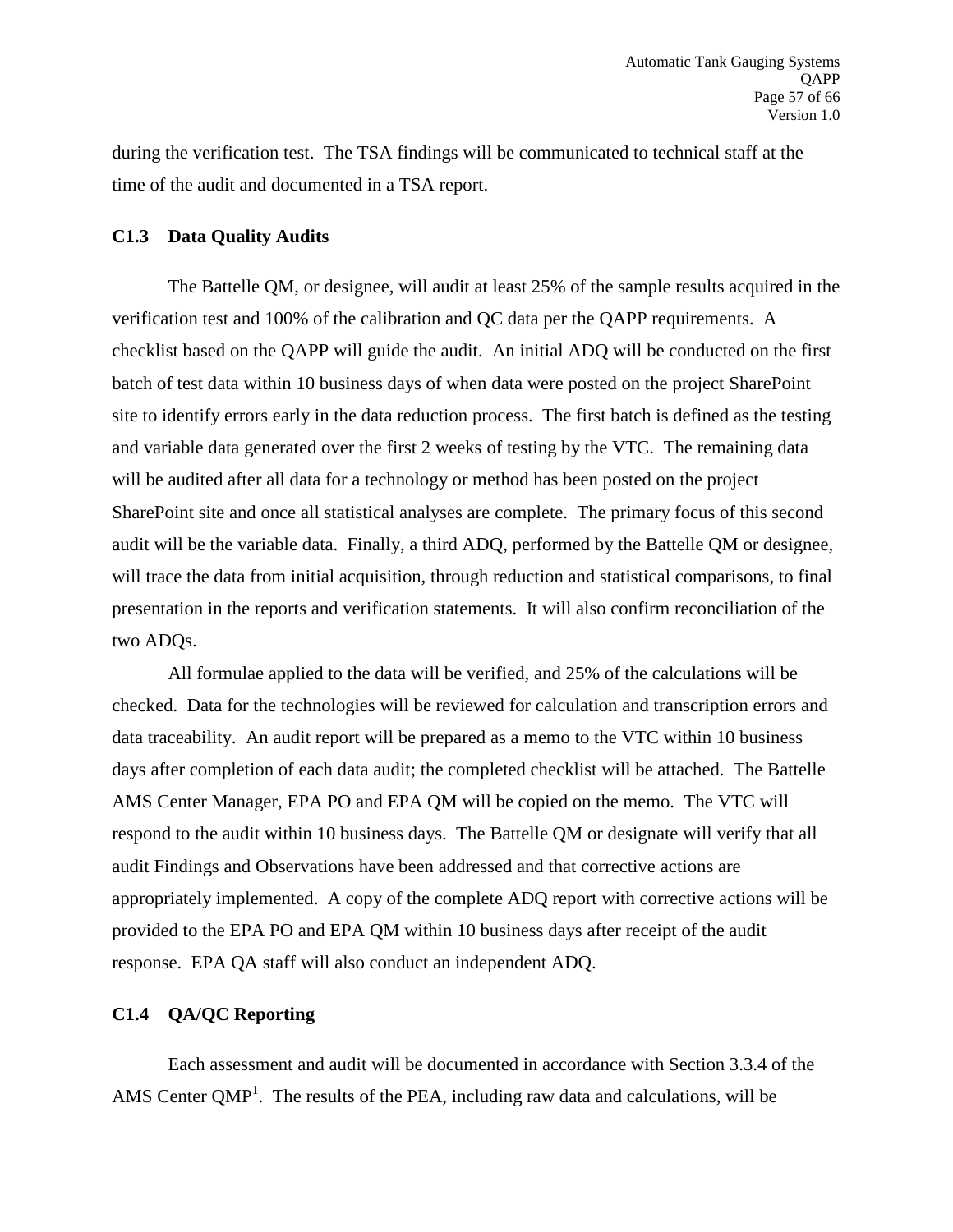during the verification test. The TSA findings will be communicated to technical staff at the time of the audit and documented in a TSA report.

### C1.3 Data Quality Audits

The Battelle QM, or designee, will audit at least 25% of the sample results acquired in the verification test and 100% of the calibration and QC data per the QAPP requirements. A checklist based on the QAPP will guide the audit. An initial ADQ will be conducted on the first batch of test data within 10 business days of when data were posted on the project SharePoint site to identify errors early in the data reduction process. The first batch is defined as the testing and variable data generated over the first 2 weeks of testing by the VTC. The remaining data will be audited after all data for a technology or method has been posted on the project SharePoint site and once all statistical analyses are complete. The primary focus of this second audit will be the variable data. Finally, a third ADQ, performed by the Battelle QM or designee, will trace the data from initial acquisition, through reduction and statistical comparisons, to final presentation in the reports and verification statements. It will also confirm reconciliation of the two ADQs.

All formulae applied to the data will be verified, and 25% of the calculations will be checked. Data for the technologies will be reviewed for calculation and transcription errors and data traceability. An audit report will be prepared as a memo to the VTC within 10 business days after completion of each data audit; the completed checklist will be attached. The Battelle AMS Center Manager, EPA PO and EPA QM will be copied on the memo. The VTC will respond to the audit within 10 business days. The Battelle QM or designate will verify that all audit Findings and Observations have been addressed and that corrective actions are appropriately implemented. A copy of the complete ADQ report with corrective actions will be provided to the EPA PO and EPA QM within 10 business days after receipt of the audit response. EPA QA staff will also conduct an independent ADQ.

### C1.4 QA/QC Reporting

Each assessment and audit will be documented in accordance with Section 3.3.4 of the AMS Center QMP[1]. The results of the PEA, including raw data and calculations, will be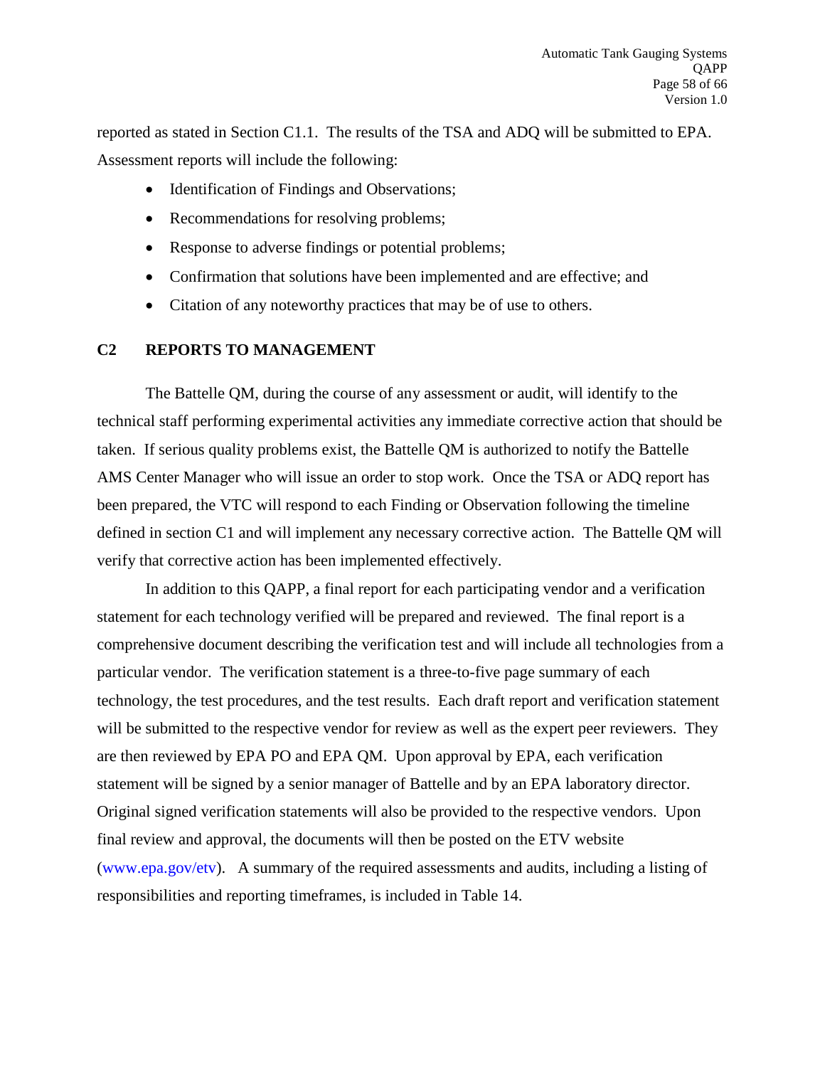reported as stated in Section C1.1. The results of the TSA and ADQ will be submitted to EPA. Assessment reports will include the following:

- Identification of Findings and Observations;
- Recommendations for resolving problems;
- Response to adverse findings or potential problems;
- Confirmation that solutions have been implemented and are effective; and
- Citation of any noteworthy practices that may be of use to others.

## C2 REPORTS TO MANAGEMENT

The Battelle QM, during the course of any assessment or audit, will identify to the technical staff performing experimental activities any immediate corrective action that should be taken. If serious quality problems exist, the Battelle QM is authorized to notify the Battelle AMS Center Manager who will issue an order to stop work. Once the TSA or ADQ report has been prepared, the VTC will respond to each Finding or Observation following the timeline defined in section C1 and will implement any necessary corrective action. The Battelle QM will verify that corrective action has been implemented effectively.

In addition to this QAPP, a final report for each participating vendor and a verification statement for each technology verified will be prepared and reviewed. The final report is a comprehensive document describing the verification test and will include all technologies from a particular vendor. The verification statement is a three-to-five page summary of each technology, the test procedures, and the test results. Each draft report and verification statement will be submitted to the respective vendor for review as well as the expert peer reviewers. They are then reviewed by EPA PO and EPA QM. Upon approval by EPA, each verification statement will be signed by a senior manager of Battelle and by an EPA laboratory director. Original signed verification statements will also be provided to the respective vendors. Upon final review and approval, the documents will then be posted on the ETV website (www.epa.gov/etv). A summary of the required assessments and audits, including a listing of responsibilities and reporting timeframes, is included in Table 14.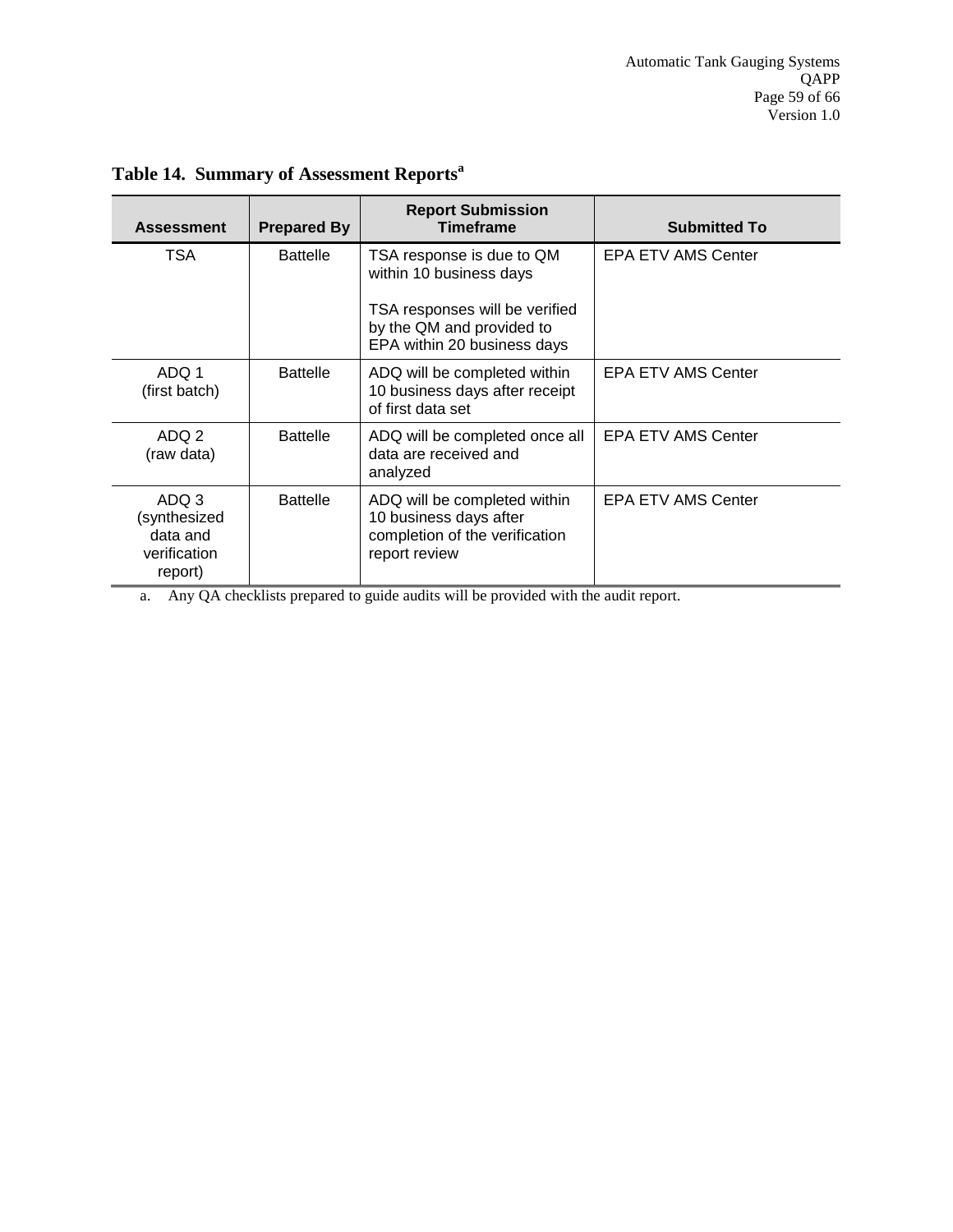**Table 14. Summary of Assessment Reports[a]**

| Assessment | Prepared By | Report Submission Timeframe | Submitted To |
|---|---|---|---|
| TSA | Battelle | TSA response is due to QM within 10 business days<br><br>TSA responses will be verified by the QM and provided to EPA within 20 business days | EPA ETV AMS Center |
| ADQ 1 (first batch) | Battelle | ADQ will be completed within 10 business days after receipt of first data set | EPA ETV AMS Center |
| ADQ 2 (raw data) | Battelle | ADQ will be completed once all data are received and analyzed | EPA ETV AMS Center |
| ADQ 3 (synthesized data and verification report) | Battelle | ADQ will be completed within 10 business days after completion of the verification report review | EPA ETV AMS Center |

a. Any QA checklists prepared to guide audits will be provided with the audit report.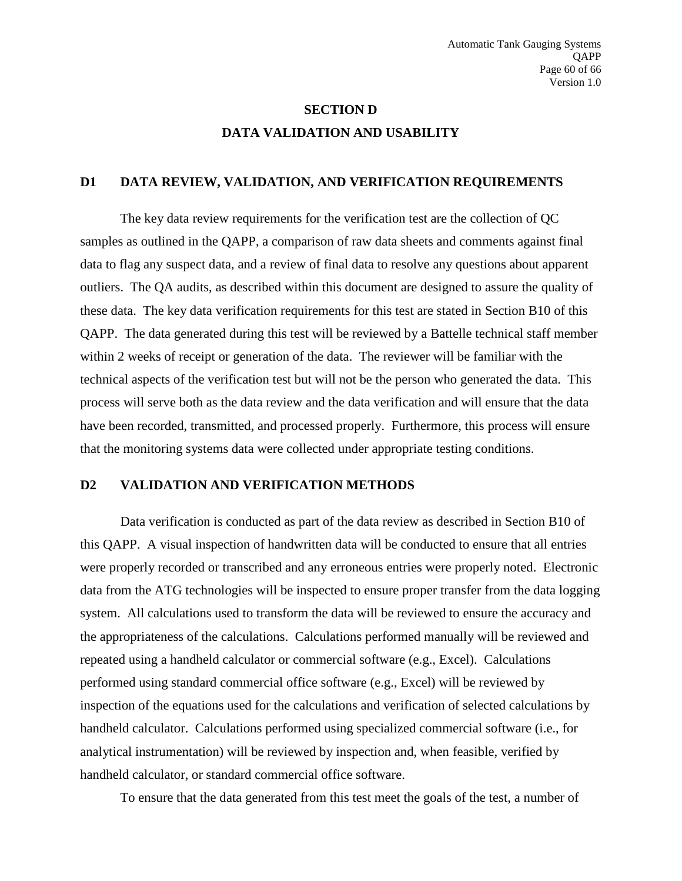# SECTION D

# DATA VALIDATION AND USABILITY

## D1 DATA REVIEW, VALIDATION, AND VERIFICATION REQUIREMENTS

The key data review requirements for the verification test are the collection of QC samples as outlined in the QAPP, a comparison of raw data sheets and comments against final data to flag any suspect data, and a review of final data to resolve any questions about apparent outliers. The QA audits, as described within this document are designed to assure the quality of these data. The key data verification requirements for this test are stated in Section B10 of this QAPP. The data generated during this test will be reviewed by a Battelle technical staff member within 2 weeks of receipt or generation of the data. The reviewer will be familiar with the technical aspects of the verification test but will not be the person who generated the data. This process will serve both as the data review and the data verification and will ensure that the data have been recorded, transmitted, and processed properly. Furthermore, this process will ensure that the monitoring systems data were collected under appropriate testing conditions.

## D2 VALIDATION AND VERIFICATION METHODS

Data verification is conducted as part of the data review as described in Section B10 of this QAPP. A visual inspection of handwritten data will be conducted to ensure that all entries were properly recorded or transcribed and any erroneous entries were properly noted. Electronic data from the ATG technologies will be inspected to ensure proper transfer from the data logging system. All calculations used to transform the data will be reviewed to ensure the accuracy and the appropriateness of the calculations. Calculations performed manually will be reviewed and repeated using a handheld calculator or commercial software (e.g., Excel). Calculations performed using standard commercial office software (e.g., Excel) will be reviewed by inspection of the equations used for the calculations and verification of selected calculations by handheld calculator. Calculations performed using specialized commercial software (i.e., for analytical instrumentation) will be reviewed by inspection and, when feasible, verified by handheld calculator, or standard commercial office software.

To ensure that the data generated from this test meet the goals of the test, a number of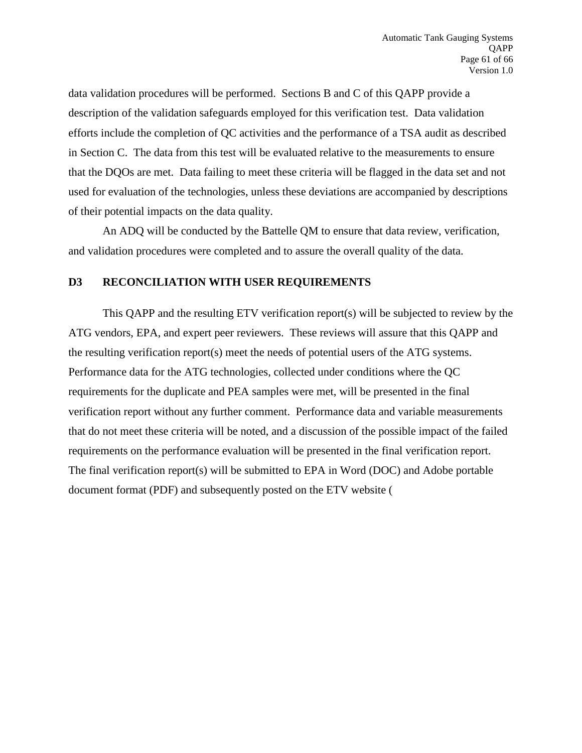data validation procedures will be performed. Sections B and C of this QAPP provide a description of the validation safeguards employed for this verification test. Data validation efforts include the completion of QC activities and the performance of a TSA audit as described in Section C. The data from this test will be evaluated relative to the measurements to ensure that the DQOs are met. Data failing to meet these criteria will be flagged in the data set and not used for evaluation of the technologies, unless these deviations are accompanied by descriptions of their potential impacts on the data quality.

An ADQ will be conducted by the Battelle QM to ensure that data review, verification, and validation procedures were completed and to assure the overall quality of the data.

## D3 RECONCILIATION WITH USER REQUIREMENTS

This QAPP and the resulting ETV verification report(s) will be subjected to review by the ATG vendors, EPA, and expert peer reviewers. These reviews will assure that this QAPP and the resulting verification report(s) meet the needs of potential users of the ATG systems. Performance data for the ATG technologies, collected under conditions where the QC requirements for the duplicate and PEA samples were met, will be presented in the final verification report without any further comment. Performance data and variable measurements that do not meet these criteria will be noted, and a discussion of the possible impact of the failed requirements on the performance evaluation will be presented in the final verification report. The final verification report(s) will be submitted to EPA in Word (DOC) and Adobe portable document format (PDF) and subsequently posted on the ETV website (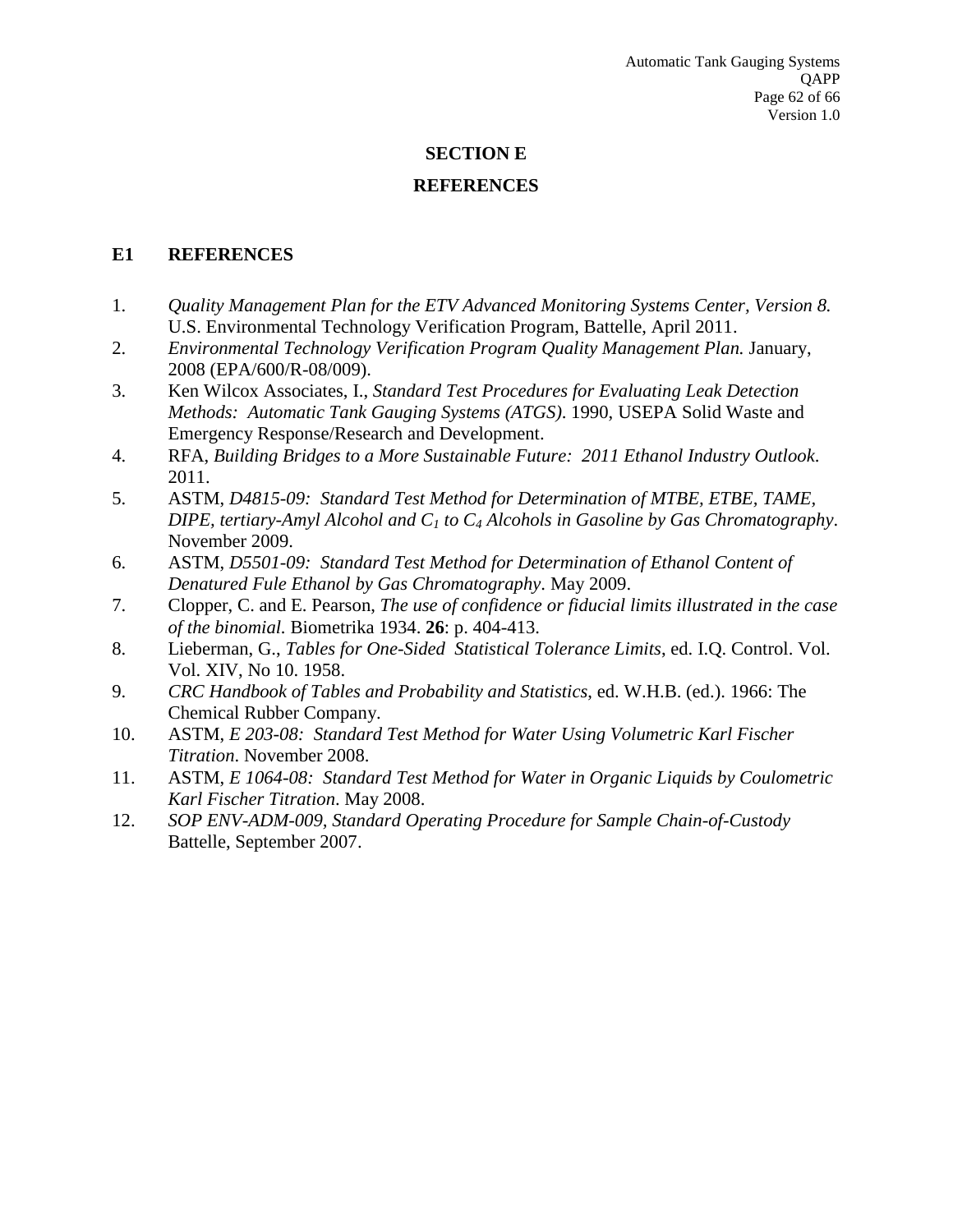# SECTION E

# REFERENCES

## E1 REFERENCES

1. *Quality Management Plan for the ETV Advanced Monitoring Systems Center, Version 8.* U.S. Environmental Technology Verification Program, Battelle, April 2011.
2. *Environmental Technology Verification Program Quality Management Plan.* January, 2008 (EPA/600/R-08/009).
3. Ken Wilcox Associates, I., *Standard Test Procedures for Evaluating Leak Detection Methods: Automatic Tank Gauging Systems (ATGS)*. 1990, USEPA Solid Waste and Emergency Response/Research and Development.
4. RFA, *Building Bridges to a More Sustainable Future: 2011 Ethanol Industry Outlook*. 2011.
5. ASTM, *D4815-09: Standard Test Method for Determination of MTBE, ETBE, TAME, DIPE, tertiary-Amyl Alcohol and $C_1$ to $C_4$ Alcohols in Gasoline by Gas Chromatography*. November 2009.
6. ASTM, *D5501-09: Standard Test Method for Determination of Ethanol Content of Denatured Fule Ethanol by Gas Chromatography*. May 2009.
7. Clopper, C. and E. Pearson, *The use of confidence or fiducial limits illustrated in the case of the binomial*. Biometrika 1934. **26**: p. 404-413.
8. Lieberman, G., *Tables for One-Sided Statistical Tolerance Limits*, ed. I.Q. Control. Vol. Vol. XIV, No 10. 1958.
9. *CRC Handbook of Tables and Probability and Statistics*, ed. W.H.B. (ed.). 1966: The Chemical Rubber Company.
10. ASTM, *E 203-08: Standard Test Method for Water Using Volumetric Karl Fischer Titration*. November 2008.
11. ASTM, *E 1064-08: Standard Test Method for Water in Organic Liquids by Coulometric Karl Fischer Titration*. May 2008.
12. *SOP ENV-ADM-009, Standard Operating Procedure for Sample Chain-of-Custody* Battelle, September 2007.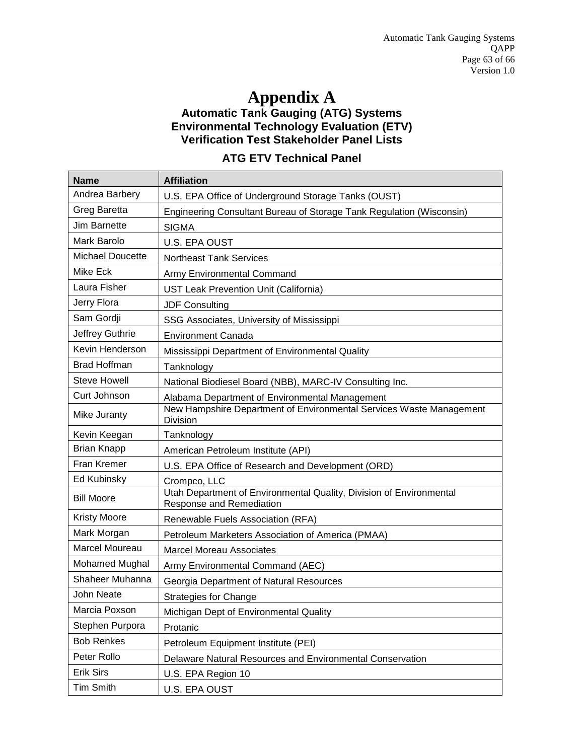# Appendix A

### Automatic Tank Gauging (ATG) Systems Environmental Technology Evaluation (ETV) Verification Test Stakeholder Panel Lists

### ATG ETV Technical Panel

| Name | Affiliation |
|---|---|
| Andrea Barbery | U.S. EPA Office of Underground Storage Tanks (OUST) |
| Greg Baretta | Engineering Consultant Bureau of Storage Tank Regulation (Wisconsin) |
| Jim Barnette | SIGMA |
| Mark Barolo | U.S. EPA OUST |
| Michael Doucette | Northeast Tank Services |
| Mike Eck | Army Environmental Command |
| Laura Fisher | UST Leak Prevention Unit (California) |
| Jerry Flora | JDF Consulting |
| Sam Gordji | SSG Associates, University of Mississippi |
| Jeffrey Guthrie | Environment Canada |
| Kevin Henderson | Mississippi Department of Environmental Quality |
| Brad Hoffman | Tanknology |
| Steve Howell | National Biodiesel Board (NBB), MARC-IV Consulting Inc. |
| Curt Johnson | Alabama Department of Environmental Management |
| Mike Juranty | New Hampshire Department of Environmental Services Waste Management Division |
| Kevin Keegan | Tanknology |
| Brian Knapp | American Petroleum Institute (API) |
| Fran Kremer | U.S. EPA Office of Research and Development (ORD) |
| Ed Kubinsky | Crompco, LLC |
| Bill Moore | Utah Department of Environmental Quality, Division of Environmental Response and Remediation |
| Kristy Moore | Renewable Fuels Association (RFA) |
| Mark Morgan | Petroleum Marketers Association of America (PMAA) |
| Marcel Moureau | Marcel Moreau Associates |
| Mohamed Mughal | Army Environmental Command (AEC) |
| Shaheer Muhanna | Georgia Department of Natural Resources |
| John Neate | Strategies for Change |
| Marcia Poxson | Michigan Dept of Environmental Quality |
| Stephen Purpora | Protanic |
| Bob Renkes | Petroleum Equipment Institute (PEI) |
| Peter Rollo | Delaware Natural Resources and Environmental Conservation |
| Erik Sirs | U.S. EPA Region 10 |
| Tim Smith | U.S. EPA OUST |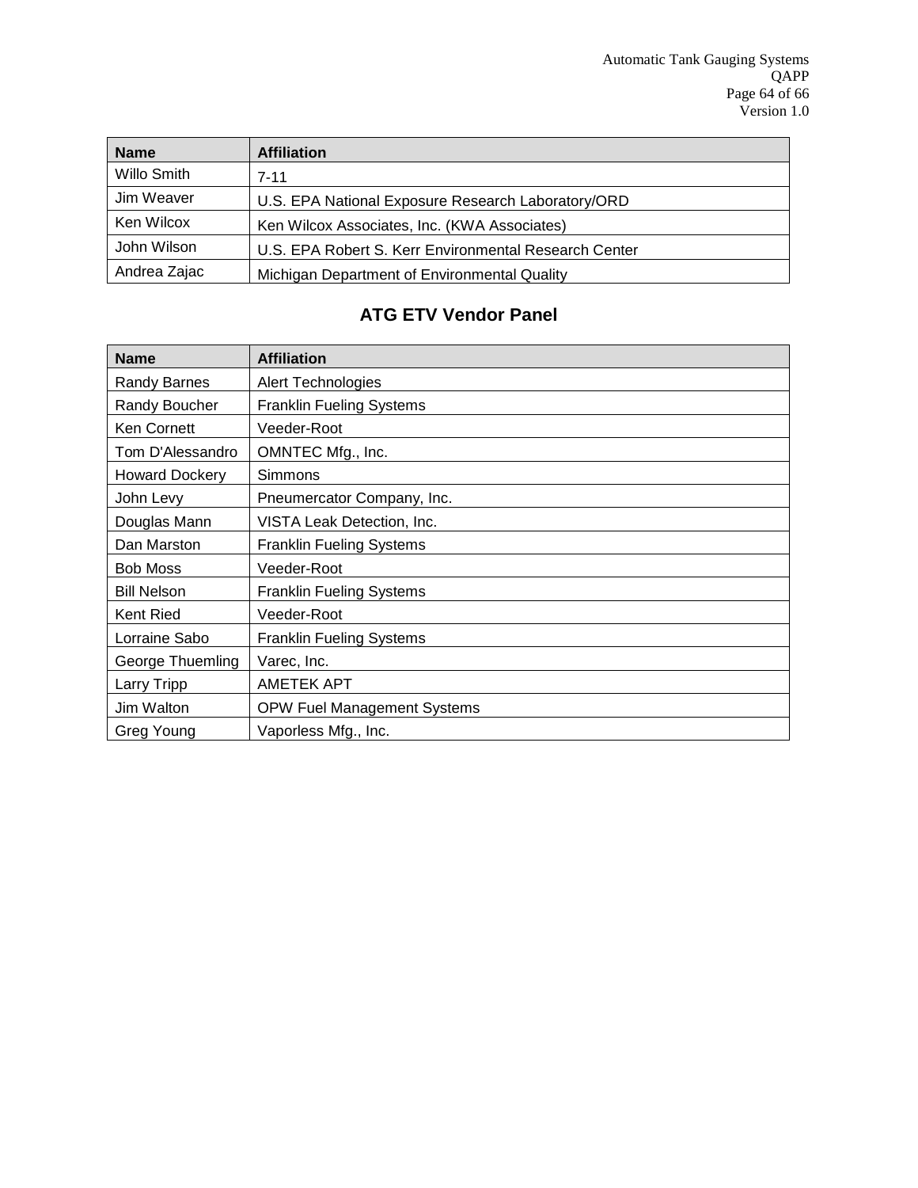| Name | Affiliation |
|---|---|
| Willo Smith | 7-11 |
| Jim Weaver | U.S. EPA National Exposure Research Laboratory/ORD |
| Ken Wilcox | Ken Wilcox Associates, Inc. (KWA Associates) |
| John Wilson | U.S. EPA Robert S. Kerr Environmental Research Center |
| Andrea Zajac | Michigan Department of Environmental Quality |

## ATG ETV Vendor Panel

| Name | Affiliation |
|---|---|
| Randy Barnes | Alert Technologies |
| Randy Boucher | Franklin Fueling Systems |
| Ken Cornett | Veeder-Root |
| Tom D'Alessandro | OMNTEC Mfg., Inc. |
| Howard Dockery | Simmons |
| John Levy | Pneumercator Company, Inc. |
| Douglas Mann | VISTA Leak Detection, Inc. |
| Dan Marston | Franklin Fueling Systems |
| Bob Moss | Veeder-Root |
| Bill Nelson | Franklin Fueling Systems |
| Kent Ried | Veeder-Root |
| Lorraine Sabo | Franklin Fueling Systems |
| George Thuemling | Varec, Inc. |
| Larry Tripp | AMETEK APT |
| Jim Walton | OPW Fuel Management Systems |
| Greg Young | Vaporless Mfg., Inc. |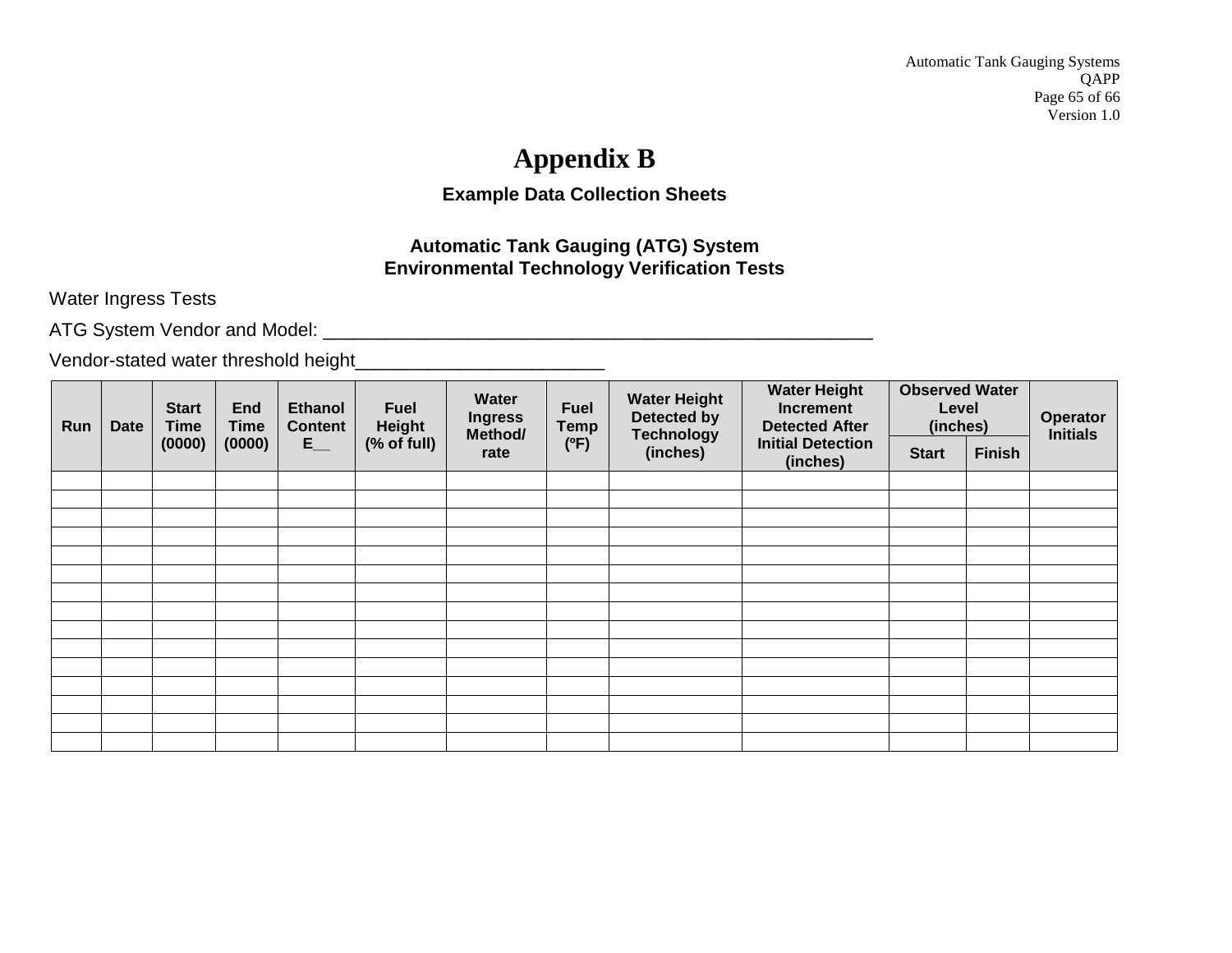# Appendix B

### Example Data Collection Sheets

**Automatic Tank Gauging (ATG) System**
**Environmental Technology Verification Tests**

Water Ingress Tests

ATG System Vendor and Model: _______________________________________________________

Vendor-stated water threshold height________________________

| Run | Date | Start Time (0000) | End Time (0000) | Ethanol Content E__ | Fuel Height (% of full) | Water Ingress Method/ rate | Fuel Temp (ºF) | Water Height Detected by Technology (inches) | Water Height Increment Detected After Initial Detection (inches) | Observed Water Level (inches) | | Operator Initials |
|---|---|---|---|---|---|---|---|---|---|---|---|---|
| | | | | | | | | | | Start | Finish | |
| | | | | | | | | | | | | |
| | | | | | | | | | | | | |
| | | | | | | | | | | | | |
| | | | | | | | | | | | | |
| | | | | | | | | | | | | |
| | | | | | | | | | | | | |
| | | | | | | | | | | | | |
| | | | | | | | | | | | | |
| | | | | | | | | | | | | |
| | | | | | | | | | | | | |
| | | | | | | | | | | | | |
| | | | | | | | | | | | | |
| | | | | | | | | | | | | |
| | | | | | | | | | | | | |
| | | | | | | | | | | | | |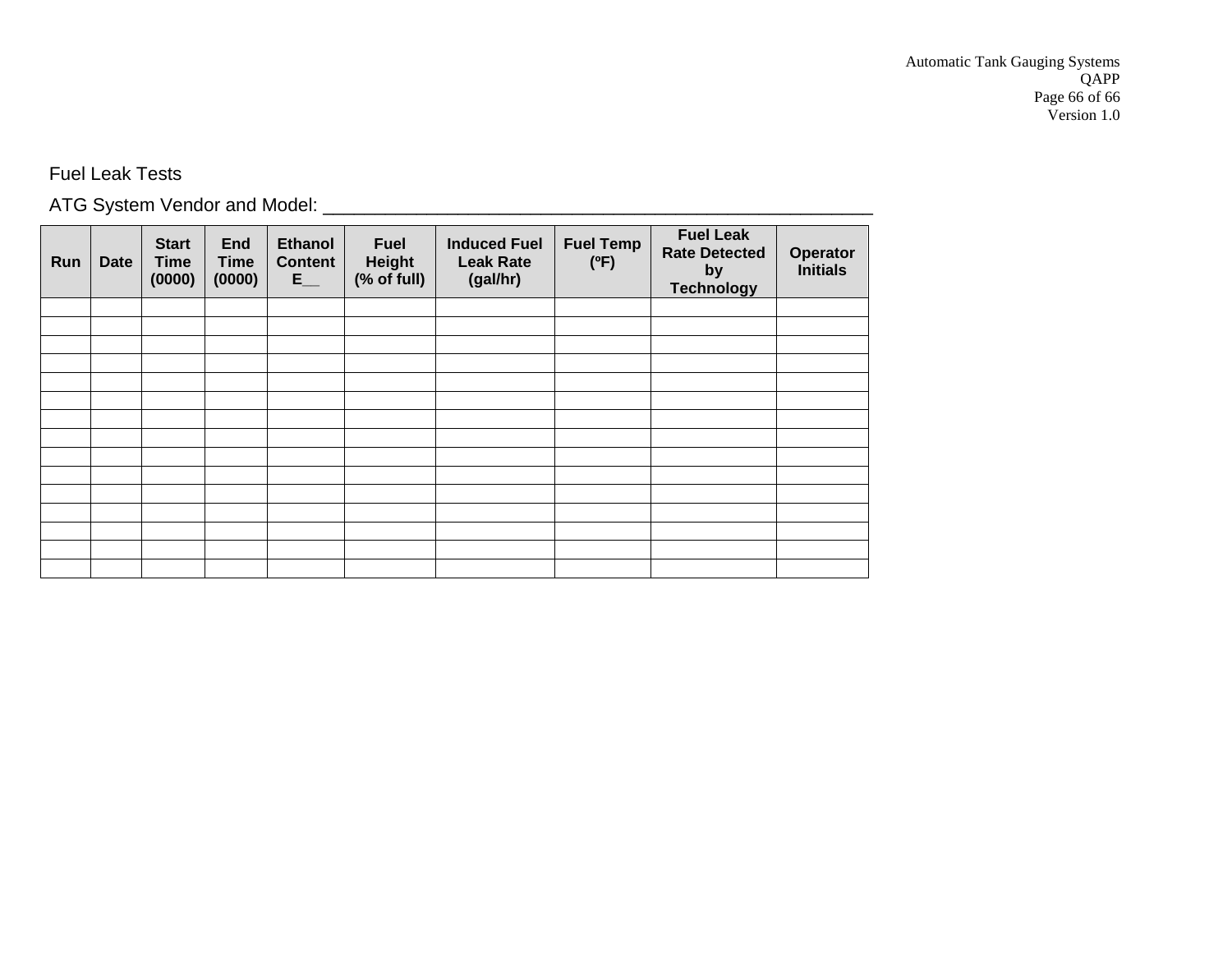Fuel Leak Tests

ATG System Vendor and Model: ______________________________________________________

| Run | Date | Start Time (0000) | End Time (0000) | Ethanol Content E__ | Fuel Height (% of full) | Induced Fuel Leak Rate (gal/hr) | Fuel Temp (ºF) | Fuel Leak Rate Detected by Technology | Operator Initials |
|---|---|---|---|---|---|---|---|---|---|
| | | | | | | | | | |
| | | | | | | | | | |
| | | | | | | | | | |
| | | | | | | | | | |
| | | | | | | | | | |
| | | | | | | | | | |
| | | | | | | | | | |
| | | | | | | | | | |
| | | | | | | | | | |
| | | | | | | | | | |
| | | | | | | | | | |
| | | | | | | | | | |
| | | | | | | | | | |
| | | | | | | | | | |
| | | | | | | | | | |